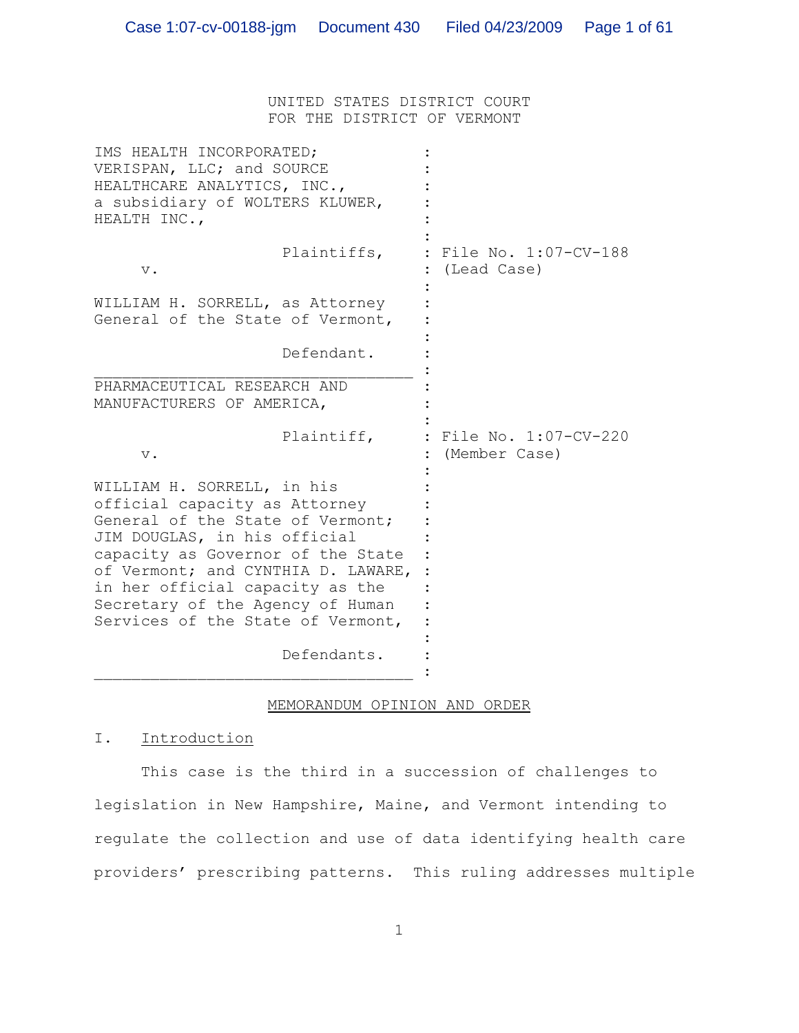UNITED STATES DISTRICT COURT
FOR THE DISTRICT OF VERMONT

| | |
|---|---|
| IMS HEALTH INCORPORATED; VERISPAN, LLC; and SOURCE HEALTHCARE ANALYTICS, INC., a subsidiary of WOLTERS KLUWER, HEALTH INC., | |
| Plaintiffs, | File No. 1:07-CV-188 (Lead Case) |
| v. | |
| WILLIAM H. SORRELL, as Attorney General of the State of Vermont, | |
| Defendant. | |
| PHARMACEUTICAL RESEARCH AND MANUFACTURERS OF AMERICA, | |
| Plaintiff, | File No. 1:07-CV-220 (Member Case) |
| v. | |
| WILLIAM H. SORRELL, in his official capacity as Attorney General of the State of Vermont; JIM DOUGLAS, in his official capacity as Governor of the State of Vermont; and CYNTHIA D. LAWARE, in her official capacity as the Secretary of the Agency of Human Services of the State of Vermont, | |
| Defendants. | |

MEMORANDUM OPINION AND ORDER

## I. Introduction

This case is the third in a succession of challenges to legislation in New Hampshire, Maine, and Vermont intending to regulate the collection and use of data identifying health care providers' prescribing patterns. This ruling addresses multiple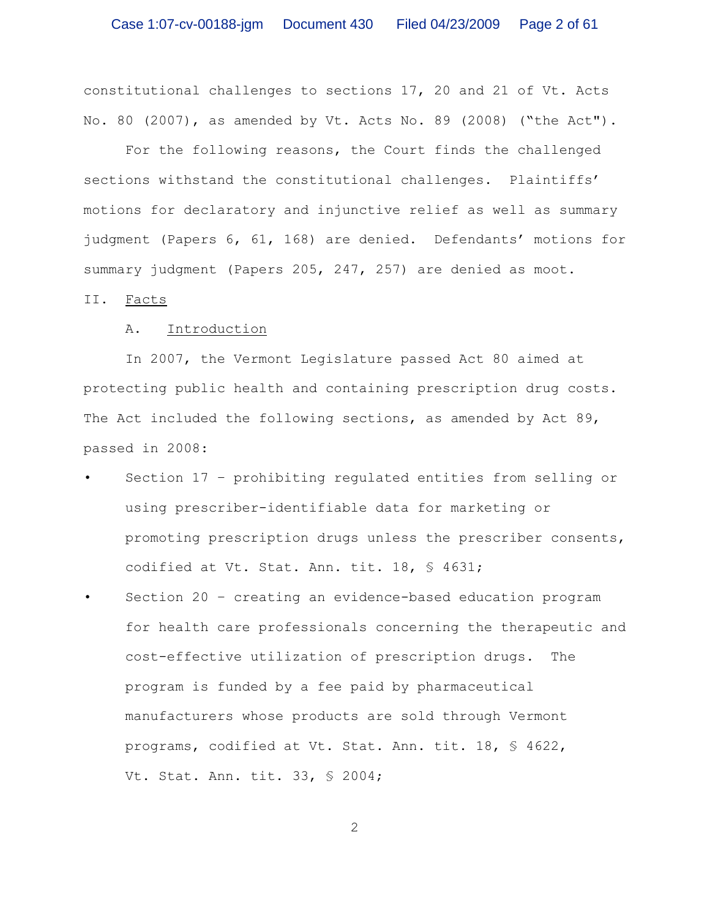constitutional challenges to sections 17, 20 and 21 of Vt. Acts No. 80 (2007), as amended by Vt. Acts No. 89 (2008) ("the Act").

For the following reasons, the Court finds the challenged sections withstand the constitutional challenges. Plaintiffs' motions for declaratory and injunctive relief as well as summary judgment (Papers 6, 61, 168) are denied. Defendants' motions for summary judgment (Papers 205, 247, 257) are denied as moot.

## II. Facts

### A. Introduction

In 2007, the Vermont Legislature passed Act 80 aimed at protecting public health and containing prescription drug costs. The Act included the following sections, as amended by Act 89, passed in 2008:

- Section 17 – prohibiting regulated entities from selling or using prescriber-identifiable data for marketing or promoting prescription drugs unless the prescriber consents, codified at Vt. Stat. Ann. tit. 18, § 4631;
- Section 20 – creating an evidence-based education program for health care professionals concerning the therapeutic and cost-effective utilization of prescription drugs. The program is funded by a fee paid by pharmaceutical manufacturers whose products are sold through Vermont programs, codified at Vt. Stat. Ann. tit. 18, § 4622, Vt. Stat. Ann. tit. 33, § 2004;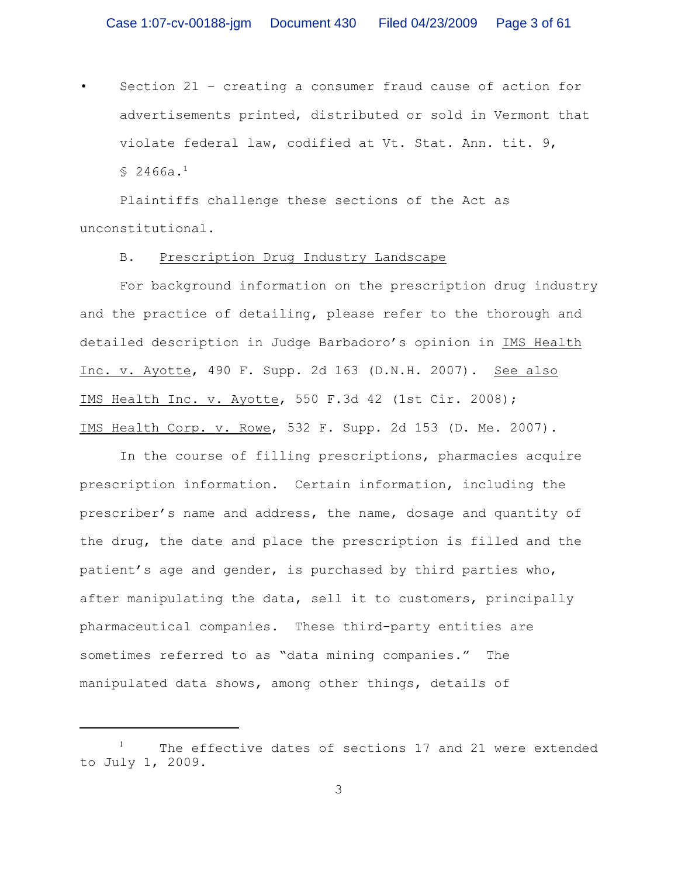- Section 21 – creating a consumer fraud cause of action for advertisements printed, distributed or sold in Vermont that violate federal law, codified at Vt. Stat. Ann. tit. 9, § 2466a.[1]

Plaintiffs challenge these sections of the Act as unconstitutional.

B. Prescription Drug Industry Landscape

For background information on the prescription drug industry and the practice of detailing, please refer to the thorough and detailed description in Judge Barbadoro's opinion in IMS Health Inc. v. Ayotte, 490 F. Supp. 2d 163 (D.N.H. 2007). See also IMS Health Inc. v. Ayotte, 550 F.3d 42 (1st Cir. 2008); IMS Health Corp. v. Rowe, 532 F. Supp. 2d 153 (D. Me. 2007).

In the course of filling prescriptions, pharmacies acquire prescription information. Certain information, including the prescriber's name and address, the name, dosage and quantity of the drug, the date and place the prescription is filled and the patient's age and gender, is purchased by third parties who, after manipulating the data, sell it to customers, principally pharmaceutical companies. These third-party entities are sometimes referred to as "data mining companies." The manipulated data shows, among other things, details of

---

[1] The effective dates of sections 17 and 21 were extended to July 1, 2009.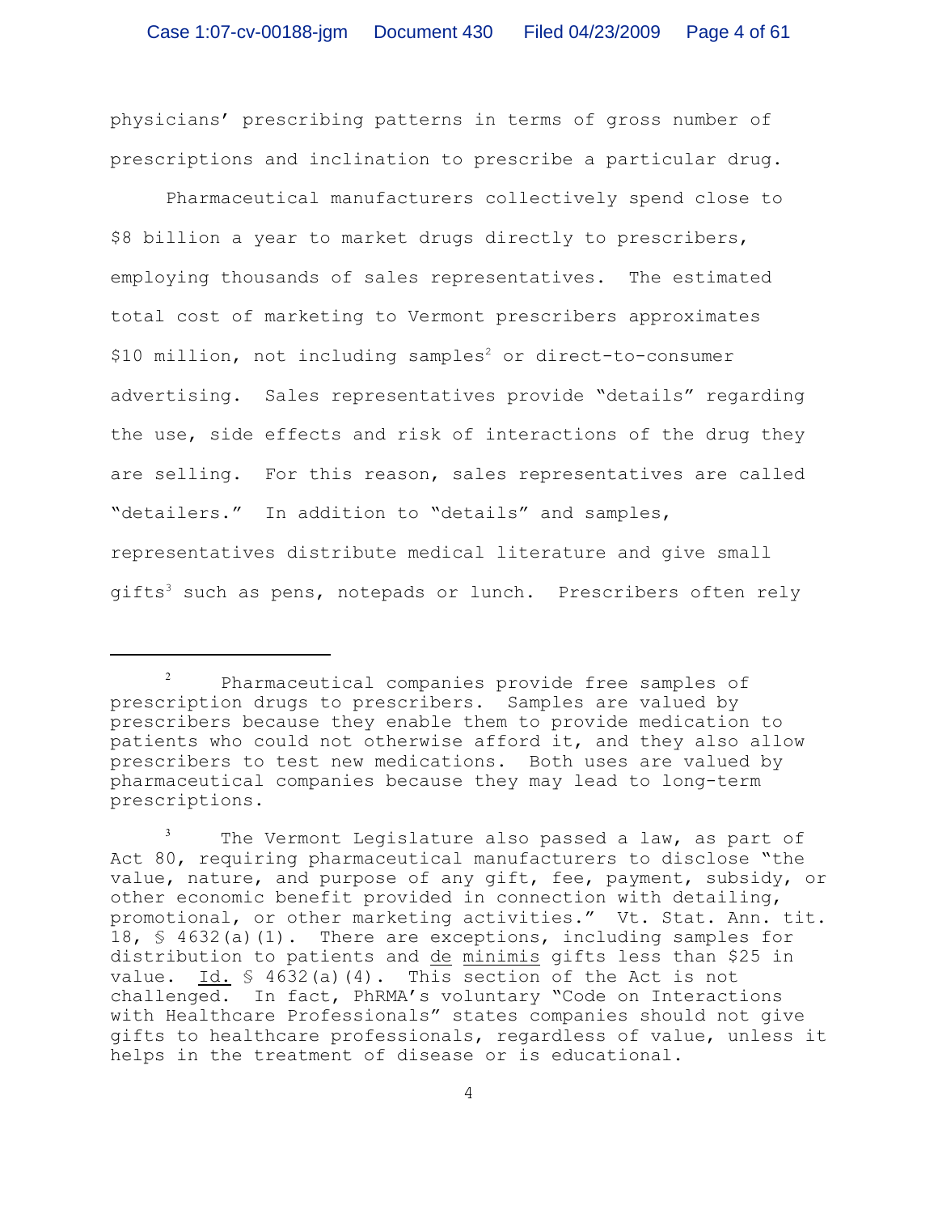physicians' prescribing patterns in terms of gross number of prescriptions and inclination to prescribe a particular drug.

Pharmaceutical manufacturers collectively spend close to $8 billion a year to market drugs directly to prescribers, employing thousands of sales representatives. The estimated total cost of marketing to Vermont prescribers approximates $10 million, not including samples[2] or direct-to-consumer advertising. Sales representatives provide "details" regarding the use, side effects and risk of interactions of the drug they are selling. For this reason, sales representatives are called "detailers." In addition to "details" and samples, representatives distribute medical literature and give small gifts[3] such as pens, notepads or lunch. Prescribers often rely

---

[2] Pharmaceutical companies provide free samples of prescription drugs to prescribers. Samples are valued by prescribers because they enable them to provide medication to patients who could not otherwise afford it, and they also allow prescribers to test new medications. Both uses are valued by pharmaceutical companies because they may lead to long-term prescriptions.

[3] The Vermont Legislature also passed a law, as part of Act 80, requiring pharmaceutical manufacturers to disclose "the value, nature, and purpose of any gift, fee, payment, subsidy, or other economic benefit provided in connection with detailing, promotional, or other marketing activities." Vt. Stat. Ann. tit. 18, § 4632(a)(1). There are exceptions, including samples for distribution to patients and <u>de minimis</u> gifts less than $25 in value. <u>Id.</u> § 4632(a)(4). This section of the Act is not challenged. In fact, PhRMA's voluntary "Code on Interactions with Healthcare Professionals" states companies should not give gifts to healthcare professionals, regardless of value, unless it helps in the treatment of disease or is educational.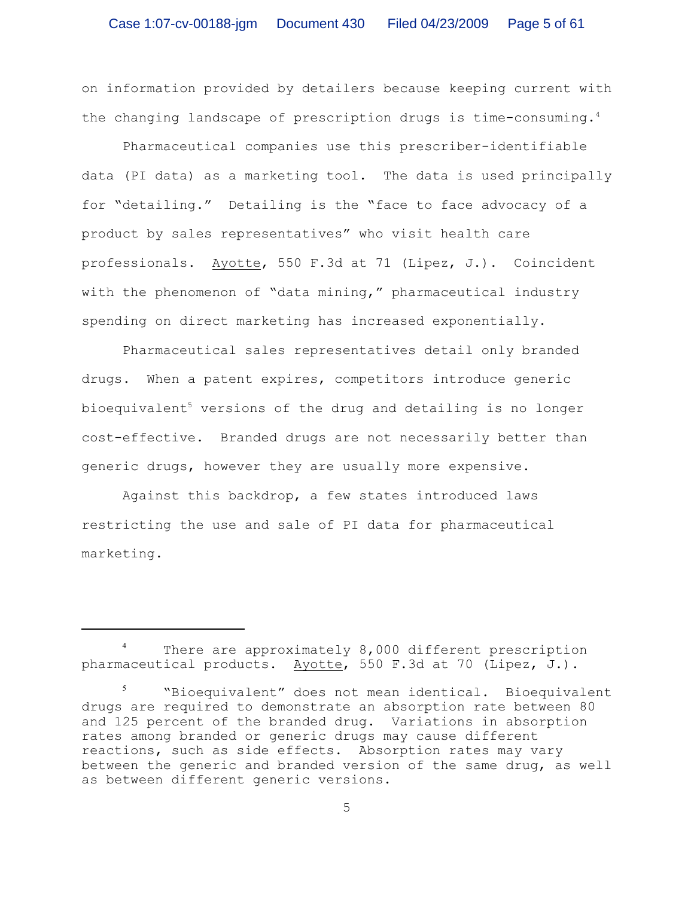on information provided by detailers because keeping current with the changing landscape of prescription drugs is time-consuming.[4]

Pharmaceutical companies use this prescriber-identifiable data (PI data) as a marketing tool. The data is used principally for "detailing." Detailing is the "face to face advocacy of a product by sales representatives" who visit health care professionals. Ayotte, 550 F.3d at 71 (Lipez, J.). Coincident with the phenomenon of "data mining," pharmaceutical industry spending on direct marketing has increased exponentially.

Pharmaceutical sales representatives detail only branded drugs. When a patent expires, competitors introduce generic bioequivalent[5] versions of the drug and detailing is no longer cost-effective. Branded drugs are not necessarily better than generic drugs, however they are usually more expensive.

Against this backdrop, a few states introduced laws restricting the use and sale of PI data for pharmaceutical marketing.

---

[4] There are approximately 8,000 different prescription pharmaceutical products. Ayotte, 550 F.3d at 70 (Lipez, J.).

[5] "Bioequivalent" does not mean identical. Bioequivalent drugs are required to demonstrate an absorption rate between 80 and 125 percent of the branded drug. Variations in absorption rates among branded or generic drugs may cause different reactions, such as side effects. Absorption rates may vary between the generic and branded version of the same drug, as well as between different generic versions.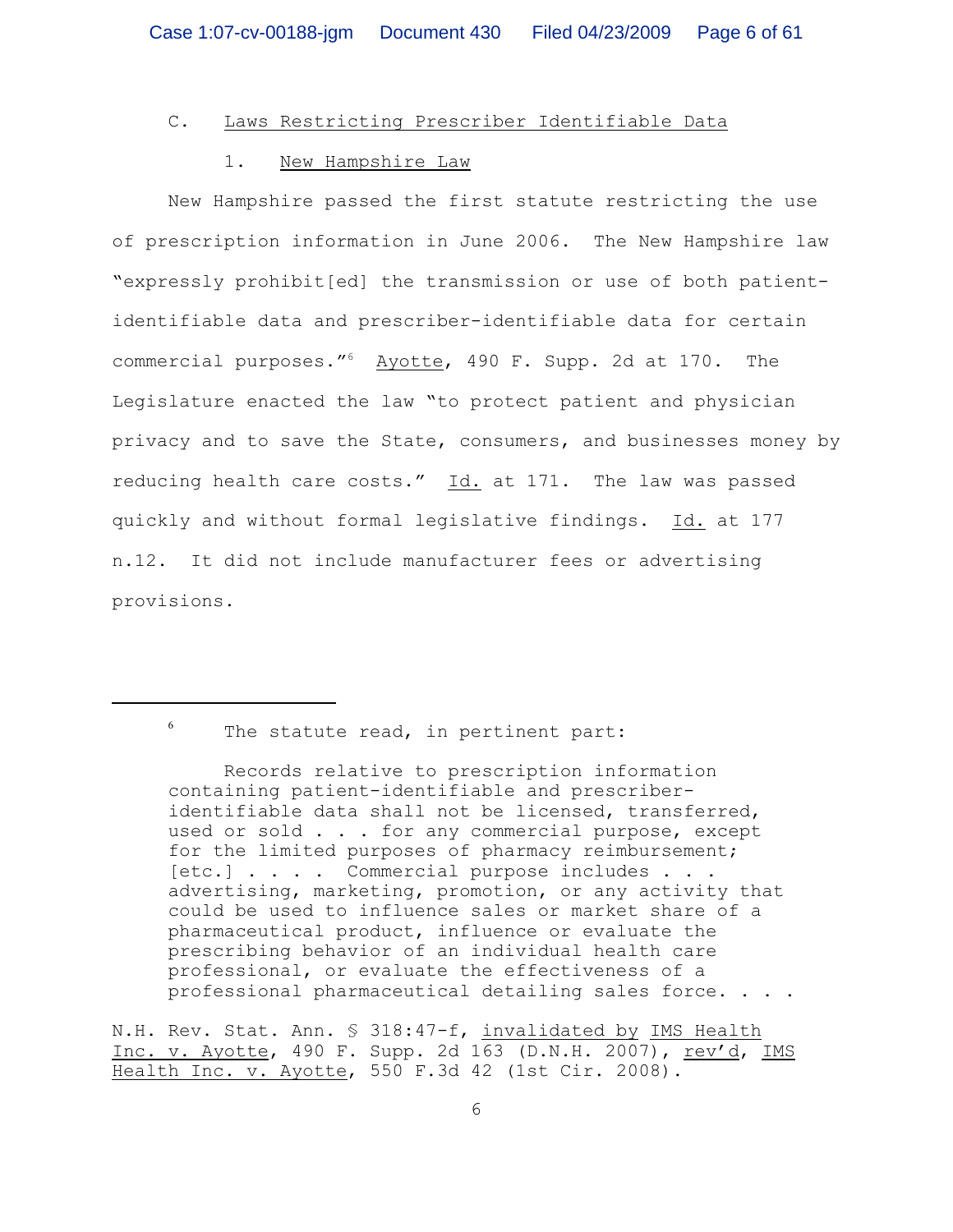### C. Laws Restricting Prescriber Identifiable Data

#### 1. New Hampshire Law

New Hampshire passed the first statute restricting the use of prescription information in June 2006. The New Hampshire law "expressly prohibit[ed] the transmission or use of both patient-identifiable data and prescriber-identifiable data for certain commercial purposes."[6] Ayotte, 490 F. Supp. 2d at 170. The Legislature enacted the law "to protect patient and physician privacy and to save the State, consumers, and businesses money by reducing health care costs." Id. at 171. The law was passed quickly and without formal legislative findings. Id. at 177 n.12. It did not include manufacturer fees or advertising provisions.

---

[6] The statute read, in pertinent part:

> Records relative to prescription information containing patient-identifiable and prescriber-identifiable data shall not be licensed, transferred, used or sold . . . for any commercial purpose, except for the limited purposes of pharmacy reimbursement; [etc.] . . . . Commercial purpose includes . . . advertising, marketing, promotion, or any activity that could be used to influence sales or market share of a pharmaceutical product, influence or evaluate the prescribing behavior of an individual health care professional, or evaluate the effectiveness of a professional pharmaceutical detailing sales force. . . .

N.H. Rev. Stat. Ann. § 318:47-f, invalidated by IMS Health Inc. v. Ayotte, 490 F. Supp. 2d 163 (D.N.H. 2007), rev'd, IMS Health Inc. v. Ayotte, 550 F.3d 42 (1st Cir. 2008).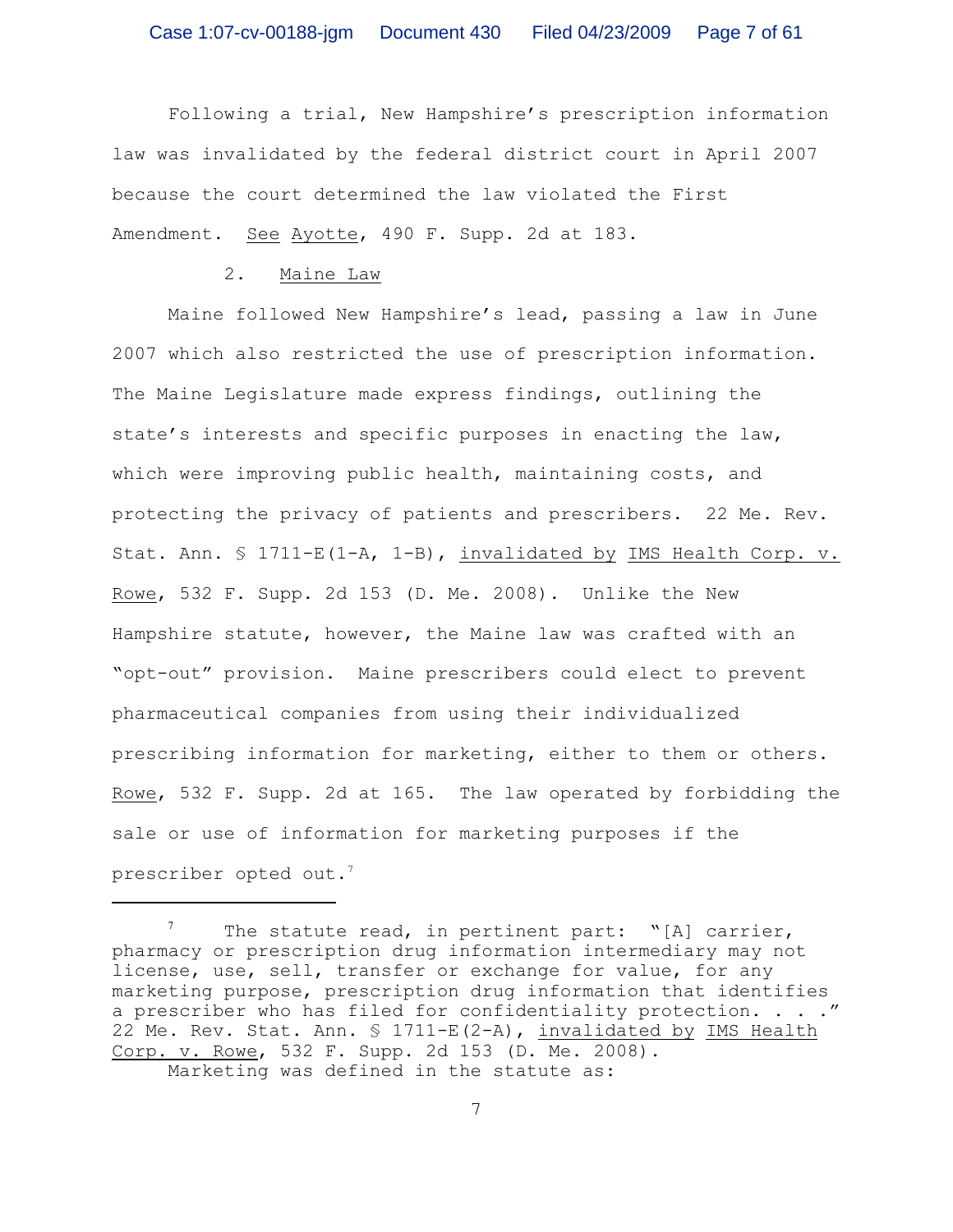Following a trial, New Hampshire's prescription information law was invalidated by the federal district court in April 2007 because the court determined the law violated the First Amendment. See Ayotte, 490 F. Supp. 2d at 183.

2. Maine Law

Maine followed New Hampshire's lead, passing a law in June 2007 which also restricted the use of prescription information. The Maine Legislature made express findings, outlining the state's interests and specific purposes in enacting the law, which were improving public health, maintaining costs, and protecting the privacy of patients and prescribers. 22 Me. Rev. Stat. Ann. § 1711-E(1-A, 1-B), invalidated by IMS Health Corp. v. Rowe, 532 F. Supp. 2d 153 (D. Me. 2008). Unlike the New Hampshire statute, however, the Maine law was crafted with an "opt-out" provision. Maine prescribers could elect to prevent pharmaceutical companies from using their individualized prescribing information for marketing, either to them or others. Rowe, 532 F. Supp. 2d at 165. The law operated by forbidding the sale or use of information for marketing purposes if the prescriber opted out.[7]

---

[7] The statute read, in pertinent part: "[A] carrier, pharmacy or prescription drug information intermediary may not license, use, sell, transfer or exchange for value, for any marketing purpose, prescription drug information that identifies a prescriber who has filed for confidentiality protection. . . ." 22 Me. Rev. Stat. Ann. § 1711-E(2-A), invalidated by IMS Health Corp. v. Rowe, 532 F. Supp. 2d 153 (D. Me. 2008).

Marketing was defined in the statute as: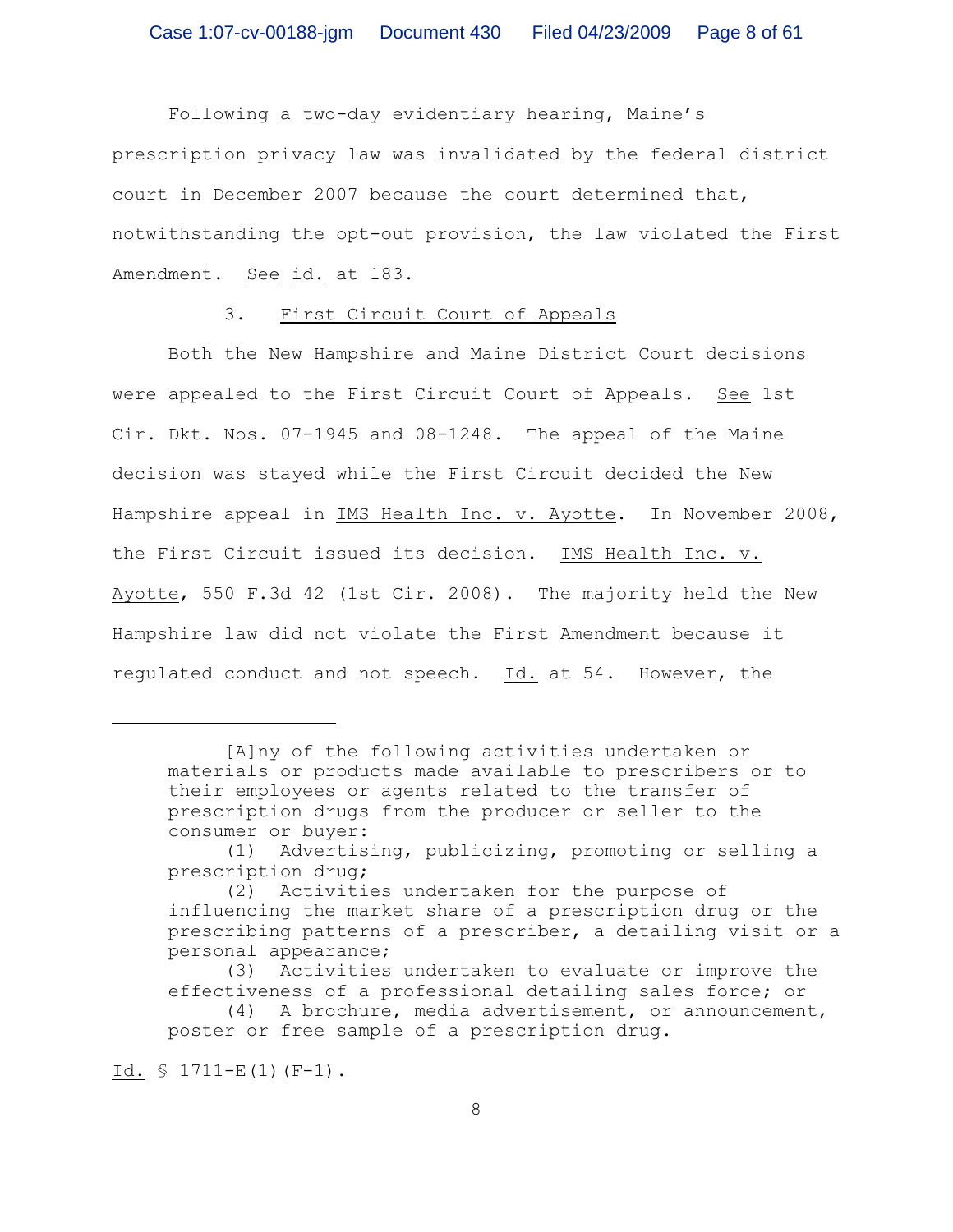Following a two-day evidentiary hearing, Maine's prescription privacy law was invalidated by the federal district court in December 2007 because the court determined that, notwithstanding the opt-out provision, the law violated the First Amendment. See id. at 183.

### 3. First Circuit Court of Appeals

Both the New Hampshire and Maine District Court decisions were appealed to the First Circuit Court of Appeals. See 1st Cir. Dkt. Nos. 07-1945 and 08-1248. The appeal of the Maine decision was stayed while the First Circuit decided the New Hampshire appeal in IMS Health Inc. v. Ayotte. In November 2008, the First Circuit issued its decision. IMS Health Inc. v. Ayotte, 550 F.3d 42 (1st Cir. 2008). The majority held the New Hampshire law did not violate the First Amendment because it regulated conduct and not speech. Id. at 54. However, the

---

> [A]ny of the following activities undertaken or materials or products made available to prescribers or to their employees or agents related to the transfer of prescription drugs from the producer or seller to the consumer or buyer:
>
> (1) Advertising, publicizing, promoting or selling a prescription drug;
>
> (2) Activities undertaken for the purpose of influencing the market share of a prescription drug or the prescribing patterns of a prescriber, a detailing visit or a personal appearance;
>
> (3) Activities undertaken to evaluate or improve the effectiveness of a professional detailing sales force; or
>
> (4) A brochure, media advertisement, or announcement, poster or free sample of a prescription drug.

Id. § 1711-E(1)(F-1).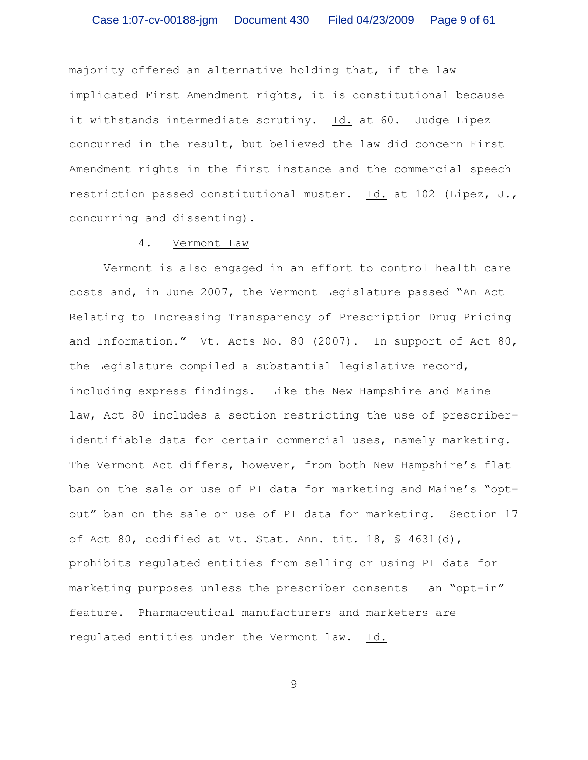majority offered an alternative holding that, if the law implicated First Amendment rights, it is constitutional because it withstands intermediate scrutiny. Id. at 60. Judge Lipez concurred in the result, but believed the law did concern First Amendment rights in the first instance and the commercial speech restriction passed constitutional muster. Id. at 102 (Lipez, J., concurring and dissenting).

4. Vermont Law

Vermont is also engaged in an effort to control health care costs and, in June 2007, the Vermont Legislature passed "An Act Relating to Increasing Transparency of Prescription Drug Pricing and Information." Vt. Acts No. 80 (2007). In support of Act 80, the Legislature compiled a substantial legislative record, including express findings. Like the New Hampshire and Maine law, Act 80 includes a section restricting the use of prescriber-identifiable data for certain commercial uses, namely marketing. The Vermont Act differs, however, from both New Hampshire's flat ban on the sale or use of PI data for marketing and Maine's "opt-out" ban on the sale or use of PI data for marketing. Section 17 of Act 80, codified at Vt. Stat. Ann. tit. 18, § 4631(d), prohibits regulated entities from selling or using PI data for marketing purposes unless the prescriber consents – an "opt-in" feature. Pharmaceutical manufacturers and marketers are regulated entities under the Vermont law. Id.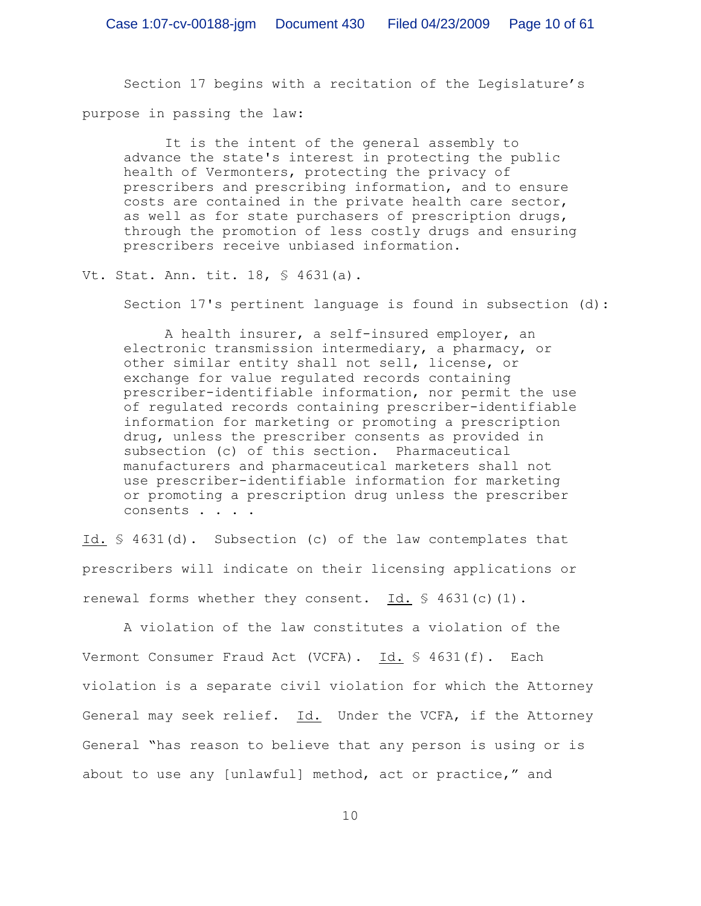Section 17 begins with a recitation of the Legislature's purpose in passing the law:

> It is the intent of the general assembly to advance the state's interest in protecting the public health of Vermonters, protecting the privacy of prescribers and prescribing information, and to ensure costs are contained in the private health care sector, as well as for state purchasers of prescription drugs, through the promotion of less costly drugs and ensuring prescribers receive unbiased information.

Vt. Stat. Ann. tit. 18, § 4631(a).

Section 17's pertinent language is found in subsection (d):

> A health insurer, a self-insured employer, an electronic transmission intermediary, a pharmacy, or other similar entity shall not sell, license, or exchange for value regulated records containing prescriber-identifiable information, nor permit the use of regulated records containing prescriber-identifiable information for marketing or promoting a prescription drug, unless the prescriber consents as provided in subsection (c) of this section. Pharmaceutical manufacturers and pharmaceutical marketers shall not use prescriber-identifiable information for marketing or promoting a prescription drug unless the prescriber consents . . . .

Id. § 4631(d). Subsection (c) of the law contemplates that prescribers will indicate on their licensing applications or renewal forms whether they consent. Id. § 4631(c)(1).

A violation of the law constitutes a violation of the Vermont Consumer Fraud Act (VCFA). Id. § 4631(f). Each violation is a separate civil violation for which the Attorney General may seek relief. Id. Under the VCFA, if the Attorney General "has reason to believe that any person is using or is about to use any [unlawful] method, act or practice," and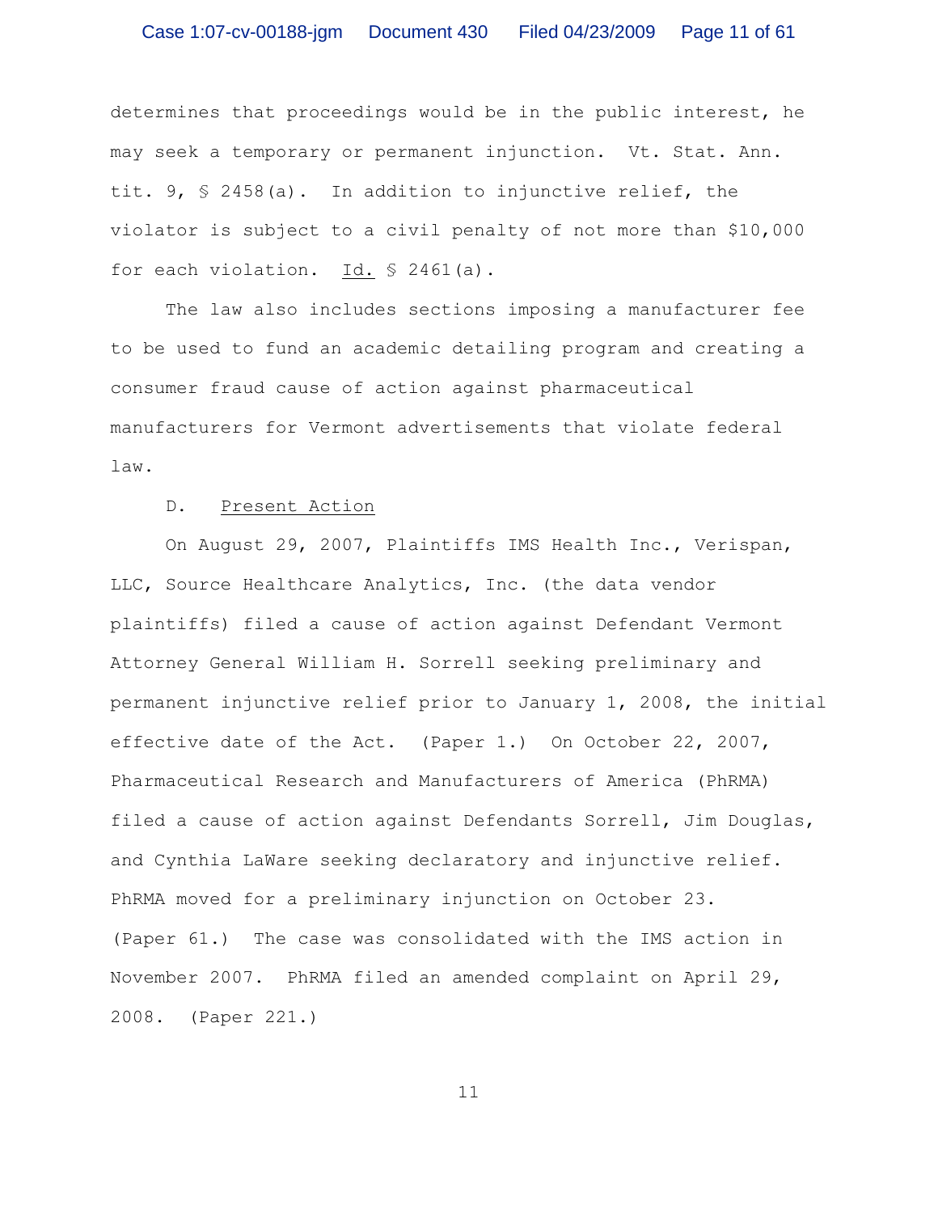determines that proceedings would be in the public interest, he may seek a temporary or permanent injunction. Vt. Stat. Ann. tit. 9, § 2458(a). In addition to injunctive relief, the violator is subject to a civil penalty of not more than $10,000 for each violation. Id. § 2461(a).

The law also includes sections imposing a manufacturer fee to be used to fund an academic detailing program and creating a consumer fraud cause of action against pharmaceutical manufacturers for Vermont advertisements that violate federal law.

D. Present Action

On August 29, 2007, Plaintiffs IMS Health Inc., Verispan, LLC, Source Healthcare Analytics, Inc. (the data vendor plaintiffs) filed a cause of action against Defendant Vermont Attorney General William H. Sorrell seeking preliminary and permanent injunctive relief prior to January 1, 2008, the initial effective date of the Act. (Paper 1.) On October 22, 2007, Pharmaceutical Research and Manufacturers of America (PhRMA) filed a cause of action against Defendants Sorrell, Jim Douglas, and Cynthia LaWare seeking declaratory and injunctive relief. PhRMA moved for a preliminary injunction on October 23. (Paper 61.) The case was consolidated with the IMS action in November 2007. PhRMA filed an amended complaint on April 29, 2008. (Paper 221.)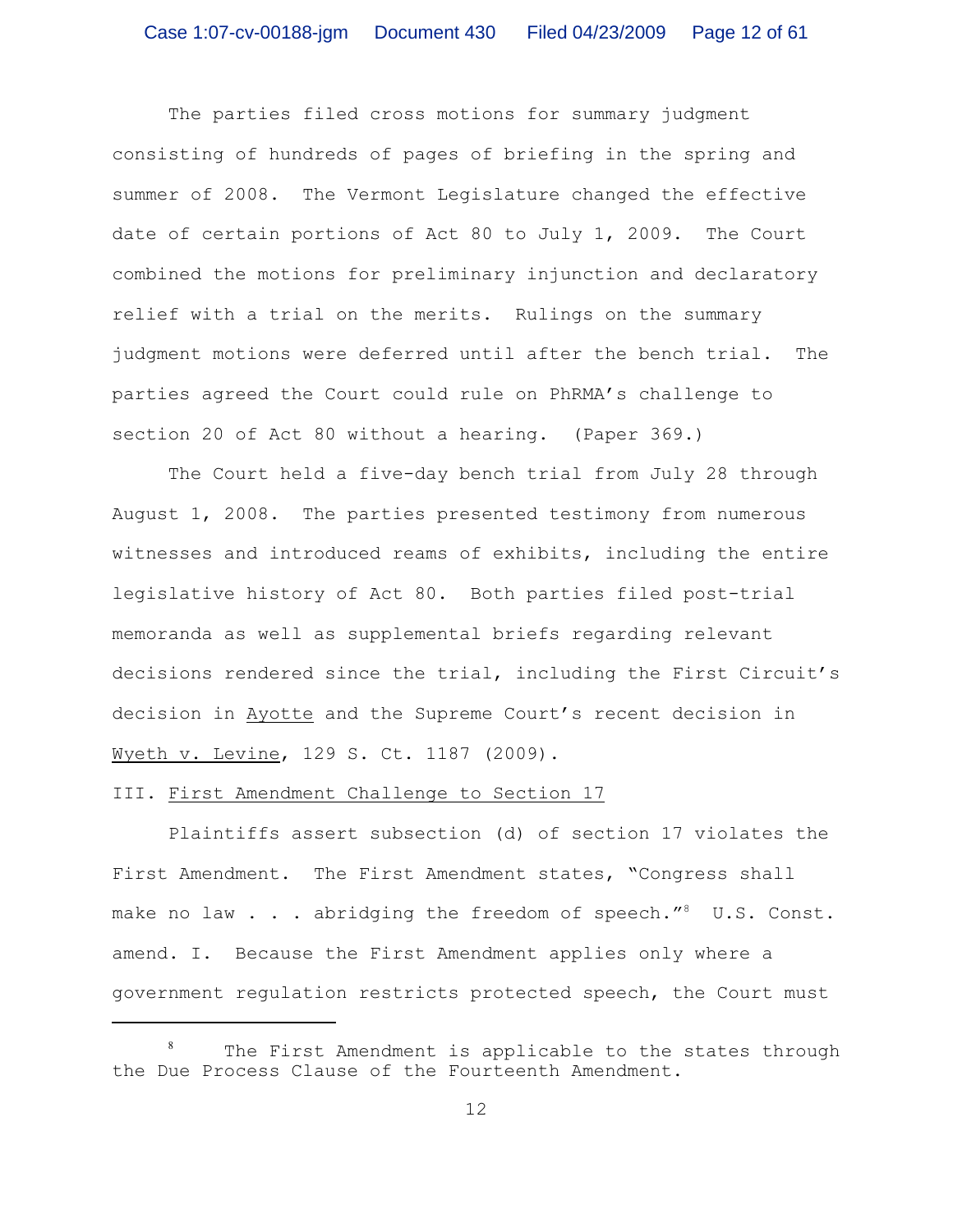The parties filed cross motions for summary judgment consisting of hundreds of pages of briefing in the spring and summer of 2008. The Vermont Legislature changed the effective date of certain portions of Act 80 to July 1, 2009. The Court combined the motions for preliminary injunction and declaratory relief with a trial on the merits. Rulings on the summary judgment motions were deferred until after the bench trial. The parties agreed the Court could rule on PhRMA's challenge to section 20 of Act 80 without a hearing. (Paper 369.)

The Court held a five-day bench trial from July 28 through August 1, 2008. The parties presented testimony from numerous witnesses and introduced reams of exhibits, including the entire legislative history of Act 80. Both parties filed post-trial memoranda as well as supplemental briefs regarding relevant decisions rendered since the trial, including the First Circuit's decision in Ayotte and the Supreme Court's recent decision in Wyeth v. Levine, 129 S. Ct. 1187 (2009).

## III. First Amendment Challenge to Section 17

Plaintiffs assert subsection (d) of section 17 violates the First Amendment. The First Amendment states, "Congress shall make no law . . . abridging the freedom of speech."[8] U.S. Const. amend. I. Because the First Amendment applies only where a government regulation restricts protected speech, the Court must

---

[8] The First Amendment is applicable to the states through the Due Process Clause of the Fourteenth Amendment.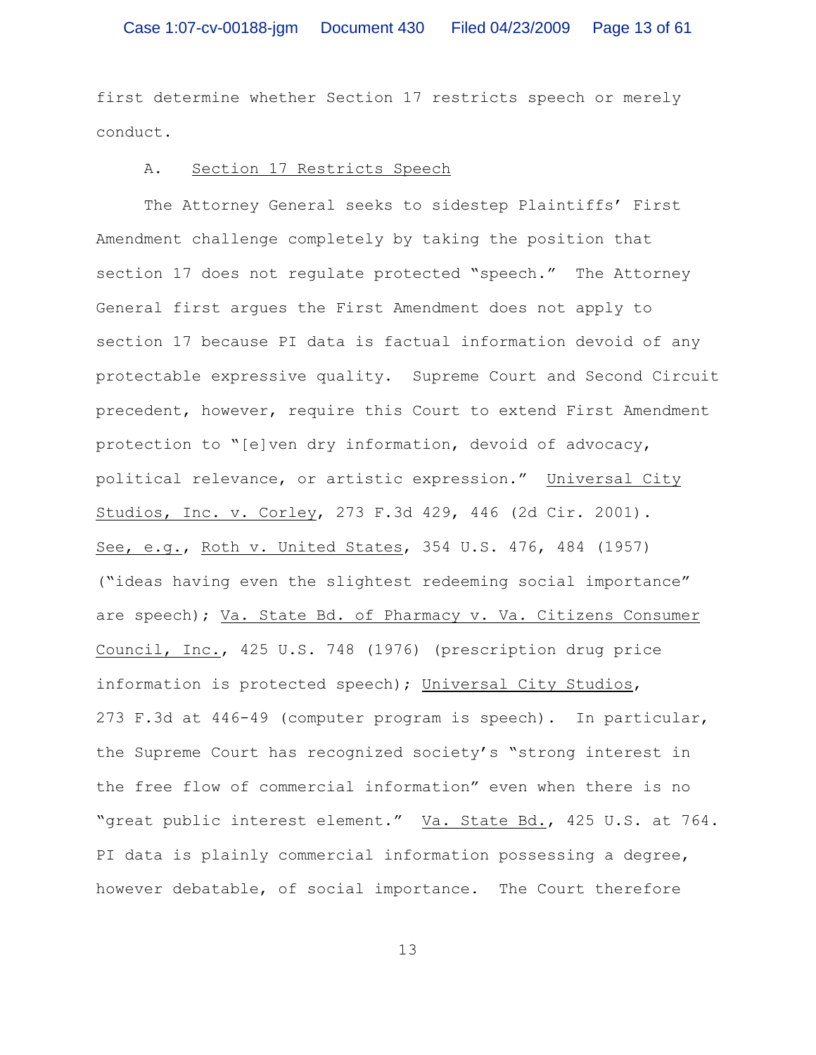first determine whether Section 17 restricts speech or merely conduct.

A. Section 17 Restricts Speech

The Attorney General seeks to sidestep Plaintiffs' First Amendment challenge completely by taking the position that section 17 does not regulate protected "speech." The Attorney General first argues the First Amendment does not apply to section 17 because PI data is factual information devoid of any protectable expressive quality. Supreme Court and Second Circuit precedent, however, require this Court to extend First Amendment protection to "[e]ven dry information, devoid of advocacy, political relevance, or artistic expression." Universal City Studios, Inc. v. Corley, 273 F.3d 429, 446 (2d Cir. 2001). See, e.g., Roth v. United States, 354 U.S. 476, 484 (1957) ("ideas having even the slightest redeeming social importance" are speech); Va. State Bd. of Pharmacy v. Va. Citizens Consumer Council, Inc., 425 U.S. 748 (1976) (prescription drug price information is protected speech); Universal City Studios, 273 F.3d at 446-49 (computer program is speech). In particular, the Supreme Court has recognized society's "strong interest in the free flow of commercial information" even when there is no "great public interest element." Va. State Bd., 425 U.S. at 764. PI data is plainly commercial information possessing a degree, however debatable, of social importance. The Court therefore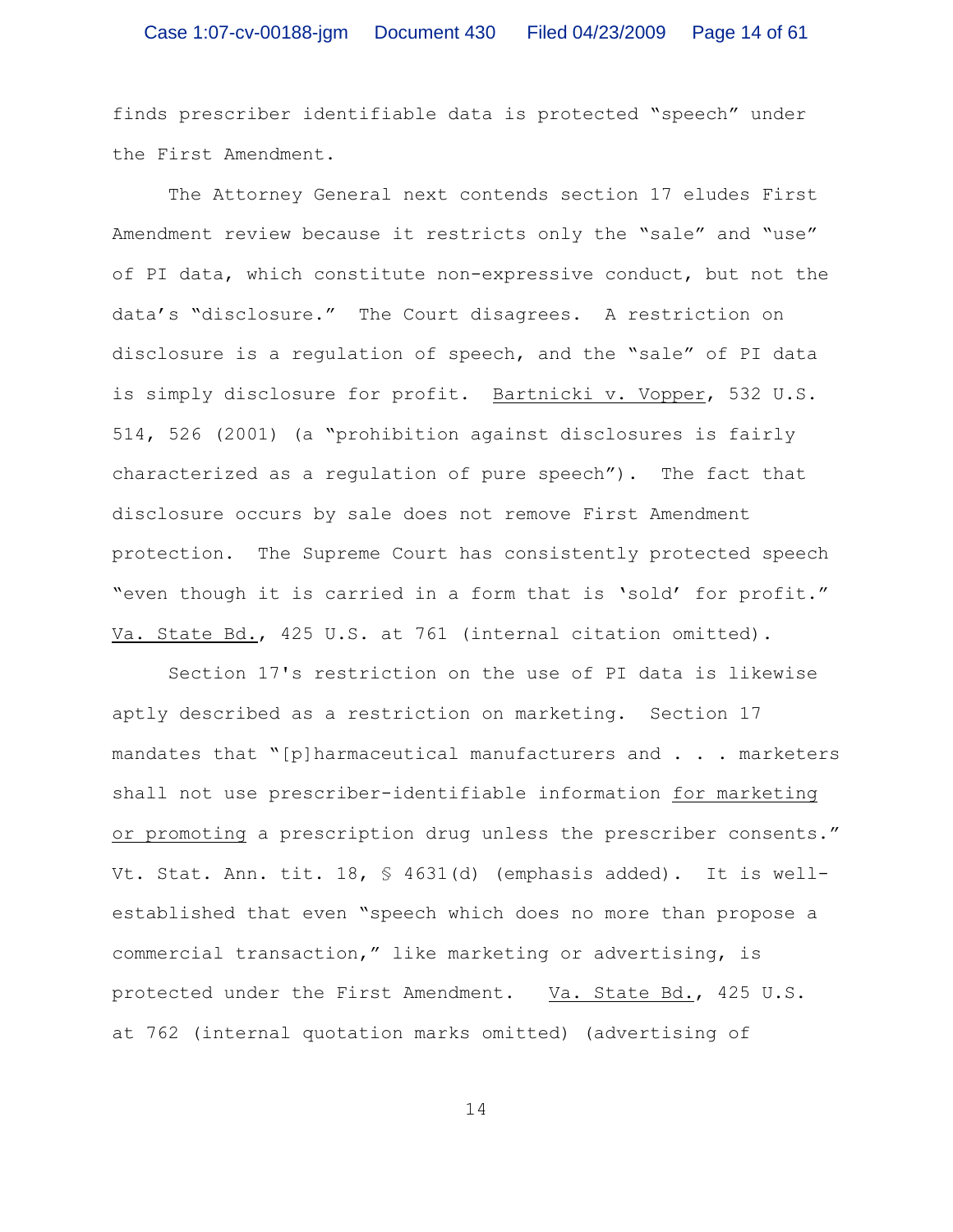finds prescriber identifiable data is protected "speech" under the First Amendment.

The Attorney General next contends section 17 eludes First Amendment review because it restricts only the "sale" and "use" of PI data, which constitute non-expressive conduct, but not the data's "disclosure." The Court disagrees. A restriction on disclosure is a regulation of speech, and the "sale" of PI data is simply disclosure for profit. Bartnicki v. Vopper, 532 U.S. 514, 526 (2001) (a "prohibition against disclosures is fairly characterized as a regulation of pure speech"). The fact that disclosure occurs by sale does not remove First Amendment protection. The Supreme Court has consistently protected speech "even though it is carried in a form that is 'sold' for profit." Va. State Bd., 425 U.S. at 761 (internal citation omitted).

Section 17's restriction on the use of PI data is likewise aptly described as a restriction on marketing. Section 17 mandates that "[p]harmaceutical manufacturers and . . . marketers shall not use prescriber-identifiable information for marketing or promoting a prescription drug unless the prescriber consents." Vt. Stat. Ann. tit. 18, § 4631(d) (emphasis added). It is well-established that even "speech which does no more than propose a commercial transaction," like marketing or advertising, is protected under the First Amendment. Va. State Bd., 425 U.S. at 762 (internal quotation marks omitted) (advertising of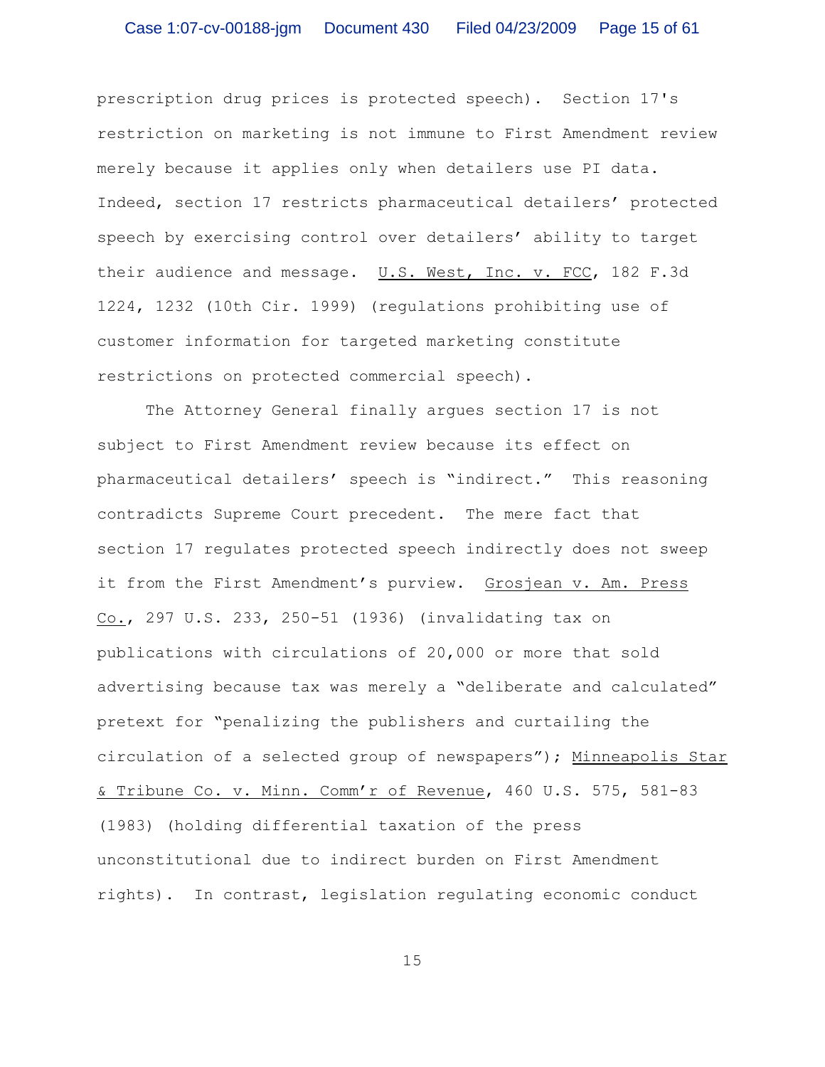prescription drug prices is protected speech). Section 17's restriction on marketing is not immune to First Amendment review merely because it applies only when detailers use PI data. Indeed, section 17 restricts pharmaceutical detailers' protected speech by exercising control over detailers' ability to target their audience and message. U.S. West, Inc. v. FCC, 182 F.3d 1224, 1232 (10th Cir. 1999) (regulations prohibiting use of customer information for targeted marketing constitute restrictions on protected commercial speech).

The Attorney General finally argues section 17 is not subject to First Amendment review because its effect on pharmaceutical detailers' speech is "indirect." This reasoning contradicts Supreme Court precedent. The mere fact that section 17 regulates protected speech indirectly does not sweep it from the First Amendment's purview. Grosjean v. Am. Press Co., 297 U.S. 233, 250-51 (1936) (invalidating tax on publications with circulations of 20,000 or more that sold advertising because tax was merely a "deliberate and calculated" pretext for "penalizing the publishers and curtailing the circulation of a selected group of newspapers"); Minneapolis Star & Tribune Co. v. Minn. Comm'r of Revenue, 460 U.S. 575, 581-83 (1983) (holding differential taxation of the press unconstitutional due to indirect burden on First Amendment rights). In contrast, legislation regulating economic conduct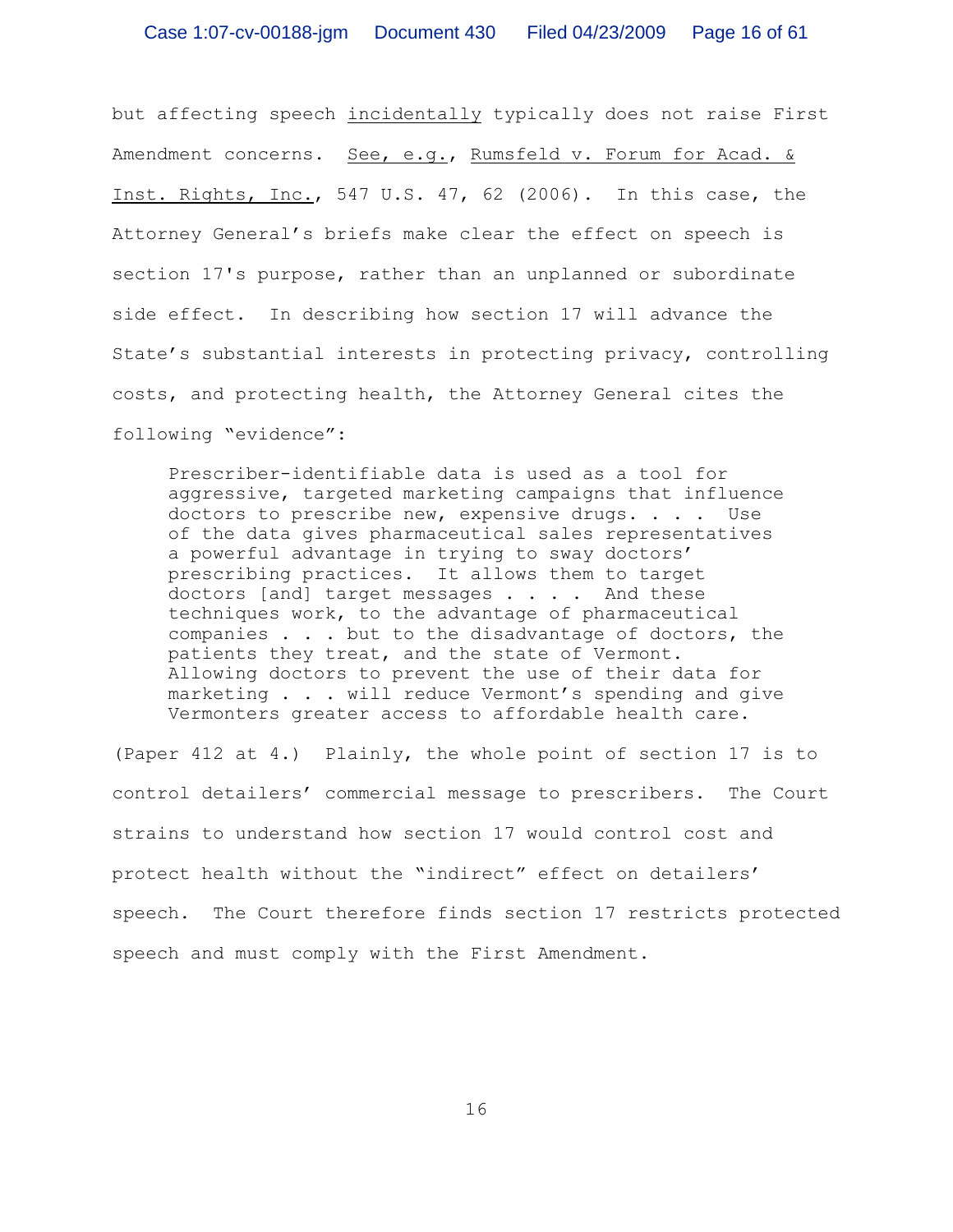but affecting speech _incidentally_ typically does not raise First Amendment concerns. _See, e.g._, _Rumsfeld v. Forum for Acad. & Inst. Rights, Inc._, 547 U.S. 47, 62 (2006). In this case, the Attorney General's briefs make clear the effect on speech is section 17's purpose, rather than an unplanned or subordinate side effect. In describing how section 17 will advance the State's substantial interests in protecting privacy, controlling costs, and protecting health, the Attorney General cites the following "evidence":

> Prescriber-identifiable data is used as a tool for aggressive, targeted marketing campaigns that influence doctors to prescribe new, expensive drugs. . . . Use of the data gives pharmaceutical sales representatives a powerful advantage in trying to sway doctors' prescribing practices. It allows them to target doctors [and] target messages . . . . And these techniques work, to the advantage of pharmaceutical companies . . . but to the disadvantage of doctors, the patients they treat, and the state of Vermont. Allowing doctors to prevent the use of their data for marketing . . . will reduce Vermont's spending and give Vermonters greater access to affordable health care.

(Paper 412 at 4.) Plainly, the whole point of section 17 is to control detailers' commercial message to prescribers. The Court strains to understand how section 17 would control cost and protect health without the "indirect" effect on detailers' speech. The Court therefore finds section 17 restricts protected speech and must comply with the First Amendment.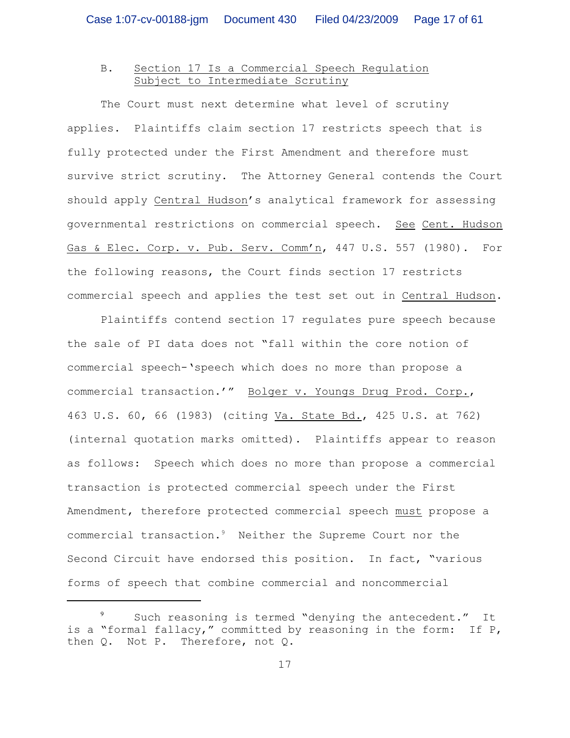### B. Section 17 Is a Commercial Speech Regulation Subject to Intermediate Scrutiny

The Court must next determine what level of scrutiny applies. Plaintiffs claim section 17 restricts speech that is fully protected under the First Amendment and therefore must survive strict scrutiny. The Attorney General contends the Court should apply Central Hudson's analytical framework for assessing governmental restrictions on commercial speech. See Cent. Hudson Gas & Elec. Corp. v. Pub. Serv. Comm'n, 447 U.S. 557 (1980). For the following reasons, the Court finds section 17 restricts commercial speech and applies the test set out in Central Hudson.

Plaintiffs contend section 17 regulates pure speech because the sale of PI data does not "fall within the core notion of commercial speech-'speech which does no more than propose a commercial transaction.'" Bolger v. Youngs Drug Prod. Corp., 463 U.S. 60, 66 (1983) (citing Va. State Bd., 425 U.S. at 762) (internal quotation marks omitted). Plaintiffs appear to reason as follows: Speech which does no more than propose a commercial transaction is protected commercial speech under the First Amendment, therefore protected commercial speech *must* propose a commercial transaction.[9] Neither the Supreme Court nor the Second Circuit have endorsed this position. In fact, "various forms of speech that combine commercial and noncommercial

---

[9] Such reasoning is termed "denying the antecedent." It is a "formal fallacy," committed by reasoning in the form: If P, then Q. Not P. Therefore, not Q.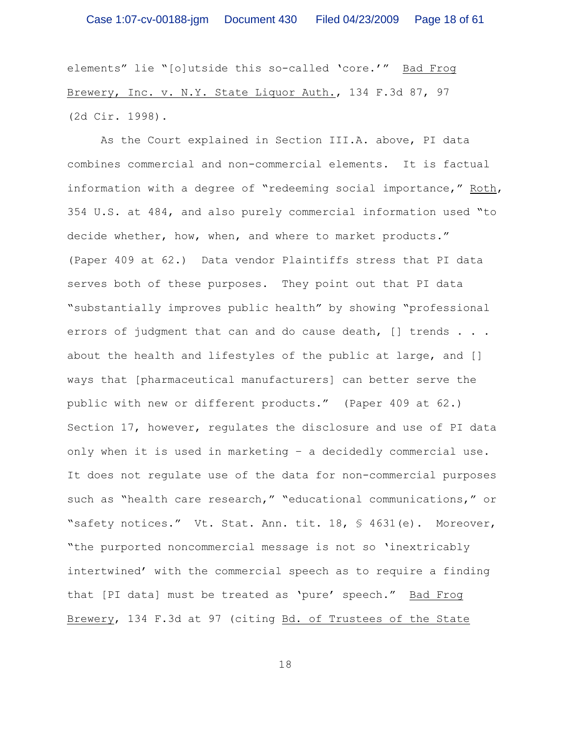elements" lie "[o]utside this so-called 'core.'" Bad Frog Brewery, Inc. v. N.Y. State Liquor Auth., 134 F.3d 87, 97 (2d Cir. 1998).

As the Court explained in Section III.A. above, PI data combines commercial and non-commercial elements. It is factual information with a degree of "redeeming social importance," Roth, 354 U.S. at 484, and also purely commercial information used "to decide whether, how, when, and where to market products." (Paper 409 at 62.) Data vendor Plaintiffs stress that PI data serves both of these purposes. They point out that PI data "substantially improves public health" by showing "professional errors of judgment that can and do cause death, [] trends . . . about the health and lifestyles of the public at large, and [] ways that [pharmaceutical manufacturers] can better serve the public with new or different products." (Paper 409 at 62.) Section 17, however, regulates the disclosure and use of PI data only when it is used in marketing – a decidedly commercial use. It does not regulate use of the data for non-commercial purposes such as "health care research," "educational communications," or "safety notices." Vt. Stat. Ann. tit. 18, § 4631(e). Moreover, "the purported noncommercial message is not so 'inextricably intertwined' with the commercial speech as to require a finding that [PI data] must be treated as 'pure' speech." Bad Frog Brewery, 134 F.3d at 97 (citing Bd. of Trustees of the State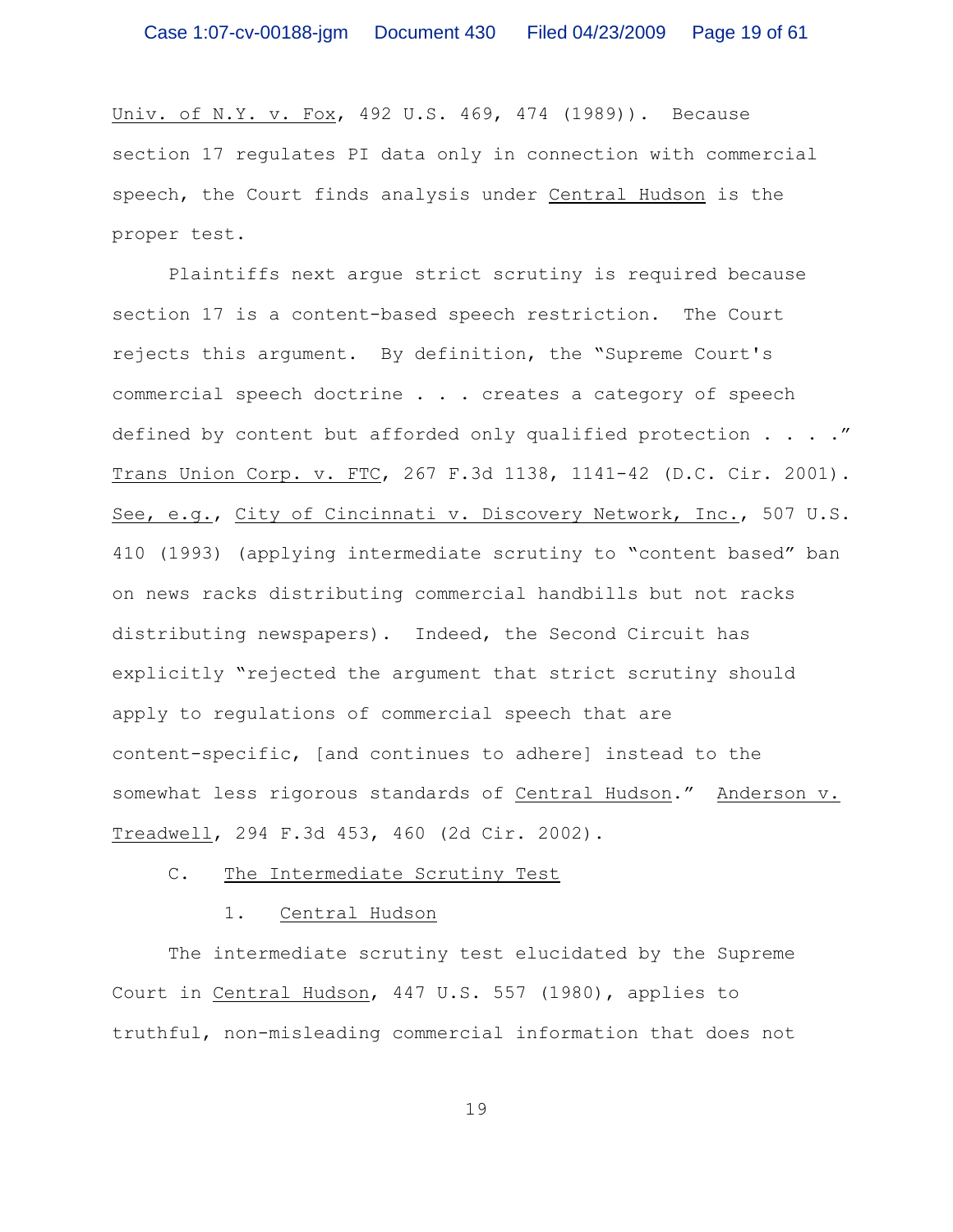Univ. of N.Y. v. Fox, 492 U.S. 469, 474 (1989)). Because section 17 regulates PI data only in connection with commercial speech, the Court finds analysis under Central Hudson is the proper test.

Plaintiffs next argue strict scrutiny is required because section 17 is a content-based speech restriction. The Court rejects this argument. By definition, the "Supreme Court's commercial speech doctrine . . . creates a category of speech defined by content but afforded only qualified protection . . . ." Trans Union Corp. v. FTC, 267 F.3d 1138, 1141-42 (D.C. Cir. 2001). See, e.g., City of Cincinnati v. Discovery Network, Inc., 507 U.S. 410 (1993) (applying intermediate scrutiny to "content based" ban on news racks distributing commercial handbills but not racks distributing newspapers). Indeed, the Second Circuit has explicitly "rejected the argument that strict scrutiny should apply to regulations of commercial speech that are content-specific, [and continues to adhere] instead to the somewhat less rigorous standards of Central Hudson." Anderson v. Treadwell, 294 F.3d 453, 460 (2d Cir. 2002).

### C. The Intermediate Scrutiny Test

#### 1. Central Hudson

The intermediate scrutiny test elucidated by the Supreme Court in Central Hudson, 447 U.S. 557 (1980), applies to truthful, non-misleading commercial information that does not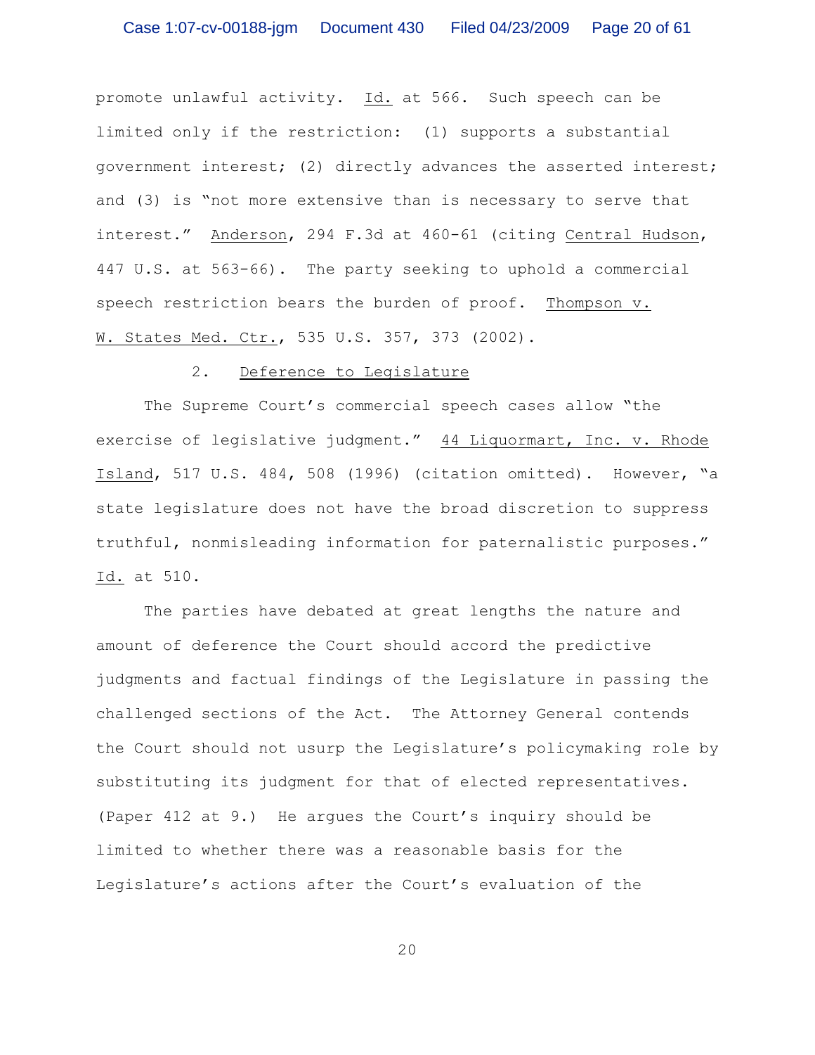promote unlawful activity. Id. at 566. Such speech can be limited only if the restriction: (1) supports a substantial government interest; (2) directly advances the asserted interest; and (3) is "not more extensive than is necessary to serve that interest." Anderson, 294 F.3d at 460-61 (citing Central Hudson, 447 U.S. at 563-66). The party seeking to uphold a commercial speech restriction bears the burden of proof. Thompson v. W. States Med. Ctr., 535 U.S. 357, 373 (2002).

### 2. Deference to Legislature

The Supreme Court's commercial speech cases allow "the exercise of legislative judgment." 44 Liquormart, Inc. v. Rhode Island, 517 U.S. 484, 508 (1996) (citation omitted). However, "a state legislature does not have the broad discretion to suppress truthful, nonmisleading information for paternalistic purposes." Id. at 510.

The parties have debated at great lengths the nature and amount of deference the Court should accord the predictive judgments and factual findings of the Legislature in passing the challenged sections of the Act. The Attorney General contends the Court should not usurp the Legislature's policymaking role by substituting its judgment for that of elected representatives. (Paper 412 at 9.) He argues the Court's inquiry should be limited to whether there was a reasonable basis for the Legislature's actions after the Court's evaluation of the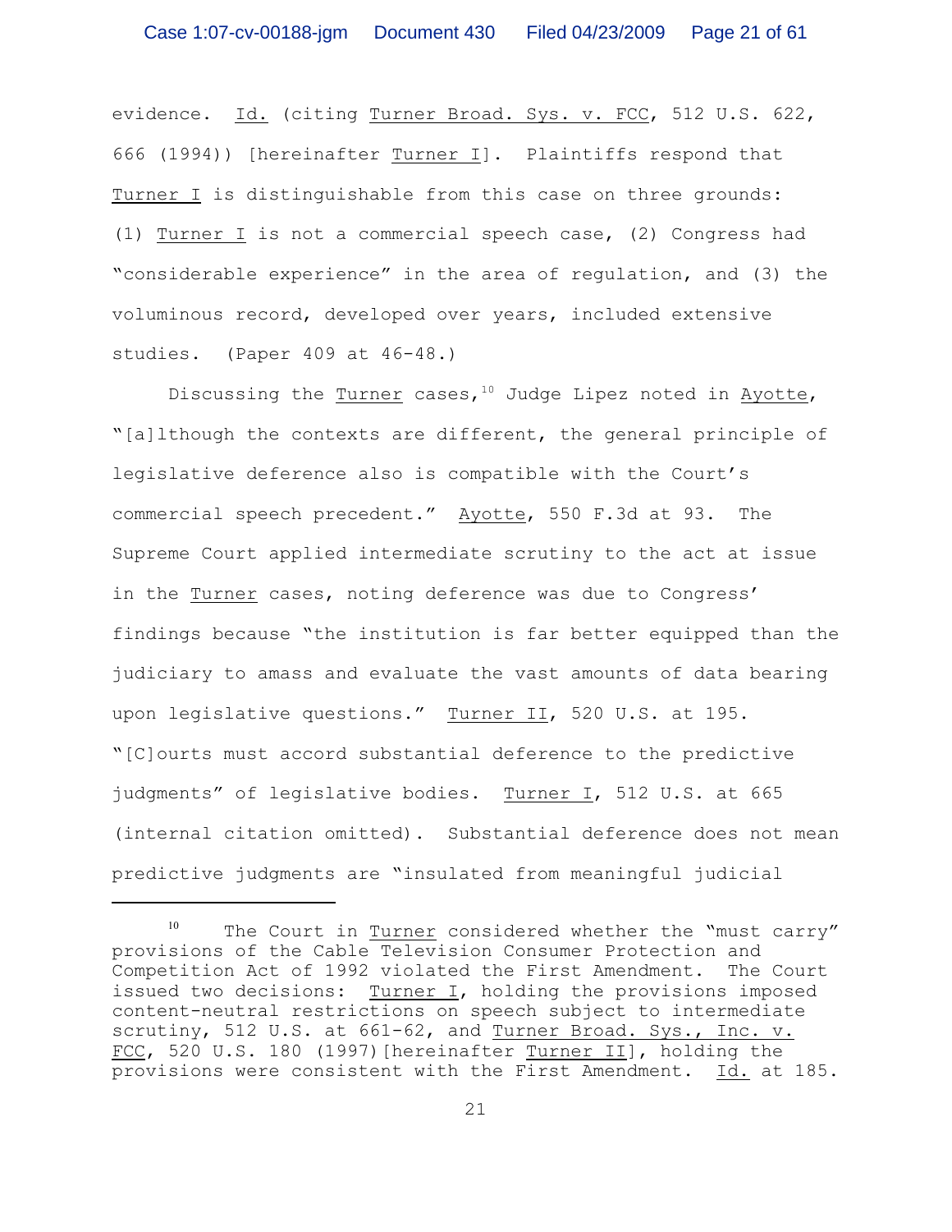evidence. Id. (citing Turner Broad. Sys. v. FCC, 512 U.S. 622, 666 (1994)) [hereinafter Turner I]. Plaintiffs respond that Turner I is distinguishable from this case on three grounds: (1) Turner I is not a commercial speech case, (2) Congress had "considerable experience" in the area of regulation, and (3) the voluminous record, developed over years, included extensive studies. (Paper 409 at 46-48.)

Discussing the Turner cases,[10] Judge Lipez noted in Ayotte, "[a]lthough the contexts are different, the general principle of legislative deference also is compatible with the Court's commercial speech precedent." Ayotte, 550 F.3d at 93. The Supreme Court applied intermediate scrutiny to the act at issue in the Turner cases, noting deference was due to Congress' findings because "the institution is far better equipped than the judiciary to amass and evaluate the vast amounts of data bearing upon legislative questions." Turner II, 520 U.S. at 195. "[C]ourts must accord substantial deference to the predictive judgments" of legislative bodies. Turner I, 512 U.S. at 665 (internal citation omitted). Substantial deference does not mean predictive judgments are "insulated from meaningful judicial

---

[10] The Court in Turner considered whether the "must carry" provisions of the Cable Television Consumer Protection and Competition Act of 1992 violated the First Amendment. The Court issued two decisions: Turner I, holding the provisions imposed content-neutral restrictions on speech subject to intermediate scrutiny, 512 U.S. at 661-62, and Turner Broad. Sys., Inc. v. FCC, 520 U.S. 180 (1997)[hereinafter Turner II], holding the provisions were consistent with the First Amendment. Id. at 185.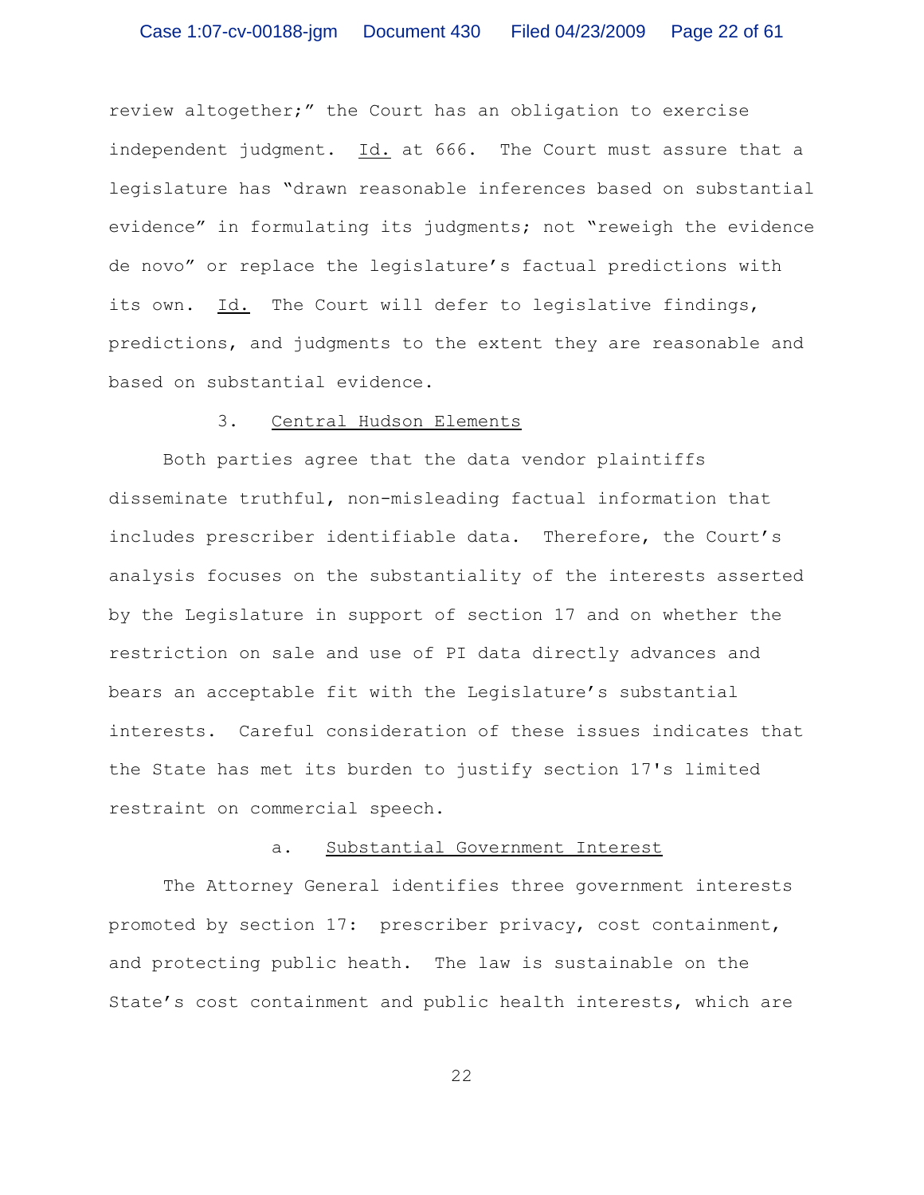review altogether;" the Court has an obligation to exercise independent judgment. Id. at 666. The Court must assure that a legislature has "drawn reasonable inferences based on substantial evidence" in formulating its judgments; not "reweigh the evidence de novo" or replace the legislature's factual predictions with its own. Id. The Court will defer to legislative findings, predictions, and judgments to the extent they are reasonable and based on substantial evidence.

3. Central Hudson Elements

Both parties agree that the data vendor plaintiffs disseminate truthful, non-misleading factual information that includes prescriber identifiable data. Therefore, the Court's analysis focuses on the substantiality of the interests asserted by the Legislature in support of section 17 and on whether the restriction on sale and use of PI data directly advances and bears an acceptable fit with the Legislature's substantial interests. Careful consideration of these issues indicates that the State has met its burden to justify section 17's limited restraint on commercial speech.

a. Substantial Government Interest

The Attorney General identifies three government interests promoted by section 17: prescriber privacy, cost containment, and protecting public heath. The law is sustainable on the State's cost containment and public health interests, which are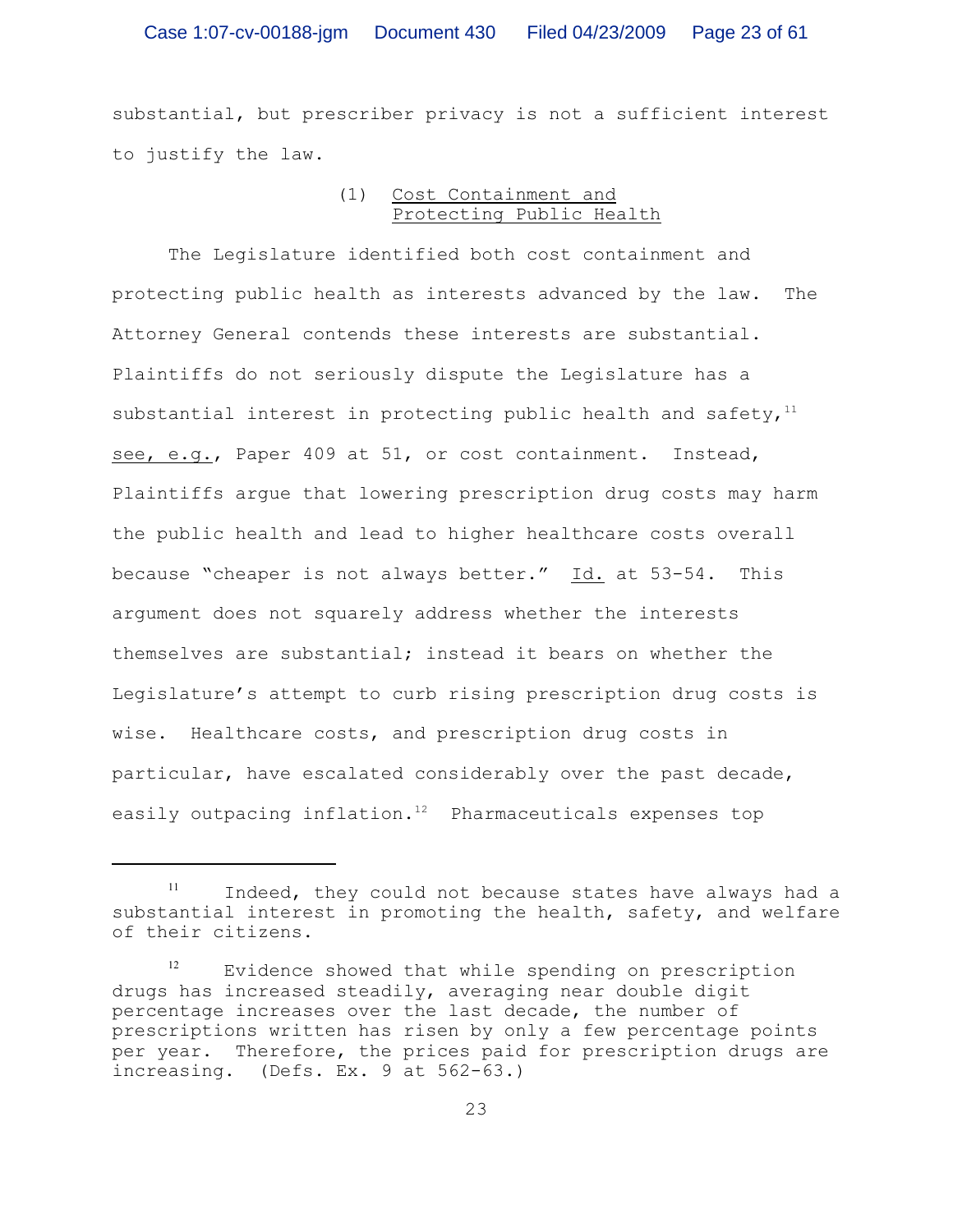substantial, but prescriber privacy is not a sufficient interest to justify the law.

(1) Cost Containment and Protecting Public Health

The Legislature identified both cost containment and protecting public health as interests advanced by the law. The Attorney General contends these interests are substantial. Plaintiffs do not seriously dispute the Legislature has a substantial interest in protecting public health and safety,[11] see, e.g., Paper 409 at 51, or cost containment. Instead, Plaintiffs argue that lowering prescription drug costs may harm the public health and lead to higher healthcare costs overall because "cheaper is not always better." Id. at 53-54. This argument does not squarely address whether the interests themselves are substantial; instead it bears on whether the Legislature's attempt to curb rising prescription drug costs is wise. Healthcare costs, and prescription drug costs in particular, have escalated considerably over the past decade, easily outpacing inflation.[12] Pharmaceuticals expenses top

---

[11] Indeed, they could not because states have always had a substantial interest in promoting the health, safety, and welfare of their citizens.

[12] Evidence showed that while spending on prescription drugs has increased steadily, averaging near double digit percentage increases over the last decade, the number of prescriptions written has risen by only a few percentage points per year. Therefore, the prices paid for prescription drugs are increasing. (Defs. Ex. 9 at 562-63.)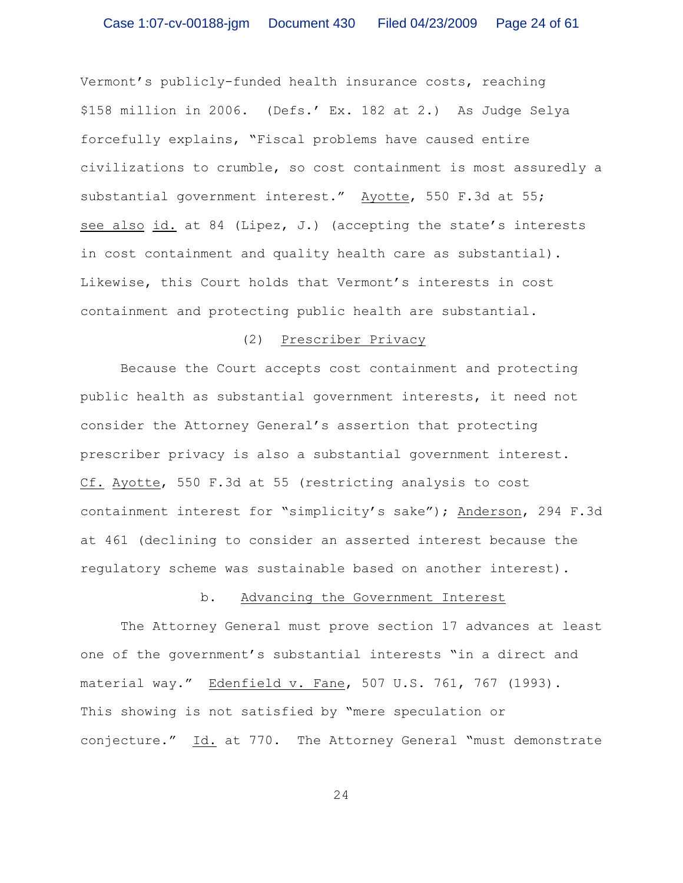Vermont's publicly-funded health insurance costs, reaching $158 million in 2006. (Defs.' Ex. 182 at 2.) As Judge Selya forcefully explains, "Fiscal problems have caused entire civilizations to crumble, so cost containment is most assuredly a substantial government interest." Ayotte, 550 F.3d at 55; see also id. at 84 (Lipez, J.) (accepting the state's interests in cost containment and quality health care as substantial). Likewise, this Court holds that Vermont's interests in cost containment and protecting public health are substantial.

(2) Prescriber Privacy

Because the Court accepts cost containment and protecting public health as substantial government interests, it need not consider the Attorney General's assertion that protecting prescriber privacy is also a substantial government interest. Cf. Ayotte, 550 F.3d at 55 (restricting analysis to cost containment interest for "simplicity's sake"); Anderson, 294 F.3d at 461 (declining to consider an asserted interest because the regulatory scheme was sustainable based on another interest).

b. Advancing the Government Interest

The Attorney General must prove section 17 advances at least one of the government's substantial interests "in a direct and material way." Edenfield v. Fane, 507 U.S. 761, 767 (1993). This showing is not satisfied by "mere speculation or conjecture." Id. at 770. The Attorney General "must demonstrate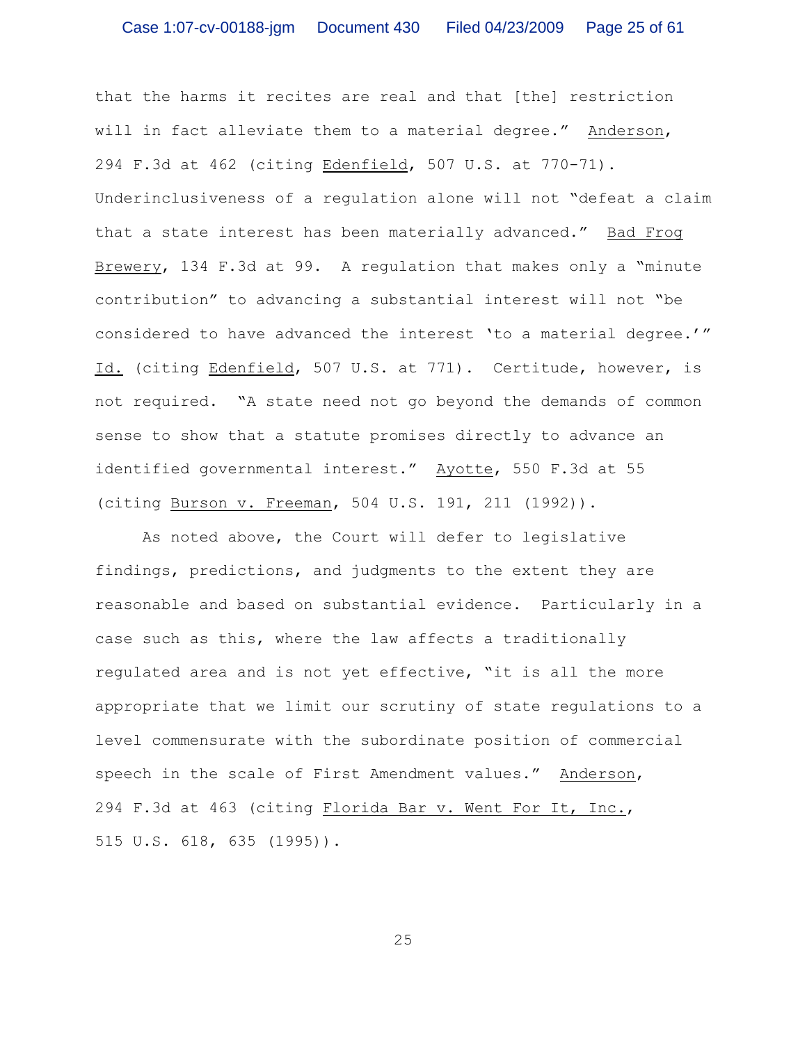that the harms it recites are real and that [the] restriction will in fact alleviate them to a material degree." Anderson, 294 F.3d at 462 (citing Edenfield, 507 U.S. at 770-71). Underinclusiveness of a regulation alone will not "defeat a claim that a state interest has been materially advanced." Bad Frog Brewery, 134 F.3d at 99. A regulation that makes only a "minute contribution" to advancing a substantial interest will not "be considered to have advanced the interest 'to a material degree.'" Id. (citing Edenfield, 507 U.S. at 771). Certitude, however, is not required. "A state need not go beyond the demands of common sense to show that a statute promises directly to advance an identified governmental interest." Ayotte, 550 F.3d at 55 (citing Burson v. Freeman, 504 U.S. 191, 211 (1992)).

As noted above, the Court will defer to legislative findings, predictions, and judgments to the extent they are reasonable and based on substantial evidence. Particularly in a case such as this, where the law affects a traditionally regulated area and is not yet effective, "it is all the more appropriate that we limit our scrutiny of state regulations to a level commensurate with the subordinate position of commercial speech in the scale of First Amendment values." Anderson, 294 F.3d at 463 (citing Florida Bar v. Went For It, Inc., 515 U.S. 618, 635 (1995)).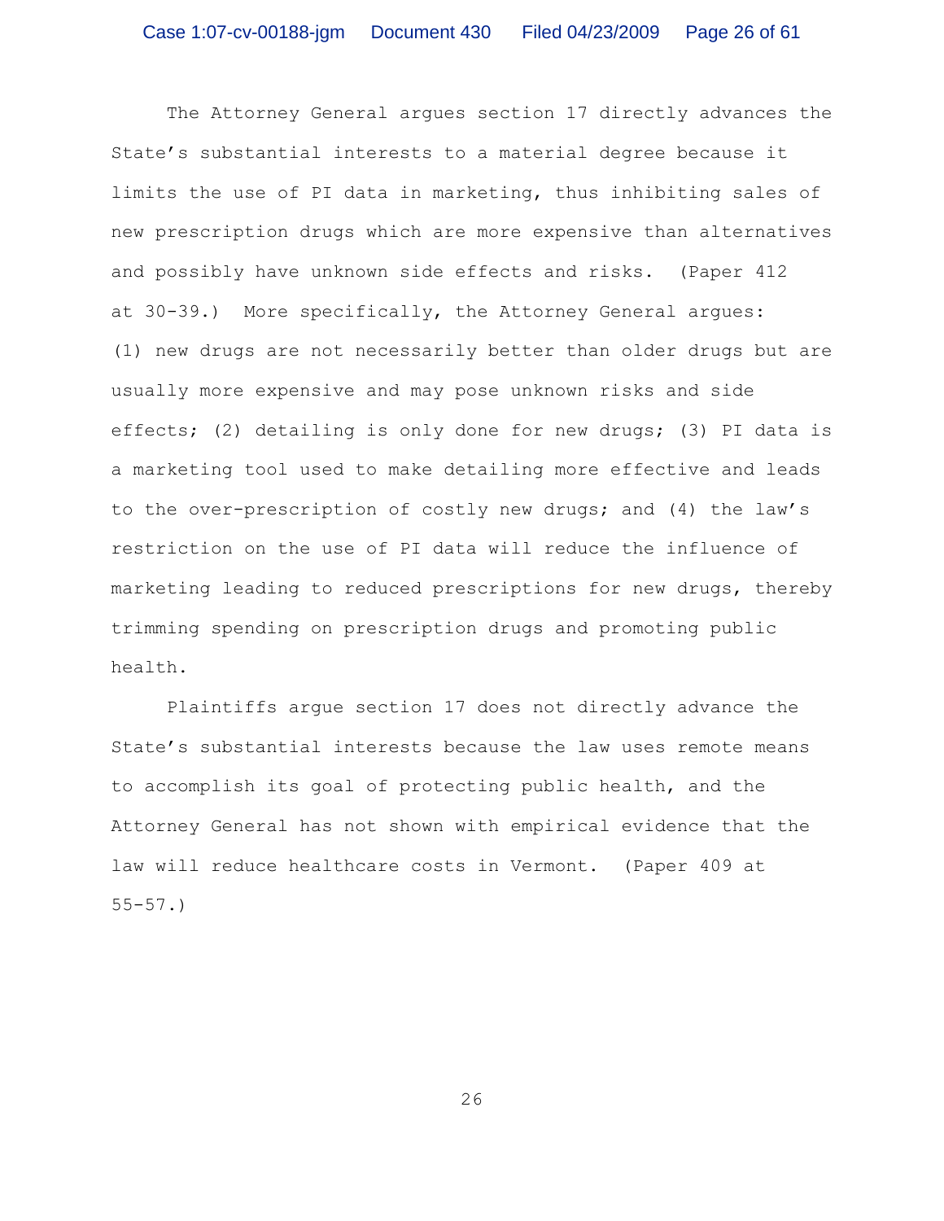The Attorney General argues section 17 directly advances the State's substantial interests to a material degree because it limits the use of PI data in marketing, thus inhibiting sales of new prescription drugs which are more expensive than alternatives and possibly have unknown side effects and risks. (Paper 412 at 30-39.) More specifically, the Attorney General argues: (1) new drugs are not necessarily better than older drugs but are usually more expensive and may pose unknown risks and side effects; (2) detailing is only done for new drugs; (3) PI data is a marketing tool used to make detailing more effective and leads to the over-prescription of costly new drugs; and (4) the law's restriction on the use of PI data will reduce the influence of marketing leading to reduced prescriptions for new drugs, thereby trimming spending on prescription drugs and promoting public health.

Plaintiffs argue section 17 does not directly advance the State's substantial interests because the law uses remote means to accomplish its goal of protecting public health, and the Attorney General has not shown with empirical evidence that the law will reduce healthcare costs in Vermont. (Paper 409 at 55-57.)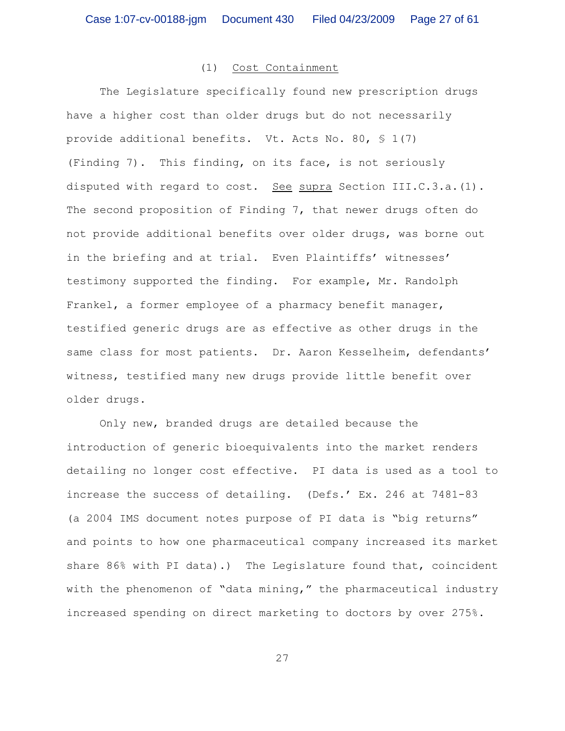### (1) Cost Containment

The Legislature specifically found new prescription drugs have a higher cost than older drugs but do not necessarily provide additional benefits. Vt. Acts No. 80, § 1(7) (Finding 7). This finding, on its face, is not seriously disputed with regard to cost. See supra Section III.C.3.a.(1). The second proposition of Finding 7, that newer drugs often do not provide additional benefits over older drugs, was borne out in the briefing and at trial. Even Plaintiffs' witnesses' testimony supported the finding. For example, Mr. Randolph Frankel, a former employee of a pharmacy benefit manager, testified generic drugs are as effective as other drugs in the same class for most patients. Dr. Aaron Kesselheim, defendants' witness, testified many new drugs provide little benefit over older drugs.

Only new, branded drugs are detailed because the introduction of generic bioequivalents into the market renders detailing no longer cost effective. PI data is used as a tool to increase the success of detailing. (Defs.' Ex. 246 at 7481-83 (a 2004 IMS document notes purpose of PI data is "big returns" and points to how one pharmaceutical company increased its market share 86% with PI data).) The Legislature found that, coincident with the phenomenon of "data mining," the pharmaceutical industry increased spending on direct marketing to doctors by over 275%.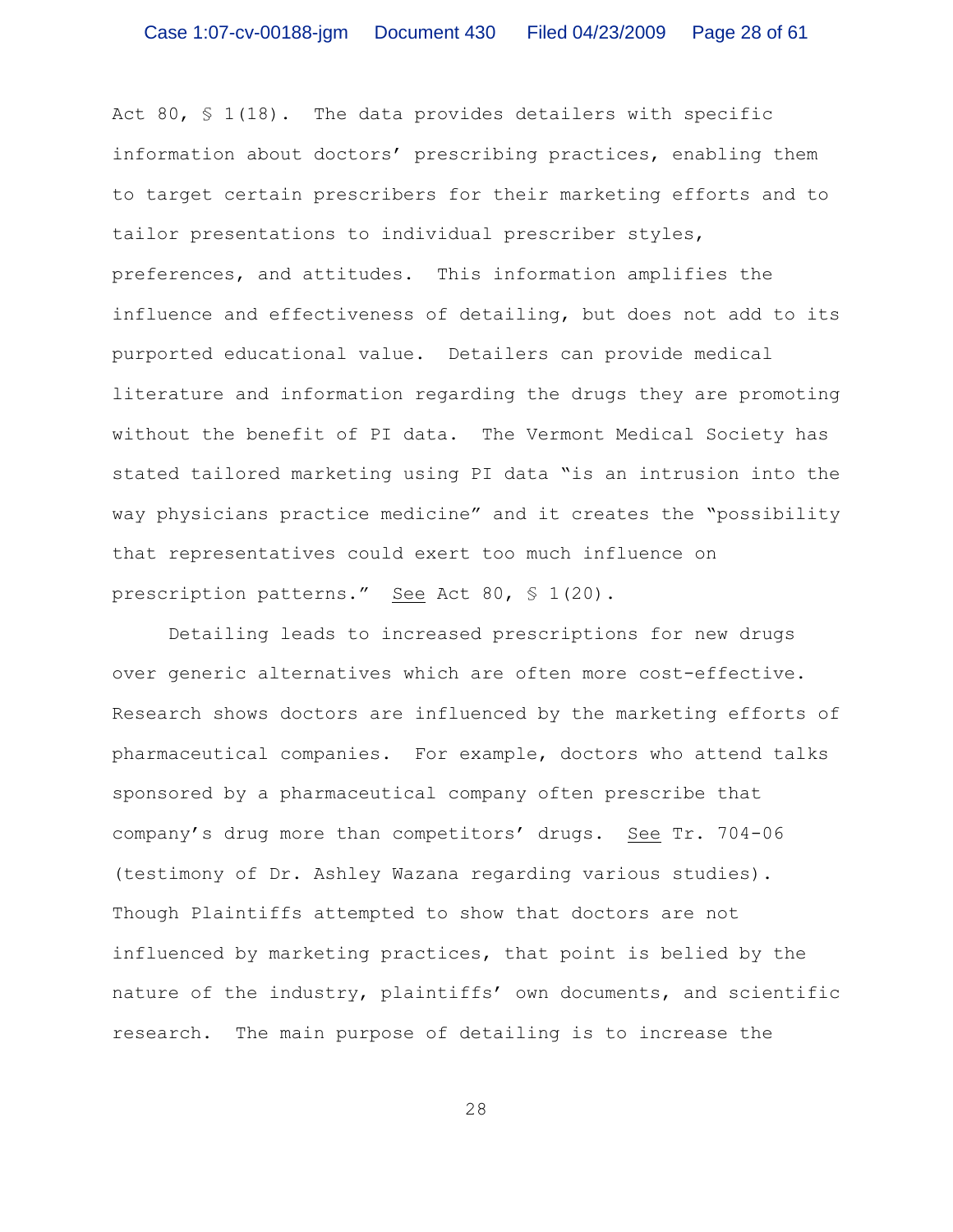Act 80, § 1(18). The data provides detailers with specific information about doctors' prescribing practices, enabling them to target certain prescribers for their marketing efforts and to tailor presentations to individual prescriber styles, preferences, and attitudes. This information amplifies the influence and effectiveness of detailing, but does not add to its purported educational value. Detailers can provide medical literature and information regarding the drugs they are promoting without the benefit of PI data. The Vermont Medical Society has stated tailored marketing using PI data "is an intrusion into the way physicians practice medicine" and it creates the "possibility that representatives could exert too much influence on prescription patterns." See Act 80, § 1(20).

Detailing leads to increased prescriptions for new drugs over generic alternatives which are often more cost-effective. Research shows doctors are influenced by the marketing efforts of pharmaceutical companies. For example, doctors who attend talks sponsored by a pharmaceutical company often prescribe that company's drug more than competitors' drugs. See Tr. 704-06 (testimony of Dr. Ashley Wazana regarding various studies). Though Plaintiffs attempted to show that doctors are not influenced by marketing practices, that point is belied by the nature of the industry, plaintiffs' own documents, and scientific research. The main purpose of detailing is to increase the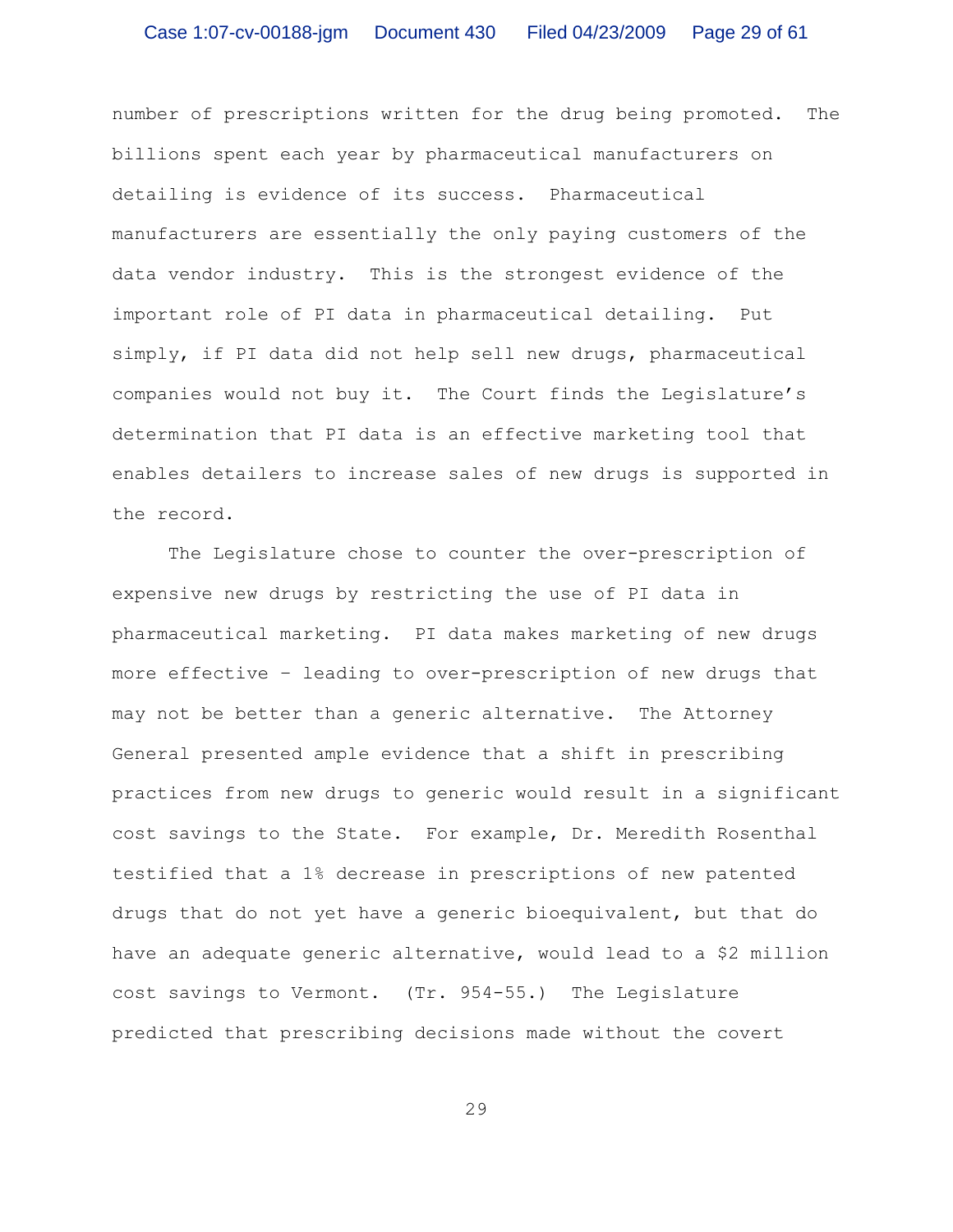number of prescriptions written for the drug being promoted. The billions spent each year by pharmaceutical manufacturers on detailing is evidence of its success. Pharmaceutical manufacturers are essentially the only paying customers of the data vendor industry. This is the strongest evidence of the important role of PI data in pharmaceutical detailing. Put simply, if PI data did not help sell new drugs, pharmaceutical companies would not buy it. The Court finds the Legislature's determination that PI data is an effective marketing tool that enables detailers to increase sales of new drugs is supported in the record.

The Legislature chose to counter the over-prescription of expensive new drugs by restricting the use of PI data in pharmaceutical marketing. PI data makes marketing of new drugs more effective – leading to over-prescription of new drugs that may not be better than a generic alternative. The Attorney General presented ample evidence that a shift in prescribing practices from new drugs to generic would result in a significant cost savings to the State. For example, Dr. Meredith Rosenthal testified that a 1% decrease in prescriptions of new patented drugs that do not yet have a generic bioequivalent, but that do have an adequate generic alternative, would lead to a $2 million cost savings to Vermont. (Tr. 954-55.) The Legislature predicted that prescribing decisions made without the covert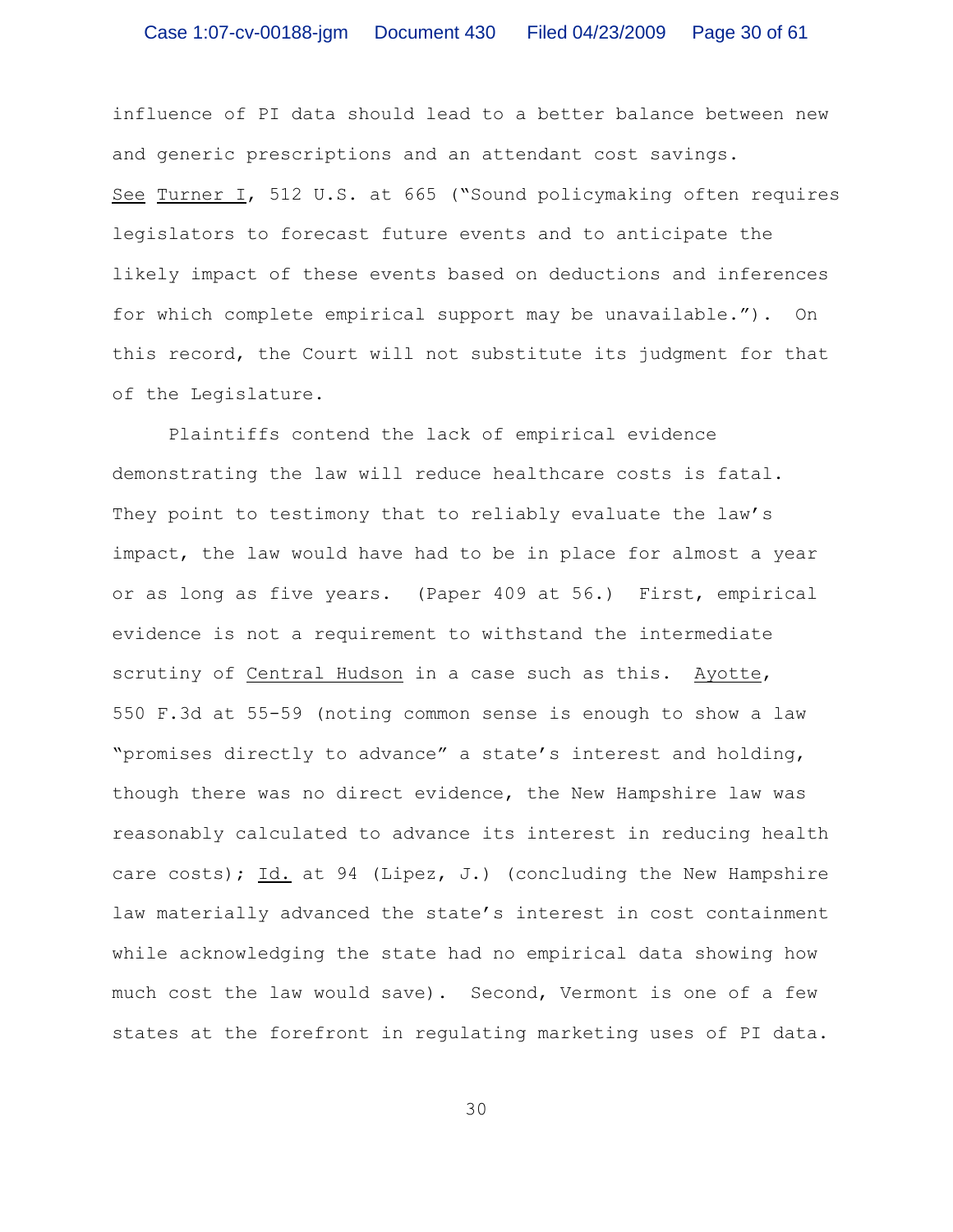influence of PI data should lead to a better balance between new and generic prescriptions and an attendant cost savings. See Turner I, 512 U.S. at 665 ("Sound policymaking often requires legislators to forecast future events and to anticipate the likely impact of these events based on deductions and inferences for which complete empirical support may be unavailable."). On this record, the Court will not substitute its judgment for that of the Legislature.

Plaintiffs contend the lack of empirical evidence demonstrating the law will reduce healthcare costs is fatal. They point to testimony that to reliably evaluate the law's impact, the law would have had to be in place for almost a year or as long as five years. (Paper 409 at 56.) First, empirical evidence is not a requirement to withstand the intermediate scrutiny of Central Hudson in a case such as this. Ayotte, 550 F.3d at 55-59 (noting common sense is enough to show a law "promises directly to advance" a state's interest and holding, though there was no direct evidence, the New Hampshire law was reasonably calculated to advance its interest in reducing health care costs); Id. at 94 (Lipez, J.) (concluding the New Hampshire law materially advanced the state's interest in cost containment while acknowledging the state had no empirical data showing how much cost the law would save). Second, Vermont is one of a few states at the forefront in regulating marketing uses of PI data.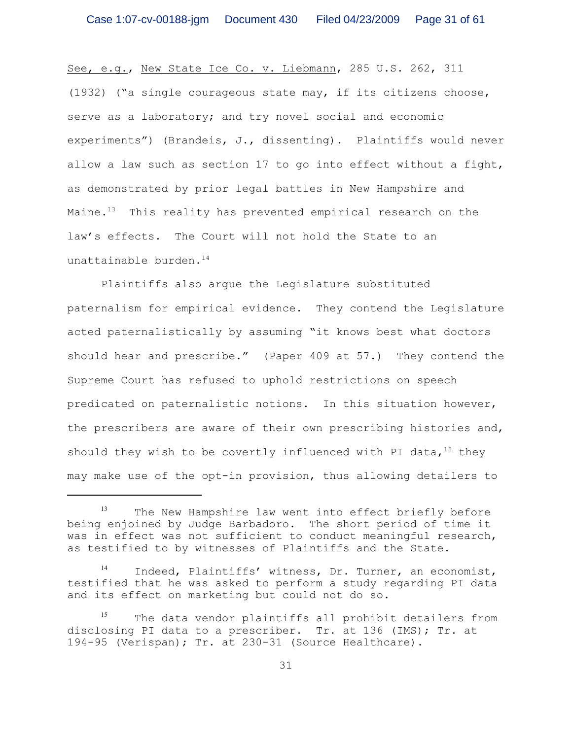See, e.g., New State Ice Co. v. Liebmann, 285 U.S. 262, 311 (1932) ("a single courageous state may, if its citizens choose, serve as a laboratory; and try novel social and economic experiments") (Brandeis, J., dissenting). Plaintiffs would never allow a law such as section 17 to go into effect without a fight, as demonstrated by prior legal battles in New Hampshire and Maine.[13] This reality has prevented empirical research on the law's effects. The Court will not hold the State to an unattainable burden.[14]

Plaintiffs also argue the Legislature substituted paternalism for empirical evidence. They contend the Legislature acted paternalistically by assuming "it knows best what doctors should hear and prescribe." (Paper 409 at 57.) They contend the Supreme Court has refused to uphold restrictions on speech predicated on paternalistic notions. In this situation however, the prescribers are aware of their own prescribing histories and, should they wish to be covertly influenced with PI data,[15] they may make use of the opt-in provision, thus allowing detailers to

---

[13] The New Hampshire law went into effect briefly before being enjoined by Judge Barbadoro. The short period of time it was in effect was not sufficient to conduct meaningful research, as testified to by witnesses of Plaintiffs and the State.

[14] Indeed, Plaintiffs' witness, Dr. Turner, an economist, testified that he was asked to perform a study regarding PI data and its effect on marketing but could not do so.

[15] The data vendor plaintiffs all prohibit detailers from disclosing PI data to a prescriber. Tr. at 136 (IMS); Tr. at 194-95 (Verispan); Tr. at 230-31 (Source Healthcare).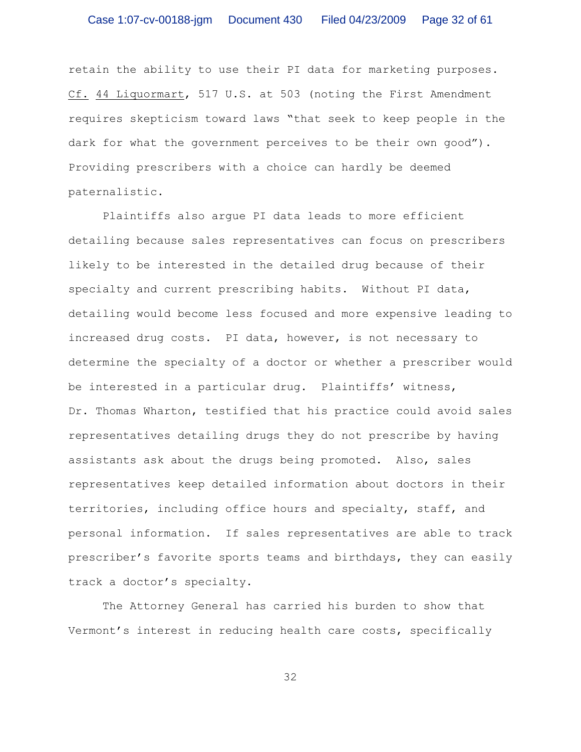retain the ability to use their PI data for marketing purposes. Cf. 44 Liquormart, 517 U.S. at 503 (noting the First Amendment requires skepticism toward laws "that seek to keep people in the dark for what the government perceives to be their own good"). Providing prescribers with a choice can hardly be deemed paternalistic.

Plaintiffs also argue PI data leads to more efficient detailing because sales representatives can focus on prescribers likely to be interested in the detailed drug because of their specialty and current prescribing habits. Without PI data, detailing would become less focused and more expensive leading to increased drug costs. PI data, however, is not necessary to determine the specialty of a doctor or whether a prescriber would be interested in a particular drug. Plaintiffs' witness, Dr. Thomas Wharton, testified that his practice could avoid sales representatives detailing drugs they do not prescribe by having assistants ask about the drugs being promoted. Also, sales representatives keep detailed information about doctors in their territories, including office hours and specialty, staff, and personal information. If sales representatives are able to track prescriber's favorite sports teams and birthdays, they can easily track a doctor's specialty.

The Attorney General has carried his burden to show that Vermont's interest in reducing health care costs, specifically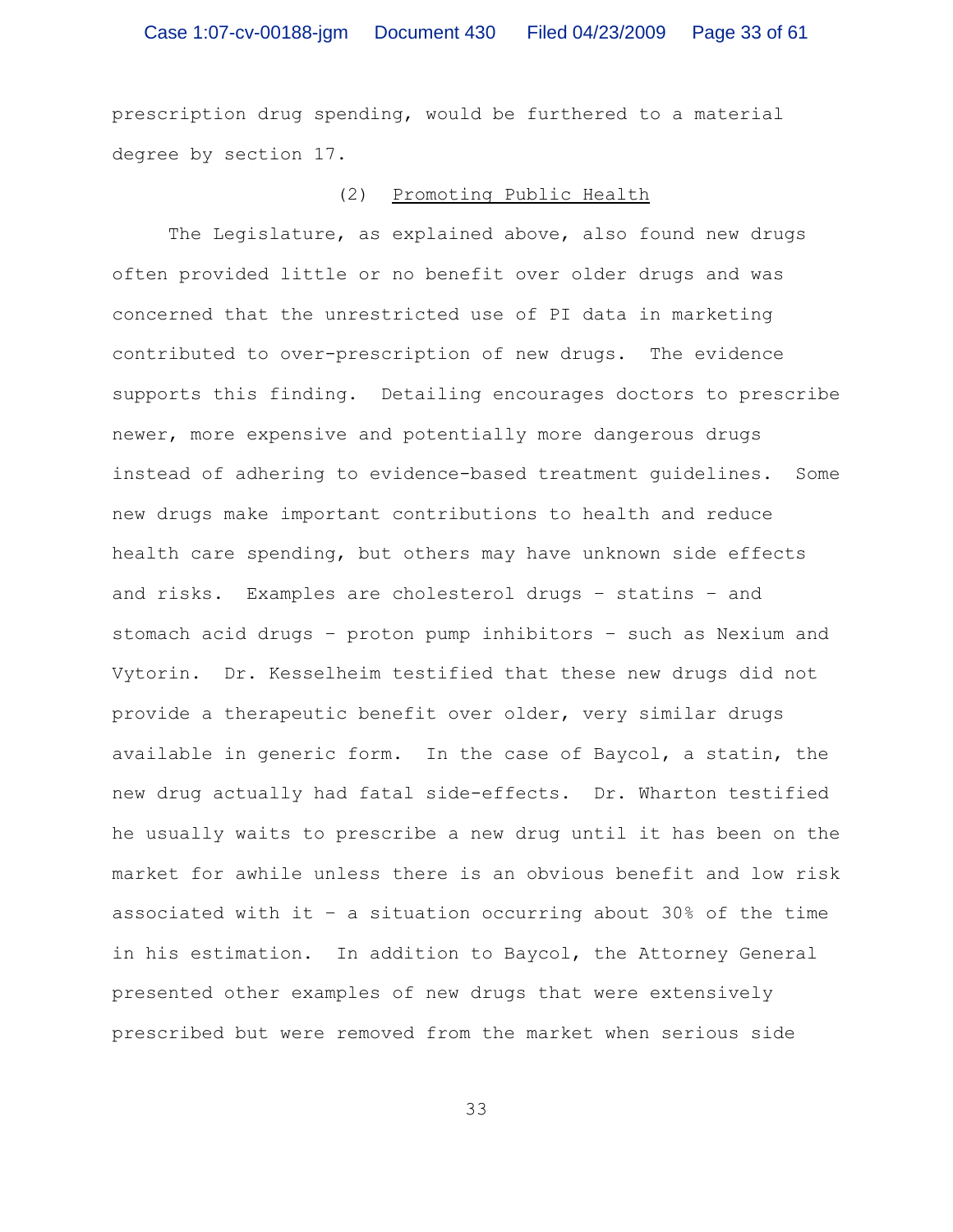prescription drug spending, would be furthered to a material degree by section 17.

(2) Promoting Public Health

The Legislature, as explained above, also found new drugs often provided little or no benefit over older drugs and was concerned that the unrestricted use of PI data in marketing contributed to over-prescription of new drugs. The evidence supports this finding. Detailing encourages doctors to prescribe newer, more expensive and potentially more dangerous drugs instead of adhering to evidence-based treatment guidelines. Some new drugs make important contributions to health and reduce health care spending, but others may have unknown side effects and risks. Examples are cholesterol drugs – statins – and stomach acid drugs – proton pump inhibitors – such as Nexium and Vytorin. Dr. Kesselheim testified that these new drugs did not provide a therapeutic benefit over older, very similar drugs available in generic form. In the case of Baycol, a statin, the new drug actually had fatal side-effects. Dr. Wharton testified he usually waits to prescribe a new drug until it has been on the market for awhile unless there is an obvious benefit and low risk associated with it – a situation occurring about 30% of the time in his estimation. In addition to Baycol, the Attorney General presented other examples of new drugs that were extensively prescribed but were removed from the market when serious side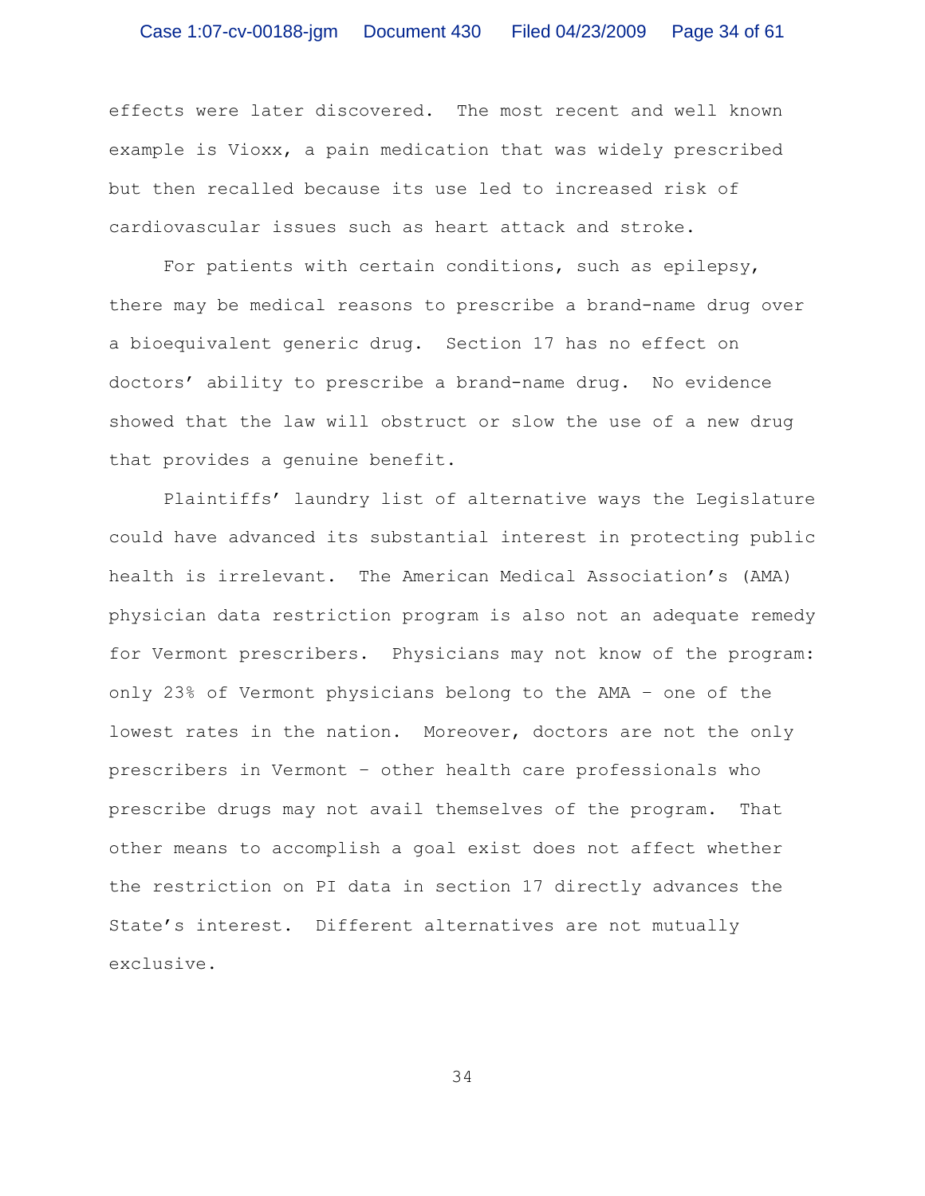effects were later discovered. The most recent and well known example is Vioxx, a pain medication that was widely prescribed but then recalled because its use led to increased risk of cardiovascular issues such as heart attack and stroke.

For patients with certain conditions, such as epilepsy, there may be medical reasons to prescribe a brand-name drug over a bioequivalent generic drug. Section 17 has no effect on doctors' ability to prescribe a brand-name drug. No evidence showed that the law will obstruct or slow the use of a new drug that provides a genuine benefit.

Plaintiffs' laundry list of alternative ways the Legislature could have advanced its substantial interest in protecting public health is irrelevant. The American Medical Association's (AMA) physician data restriction program is also not an adequate remedy for Vermont prescribers. Physicians may not know of the program: only 23% of Vermont physicians belong to the AMA – one of the lowest rates in the nation. Moreover, doctors are not the only prescribers in Vermont – other health care professionals who prescribe drugs may not avail themselves of the program. That other means to accomplish a goal exist does not affect whether the restriction on PI data in section 17 directly advances the State's interest. Different alternatives are not mutually exclusive.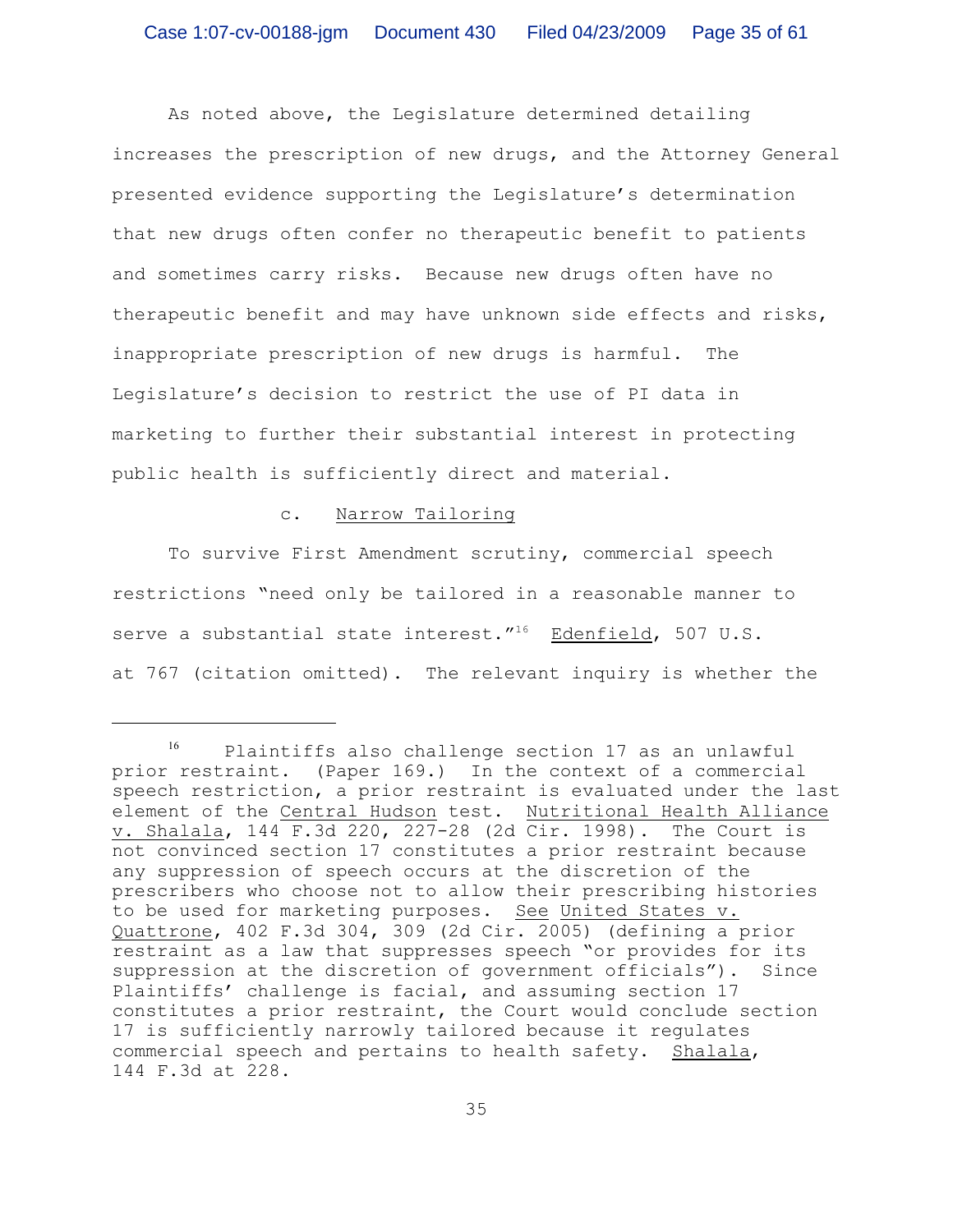As noted above, the Legislature determined detailing increases the prescription of new drugs, and the Attorney General presented evidence supporting the Legislature's determination that new drugs often confer no therapeutic benefit to patients and sometimes carry risks. Because new drugs often have no therapeutic benefit and may have unknown side effects and risks, inappropriate prescription of new drugs is harmful. The Legislature's decision to restrict the use of PI data in marketing to further their substantial interest in protecting public health is sufficiently direct and material.

c. Narrow Tailoring

To survive First Amendment scrutiny, commercial speech restrictions "need only be tailored in a reasonable manner to serve a substantial state interest."[16] Edenfield, 507 U.S. at 767 (citation omitted). The relevant inquiry is whether the

---

[16] Plaintiffs also challenge section 17 as an unlawful prior restraint. (Paper 169.) In the context of a commercial speech restriction, a prior restraint is evaluated under the last element of the Central Hudson test. Nutritional Health Alliance v. Shalala, 144 F.3d 220, 227-28 (2d Cir. 1998). The Court is not convinced section 17 constitutes a prior restraint because any suppression of speech occurs at the discretion of the prescribers who choose not to allow their prescribing histories to be used for marketing purposes. See United States v. Quattrone, 402 F.3d 304, 309 (2d Cir. 2005) (defining a prior restraint as a law that suppresses speech "or provides for its suppression at the discretion of government officials"). Since Plaintiffs' challenge is facial, and assuming section 17 constitutes a prior restraint, the Court would conclude section 17 is sufficiently narrowly tailored because it regulates commercial speech and pertains to health safety. Shalala, 144 F.3d at 228.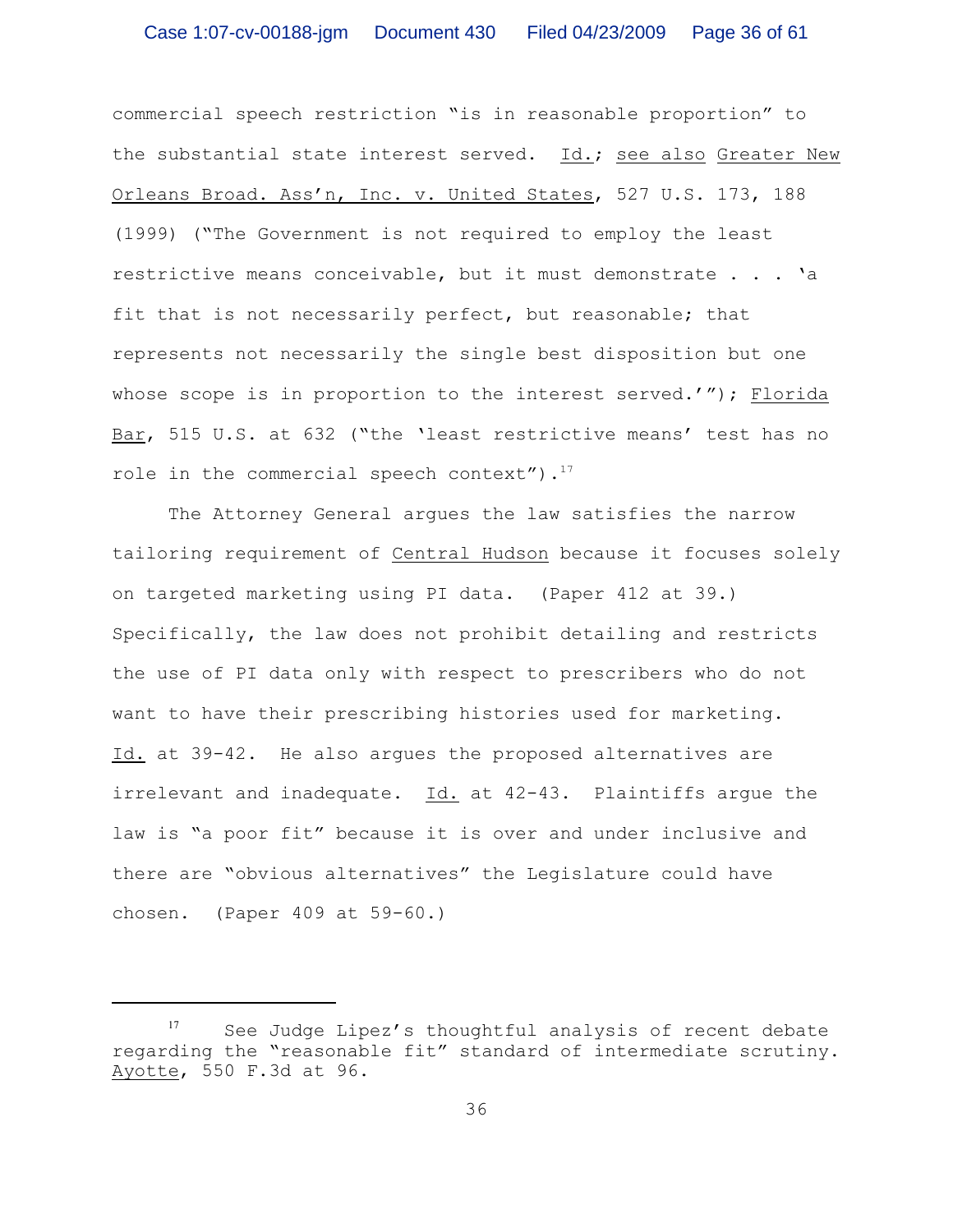commercial speech restriction "is in reasonable proportion" to the substantial state interest served. Id.; see also Greater New Orleans Broad. Ass'n, Inc. v. United States, 527 U.S. 173, 188 (1999) ("The Government is not required to employ the least restrictive means conceivable, but it must demonstrate . . . 'a fit that is not necessarily perfect, but reasonable; that represents not necessarily the single best disposition but one whose scope is in proportion to the interest served.'"); Florida Bar, 515 U.S. at 632 ("the 'least restrictive means' test has no role in the commercial speech context").[17]

The Attorney General argues the law satisfies the narrow tailoring requirement of Central Hudson because it focuses solely on targeted marketing using PI data. (Paper 412 at 39.) Specifically, the law does not prohibit detailing and restricts the use of PI data only with respect to prescribers who do not want to have their prescribing histories used for marketing. Id. at 39-42. He also argues the proposed alternatives are irrelevant and inadequate. Id. at 42-43. Plaintiffs argue the law is "a poor fit" because it is over and under inclusive and there are "obvious alternatives" the Legislature could have chosen. (Paper 409 at 59-60.)

---

[17] See Judge Lipez's thoughtful analysis of recent debate regarding the "reasonable fit" standard of intermediate scrutiny. Ayotte, 550 F.3d at 96.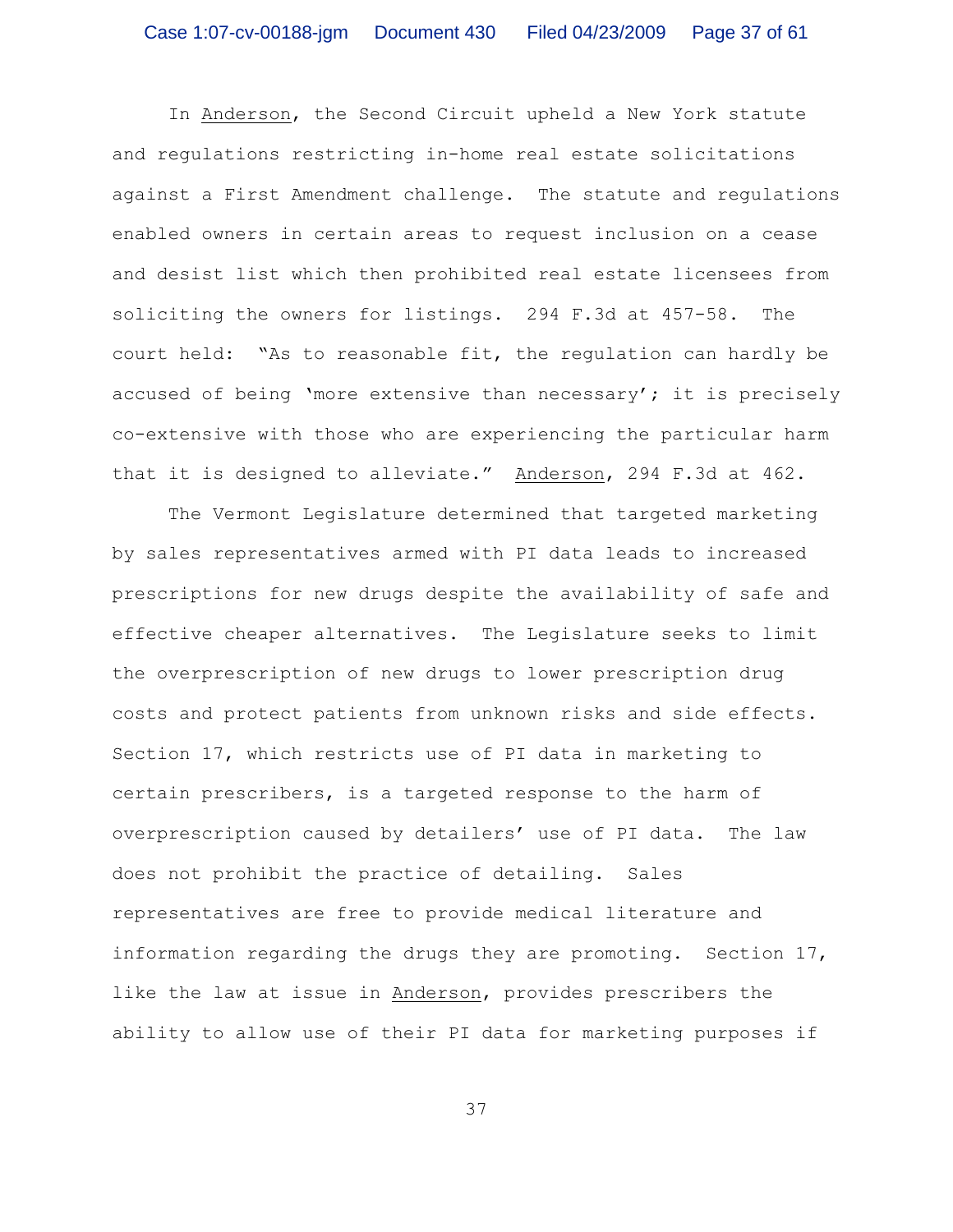In Anderson, the Second Circuit upheld a New York statute and regulations restricting in-home real estate solicitations against a First Amendment challenge. The statute and regulations enabled owners in certain areas to request inclusion on a cease and desist list which then prohibited real estate licensees from soliciting the owners for listings. 294 F.3d at 457-58. The court held: "As to reasonable fit, the regulation can hardly be accused of being 'more extensive than necessary'; it is precisely co-extensive with those who are experiencing the particular harm that it is designed to alleviate." Anderson, 294 F.3d at 462.

The Vermont Legislature determined that targeted marketing by sales representatives armed with PI data leads to increased prescriptions for new drugs despite the availability of safe and effective cheaper alternatives. The Legislature seeks to limit the overprescription of new drugs to lower prescription drug costs and protect patients from unknown risks and side effects. Section 17, which restricts use of PI data in marketing to certain prescribers, is a targeted response to the harm of overprescription caused by detailers' use of PI data. The law does not prohibit the practice of detailing. Sales representatives are free to provide medical literature and information regarding the drugs they are promoting. Section 17, like the law at issue in Anderson, provides prescribers the ability to allow use of their PI data for marketing purposes if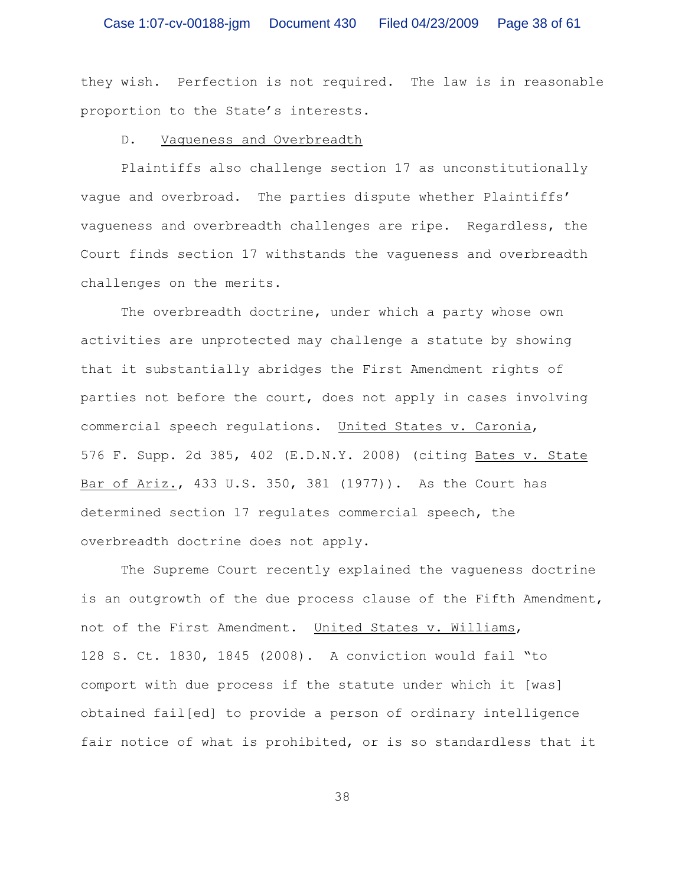they wish. Perfection is not required. The law is in reasonable proportion to the State's interests.

D. <u>Vagueness and Overbreadth</u>

Plaintiffs also challenge section 17 as unconstitutionally vague and overbroad. The parties dispute whether Plaintiffs' vagueness and overbreadth challenges are ripe. Regardless, the Court finds section 17 withstands the vagueness and overbreadth challenges on the merits.

The overbreadth doctrine, under which a party whose own activities are unprotected may challenge a statute by showing that it substantially abridges the First Amendment rights of parties not before the court, does not apply in cases involving commercial speech regulations. <u>United States v. Caronia</u>, 576 F. Supp. 2d 385, 402 (E.D.N.Y. 2008) (citing <u>Bates v. State Bar of Ariz.</u>, 433 U.S. 350, 381 (1977)). As the Court has determined section 17 regulates commercial speech, the overbreadth doctrine does not apply.

The Supreme Court recently explained the vagueness doctrine is an outgrowth of the due process clause of the Fifth Amendment, not of the First Amendment. <u>United States v. Williams</u>, 128 S. Ct. 1830, 1845 (2008). A conviction would fail "to comport with due process if the statute under which it [was] obtained fail[ed] to provide a person of ordinary intelligence fair notice of what is prohibited, or is so standardless that it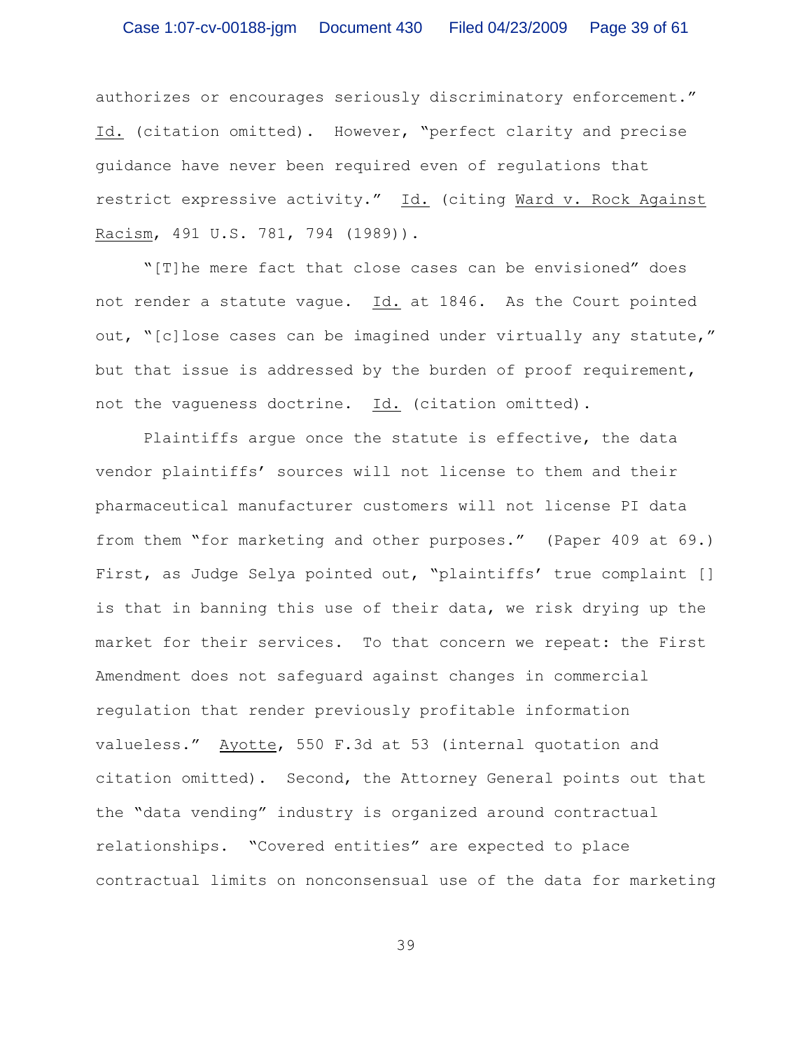authorizes or encourages seriously discriminatory enforcement." Id. (citation omitted). However, "perfect clarity and precise guidance have never been required even of regulations that restrict expressive activity." Id. (citing Ward v. Rock Against Racism, 491 U.S. 781, 794 (1989)).

"[T]he mere fact that close cases can be envisioned" does not render a statute vague. Id. at 1846. As the Court pointed out, "[c]lose cases can be imagined under virtually any statute," but that issue is addressed by the burden of proof requirement, not the vagueness doctrine. Id. (citation omitted).

Plaintiffs argue once the statute is effective, the data vendor plaintiffs' sources will not license to them and their pharmaceutical manufacturer customers will not license PI data from them "for marketing and other purposes." (Paper 409 at 69.) First, as Judge Selya pointed out, "plaintiffs' true complaint [] is that in banning this use of their data, we risk drying up the market for their services. To that concern we repeat: the First Amendment does not safeguard against changes in commercial regulation that render previously profitable information valueless." Ayotte, 550 F.3d at 53 (internal quotation and citation omitted). Second, the Attorney General points out that the "data vending" industry is organized around contractual relationships. "Covered entities" are expected to place contractual limits on nonconsensual use of the data for marketing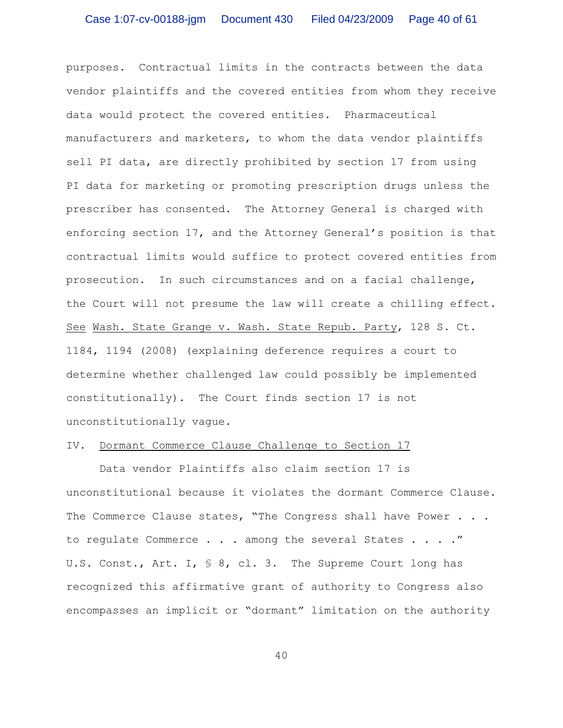purposes. Contractual limits in the contracts between the data vendor plaintiffs and the covered entities from whom they receive data would protect the covered entities. Pharmaceutical manufacturers and marketers, to whom the data vendor plaintiffs sell PI data, are directly prohibited by section 17 from using PI data for marketing or promoting prescription drugs unless the prescriber has consented. The Attorney General is charged with enforcing section 17, and the Attorney General's position is that contractual limits would suffice to protect covered entities from prosecution. In such circumstances and on a facial challenge, the Court will not presume the law will create a chilling effect. See Wash. State Grange v. Wash. State Repub. Party, 128 S. Ct. 1184, 1194 (2008) (explaining deference requires a court to determine whether challenged law could possibly be implemented constitutionally). The Court finds section 17 is not unconstitutionally vague.

## IV. Dormant Commerce Clause Challenge to Section 17

Data vendor Plaintiffs also claim section 17 is unconstitutional because it violates the dormant Commerce Clause. The Commerce Clause states, "The Congress shall have Power . . . to regulate Commerce . . . among the several States . . . ." U.S. Const., Art. I, § 8, cl. 3. The Supreme Court long has recognized this affirmative grant of authority to Congress also encompasses an implicit or "dormant" limitation on the authority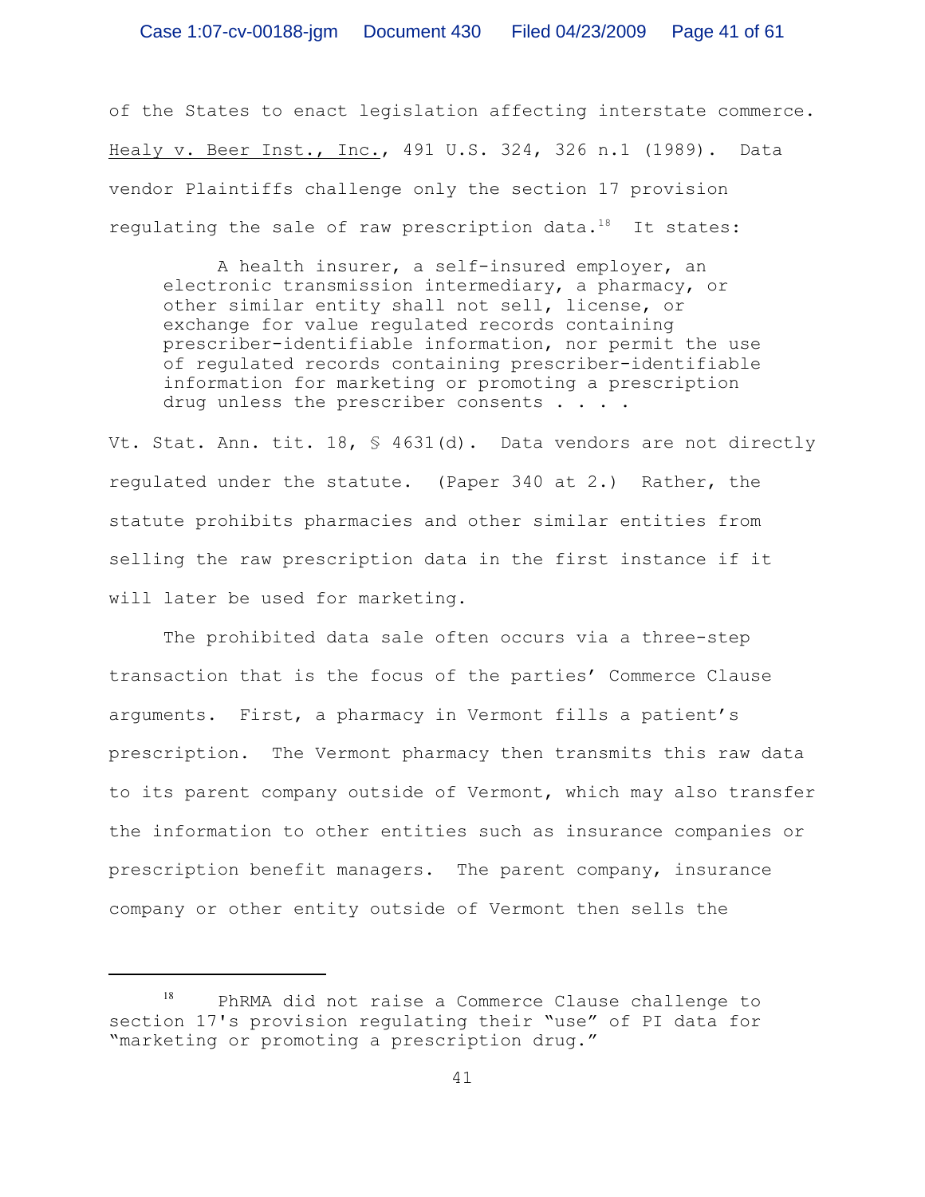of the States to enact legislation affecting interstate commerce. Healy v. Beer Inst., Inc., 491 U.S. 324, 326 n.1 (1989). Data vendor Plaintiffs challenge only the section 17 provision regulating the sale of raw prescription data.[18] It states:

> A health insurer, a self-insured employer, an electronic transmission intermediary, a pharmacy, or other similar entity shall not sell, license, or exchange for value regulated records containing prescriber-identifiable information, nor permit the use of regulated records containing prescriber-identifiable information for marketing or promoting a prescription drug unless the prescriber consents . . . .

Vt. Stat. Ann. tit. 18, § 4631(d). Data vendors are not directly regulated under the statute. (Paper 340 at 2.) Rather, the statute prohibits pharmacies and other similar entities from selling the raw prescription data in the first instance if it will later be used for marketing.

The prohibited data sale often occurs via a three-step transaction that is the focus of the parties' Commerce Clause arguments. First, a pharmacy in Vermont fills a patient's prescription. The Vermont pharmacy then transmits this raw data to its parent company outside of Vermont, which may also transfer the information to other entities such as insurance companies or prescription benefit managers. The parent company, insurance company or other entity outside of Vermont then sells the

---

[18] PhRMA did not raise a Commerce Clause challenge to section 17's provision regulating their "use" of PI data for "marketing or promoting a prescription drug."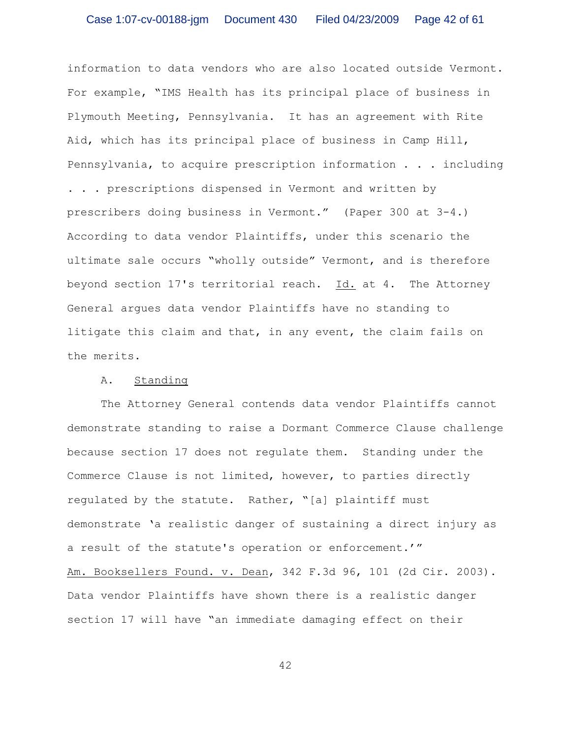information to data vendors who are also located outside Vermont. For example, "IMS Health has its principal place of business in Plymouth Meeting, Pennsylvania. It has an agreement with Rite Aid, which has its principal place of business in Camp Hill, Pennsylvania, to acquire prescription information . . . including . . . prescriptions dispensed in Vermont and written by prescribers doing business in Vermont." (Paper 300 at 3-4.) According to data vendor Plaintiffs, under this scenario the ultimate sale occurs "wholly outside" Vermont, and is therefore beyond section 17's territorial reach. Id. at 4. The Attorney General argues data vendor Plaintiffs have no standing to litigate this claim and that, in any event, the claim fails on the merits.

A. Standing

The Attorney General contends data vendor Plaintiffs cannot demonstrate standing to raise a Dormant Commerce Clause challenge because section 17 does not regulate them. Standing under the Commerce Clause is not limited, however, to parties directly regulated by the statute. Rather, "[a] plaintiff must demonstrate 'a realistic danger of sustaining a direct injury as a result of the statute's operation or enforcement.'" Am. Booksellers Found. v. Dean, 342 F.3d 96, 101 (2d Cir. 2003). Data vendor Plaintiffs have shown there is a realistic danger section 17 will have "an immediate damaging effect on their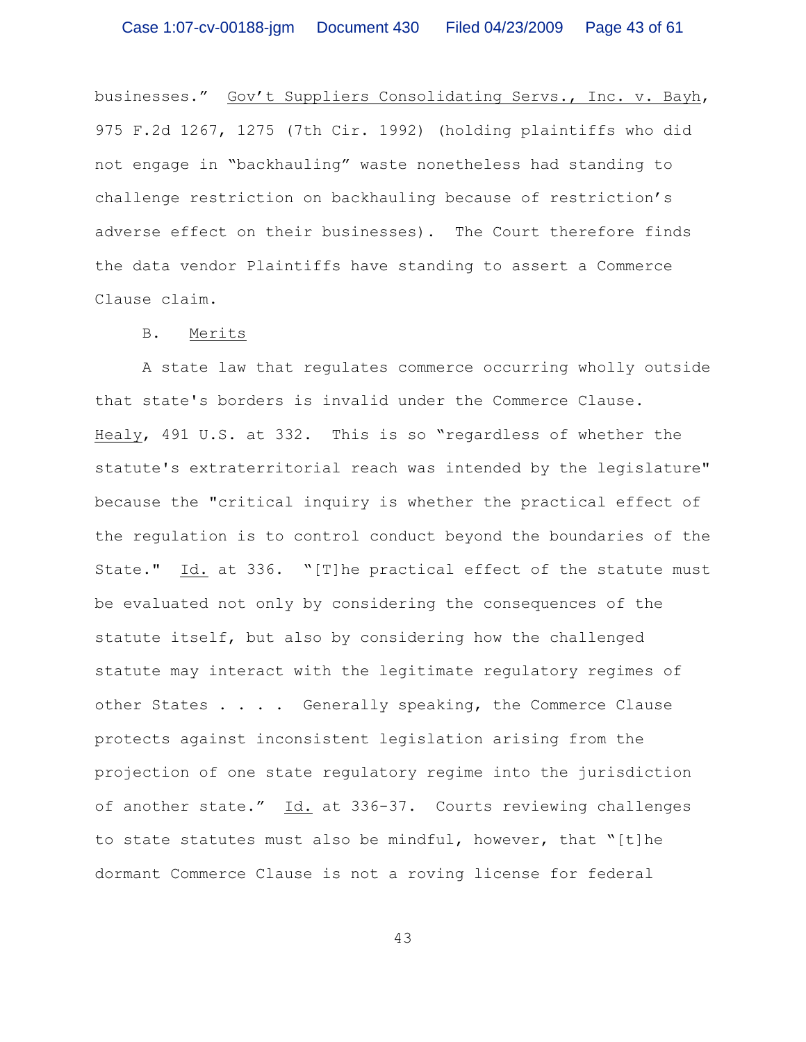businesses." _Gov't Suppliers Consolidating Servs., Inc. v. Bayh_, 975 F.2d 1267, 1275 (7th Cir. 1992) (holding plaintiffs who did not engage in "backhauling" waste nonetheless had standing to challenge restriction on backhauling because of restriction's adverse effect on their businesses). The Court therefore finds the data vendor Plaintiffs have standing to assert a Commerce Clause claim.

B. Merits

A state law that regulates commerce occurring wholly outside that state's borders is invalid under the Commerce Clause. _Healy_, 491 U.S. at 332. This is so "regardless of whether the statute's extraterritorial reach was intended by the legislature" because the "critical inquiry is whether the practical effect of the regulation is to control conduct beyond the boundaries of the State." _Id._ at 336. "[T]he practical effect of the statute must be evaluated not only by considering the consequences of the statute itself, but also by considering how the challenged statute may interact with the legitimate regulatory regimes of other States . . . . Generally speaking, the Commerce Clause protects against inconsistent legislation arising from the projection of one state regulatory regime into the jurisdiction of another state." _Id._ at 336-37. Courts reviewing challenges to state statutes must also be mindful, however, that "[t]he dormant Commerce Clause is not a roving license for federal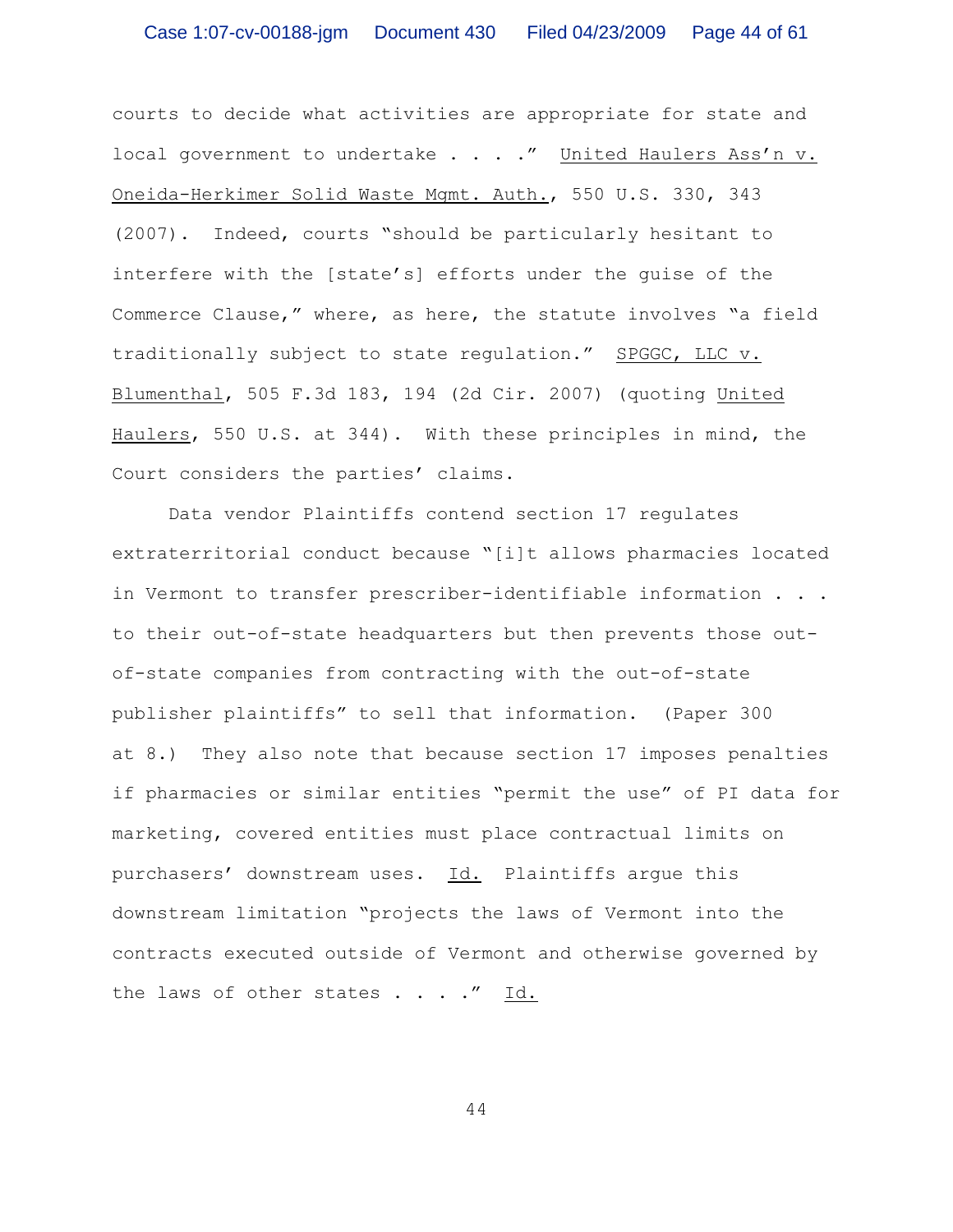courts to decide what activities are appropriate for state and local government to undertake . . . ." United Haulers Ass'n v. Oneida-Herkimer Solid Waste Mgmt. Auth., 550 U.S. 330, 343 (2007). Indeed, courts "should be particularly hesitant to interfere with the [state's] efforts under the guise of the Commerce Clause," where, as here, the statute involves "a field traditionally subject to state regulation." SPGGC, LLC v. Blumenthal, 505 F.3d 183, 194 (2d Cir. 2007) (quoting United Haulers, 550 U.S. at 344). With these principles in mind, the Court considers the parties' claims.

Data vendor Plaintiffs contend section 17 regulates extraterritorial conduct because "[i]t allows pharmacies located in Vermont to transfer prescriber-identifiable information . . . to their out-of-state headquarters but then prevents those out-of-state companies from contracting with the out-of-state publisher plaintiffs" to sell that information. (Paper 300 at 8.) They also note that because section 17 imposes penalties if pharmacies or similar entities "permit the use" of PI data for marketing, covered entities must place contractual limits on purchasers' downstream uses. Id. Plaintiffs argue this downstream limitation "projects the laws of Vermont into the contracts executed outside of Vermont and otherwise governed by the laws of other states . . . ." Id.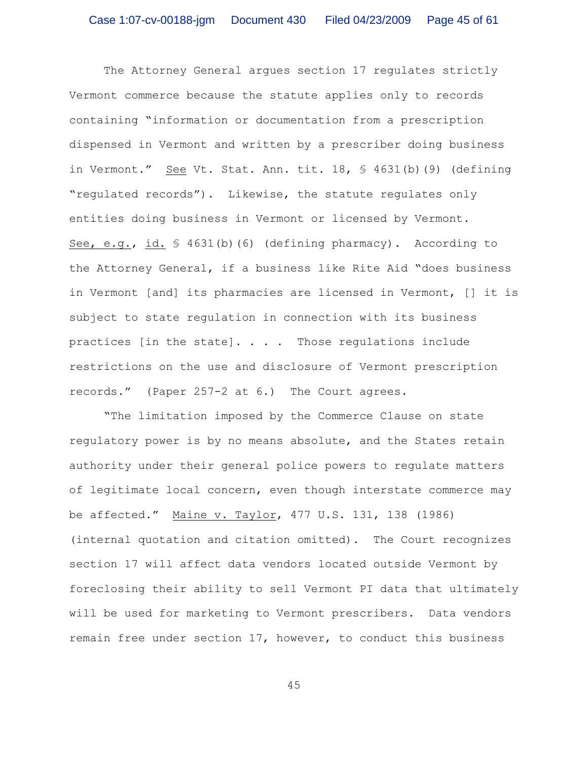The Attorney General argues section 17 regulates strictly Vermont commerce because the statute applies only to records containing "information or documentation from a prescription dispensed in Vermont and written by a prescriber doing business in Vermont." See Vt. Stat. Ann. tit. 18, § 4631(b)(9) (defining "regulated records"). Likewise, the statute regulates only entities doing business in Vermont or licensed by Vermont. See, e.g., id. § 4631(b)(6) (defining pharmacy). According to the Attorney General, if a business like Rite Aid "does business in Vermont [and] its pharmacies are licensed in Vermont, [] it is subject to state regulation in connection with its business practices [in the state]. . . . Those regulations include restrictions on the use and disclosure of Vermont prescription records." (Paper 257-2 at 6.) The Court agrees.

"The limitation imposed by the Commerce Clause on state regulatory power is by no means absolute, and the States retain authority under their general police powers to regulate matters of legitimate local concern, even though interstate commerce may be affected." Maine v. Taylor, 477 U.S. 131, 138 (1986) (internal quotation and citation omitted). The Court recognizes section 17 will affect data vendors located outside Vermont by foreclosing their ability to sell Vermont PI data that ultimately will be used for marketing to Vermont prescribers. Data vendors remain free under section 17, however, to conduct this business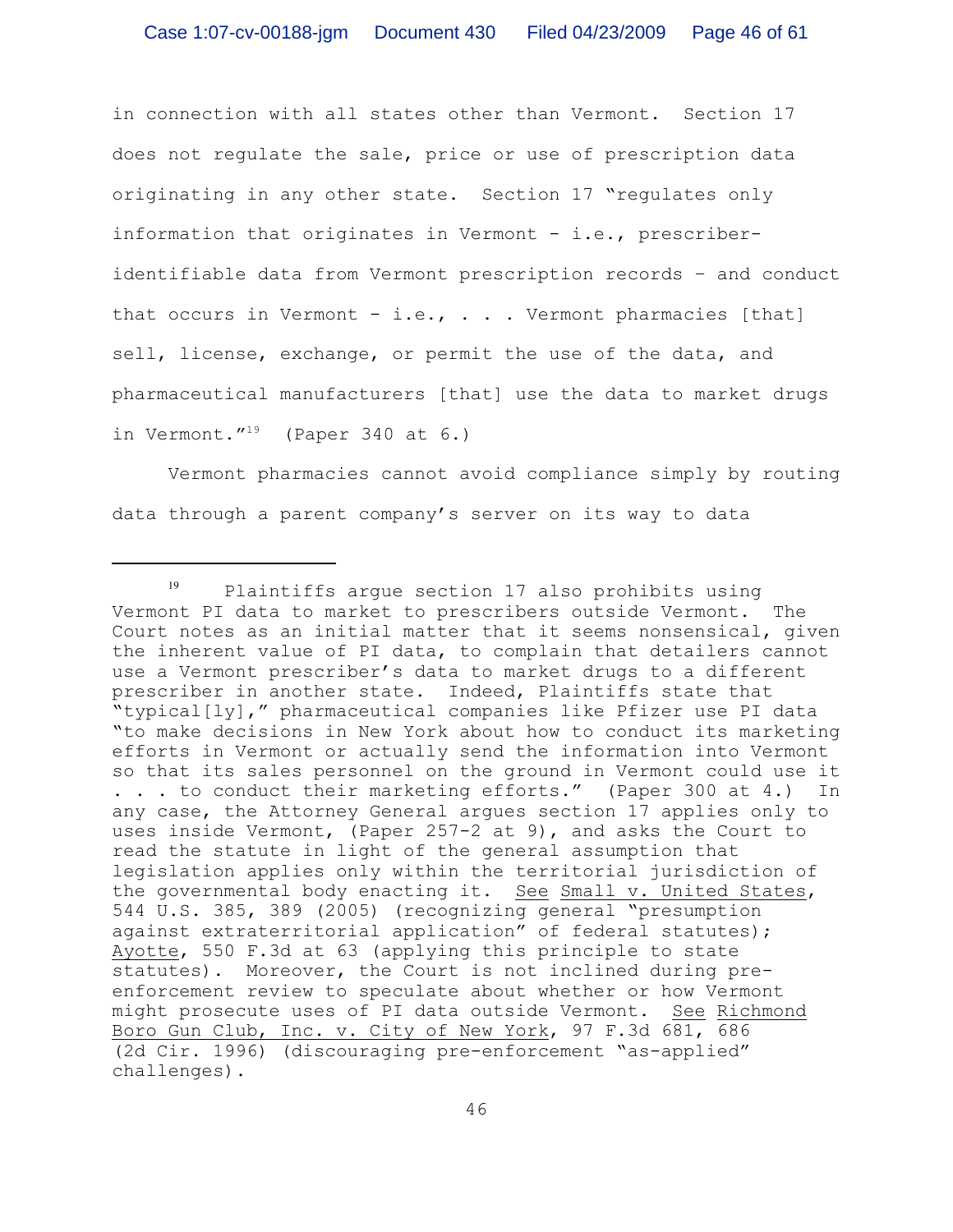in connection with all states other than Vermont. Section 17 does not regulate the sale, price or use of prescription data originating in any other state. Section 17 "regulates only information that originates in Vermont - i.e., prescriber-identifiable data from Vermont prescription records – and conduct that occurs in Vermont - i.e., . . . Vermont pharmacies [that] sell, license, exchange, or permit the use of the data, and pharmaceutical manufacturers [that] use the data to market drugs in Vermont."[19] (Paper 340 at 6.)

Vermont pharmacies cannot avoid compliance simply by routing data through a parent company's server on its way to data

---

[19] Plaintiffs argue section 17 also prohibits using Vermont PI data to market to prescribers outside Vermont. The Court notes as an initial matter that it seems nonsensical, given the inherent value of PI data, to complain that detailers cannot use a Vermont prescriber's data to market drugs to a different prescriber in another state. Indeed, Plaintiffs state that "typical[ly]," pharmaceutical companies like Pfizer use PI data "to make decisions in New York about how to conduct its marketing efforts in Vermont or actually send the information into Vermont so that its sales personnel on the ground in Vermont could use it . . . to conduct their marketing efforts." (Paper 300 at 4.) In any case, the Attorney General argues section 17 applies only to uses inside Vermont, (Paper 257-2 at 9), and asks the Court to read the statute in light of the general assumption that legislation applies only within the territorial jurisdiction of the governmental body enacting it. See Small v. United States, 544 U.S. 385, 389 (2005) (recognizing general "presumption against extraterritorial application" of federal statutes); Ayotte, 550 F.3d at 63 (applying this principle to state statutes). Moreover, the Court is not inclined during pre-enforcement review to speculate about whether or how Vermont might prosecute uses of PI data outside Vermont. See Richmond Boro Gun Club, Inc. v. City of New York, 97 F.3d 681, 686 (2d Cir. 1996) (discouraging pre-enforcement "as-applied" challenges).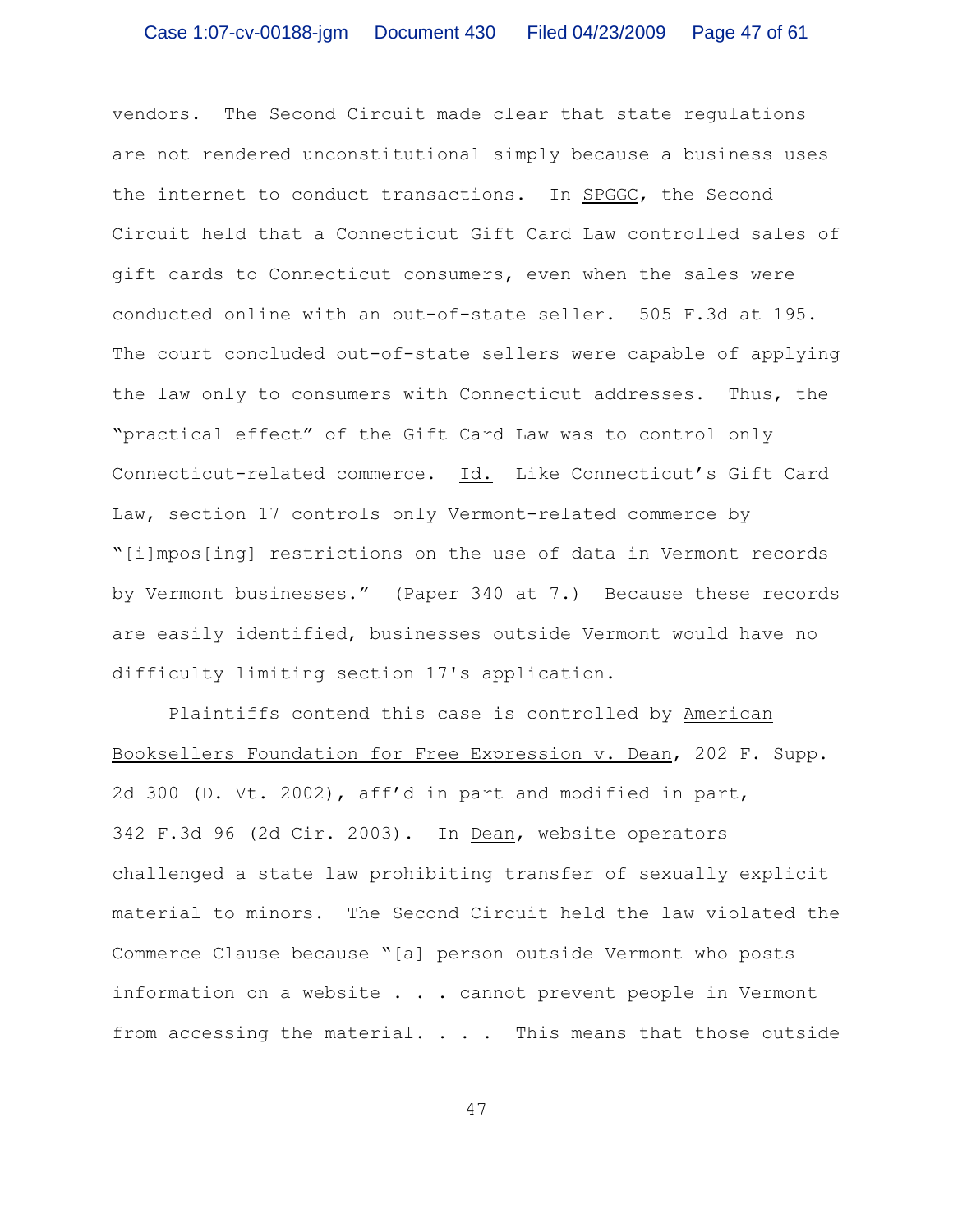vendors. The Second Circuit made clear that state regulations are not rendered unconstitutional simply because a business uses the internet to conduct transactions. In SPGGC, the Second Circuit held that a Connecticut Gift Card Law controlled sales of gift cards to Connecticut consumers, even when the sales were conducted online with an out-of-state seller. 505 F.3d at 195. The court concluded out-of-state sellers were capable of applying the law only to consumers with Connecticut addresses. Thus, the "practical effect" of the Gift Card Law was to control only Connecticut-related commerce. Id. Like Connecticut's Gift Card Law, section 17 controls only Vermont-related commerce by "[i]mpos[ing] restrictions on the use of data in Vermont records by Vermont businesses." (Paper 340 at 7.) Because these records are easily identified, businesses outside Vermont would have no difficulty limiting section 17's application.

Plaintiffs contend this case is controlled by American Booksellers Foundation for Free Expression v. Dean, 202 F. Supp. 2d 300 (D. Vt. 2002), aff'd in part and modified in part, 342 F.3d 96 (2d Cir. 2003). In Dean, website operators challenged a state law prohibiting transfer of sexually explicit material to minors. The Second Circuit held the law violated the Commerce Clause because "[a] person outside Vermont who posts information on a website . . . cannot prevent people in Vermont from accessing the material. . . . This means that those outside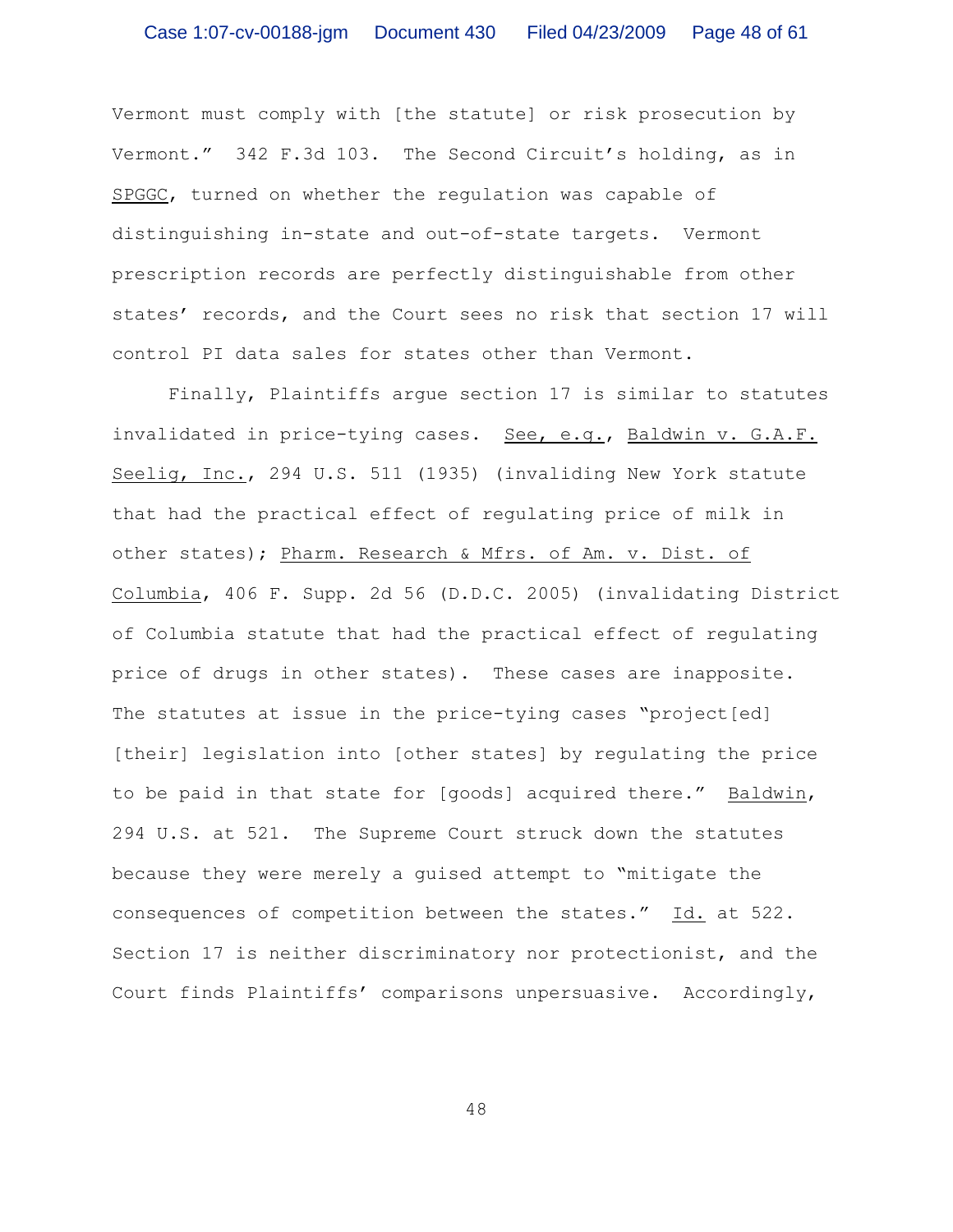Vermont must comply with [the statute] or risk prosecution by Vermont." 342 F.3d 103. The Second Circuit's holding, as in SPGGC, turned on whether the regulation was capable of distinguishing in-state and out-of-state targets. Vermont prescription records are perfectly distinguishable from other states' records, and the Court sees no risk that section 17 will control PI data sales for states other than Vermont.

Finally, Plaintiffs argue section 17 is similar to statutes invalidated in price-tying cases. See, e.g., Baldwin v. G.A.F. Seelig, Inc., 294 U.S. 511 (1935) (invaliding New York statute that had the practical effect of regulating price of milk in other states); Pharm. Research & Mfrs. of Am. v. Dist. of Columbia, 406 F. Supp. 2d 56 (D.D.C. 2005) (invalidating District of Columbia statute that had the practical effect of regulating price of drugs in other states). These cases are inapposite. The statutes at issue in the price-tying cases "project[ed] [their] legislation into [other states] by regulating the price to be paid in that state for [goods] acquired there." Baldwin, 294 U.S. at 521. The Supreme Court struck down the statutes because they were merely a guised attempt to "mitigate the consequences of competition between the states." Id. at 522. Section 17 is neither discriminatory nor protectionist, and the Court finds Plaintiffs' comparisons unpersuasive. Accordingly,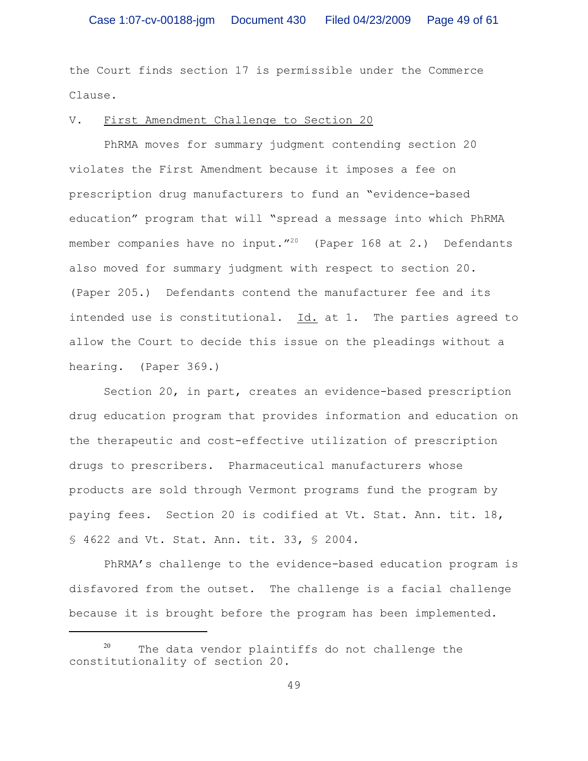the Court finds section 17 is permissible under the Commerce Clause.

## V. First Amendment Challenge to Section 20

PhRMA moves for summary judgment contending section 20 violates the First Amendment because it imposes a fee on prescription drug manufacturers to fund an "evidence-based education" program that will "spread a message into which PhRMA member companies have no input."[20] (Paper 168 at 2.) Defendants also moved for summary judgment with respect to section 20. (Paper 205.) Defendants contend the manufacturer fee and its intended use is constitutional. Id. at 1. The parties agreed to allow the Court to decide this issue on the pleadings without a hearing. (Paper 369.)

Section 20, in part, creates an evidence-based prescription drug education program that provides information and education on the therapeutic and cost-effective utilization of prescription drugs to prescribers. Pharmaceutical manufacturers whose products are sold through Vermont programs fund the program by paying fees. Section 20 is codified at Vt. Stat. Ann. tit. 18, § 4622 and Vt. Stat. Ann. tit. 33, § 2004.

PhRMA's challenge to the evidence-based education program is disfavored from the outset. The challenge is a facial challenge because it is brought before the program has been implemented.

---

[20] The data vendor plaintiffs do not challenge the constitutionality of section 20.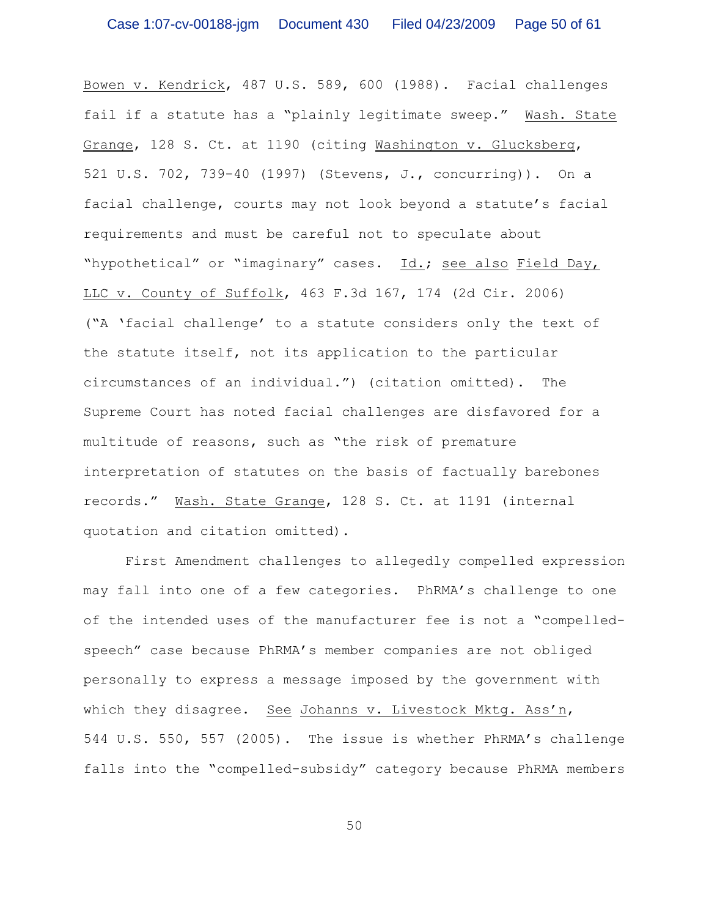Bowen v. Kendrick, 487 U.S. 589, 600 (1988). Facial challenges fail if a statute has a "plainly legitimate sweep." Wash. State Grange, 128 S. Ct. at 1190 (citing Washington v. Glucksberg, 521 U.S. 702, 739-40 (1997) (Stevens, J., concurring)). On a facial challenge, courts may not look beyond a statute's facial requirements and must be careful not to speculate about "hypothetical" or "imaginary" cases. Id.; see also Field Day, LLC v. County of Suffolk, 463 F.3d 167, 174 (2d Cir. 2006) ("A 'facial challenge' to a statute considers only the text of the statute itself, not its application to the particular circumstances of an individual.") (citation omitted). The Supreme Court has noted facial challenges are disfavored for a multitude of reasons, such as "the risk of premature interpretation of statutes on the basis of factually barebones records." Wash. State Grange, 128 S. Ct. at 1191 (internal quotation and citation omitted).

First Amendment challenges to allegedly compelled expression may fall into one of a few categories. PhRMA's challenge to one of the intended uses of the manufacturer fee is not a "compelled-speech" case because PhRMA's member companies are not obliged personally to express a message imposed by the government with which they disagree. See Johanns v. Livestock Mktg. Ass'n, 544 U.S. 550, 557 (2005). The issue is whether PhRMA's challenge falls into the "compelled-subsidy" category because PhRMA members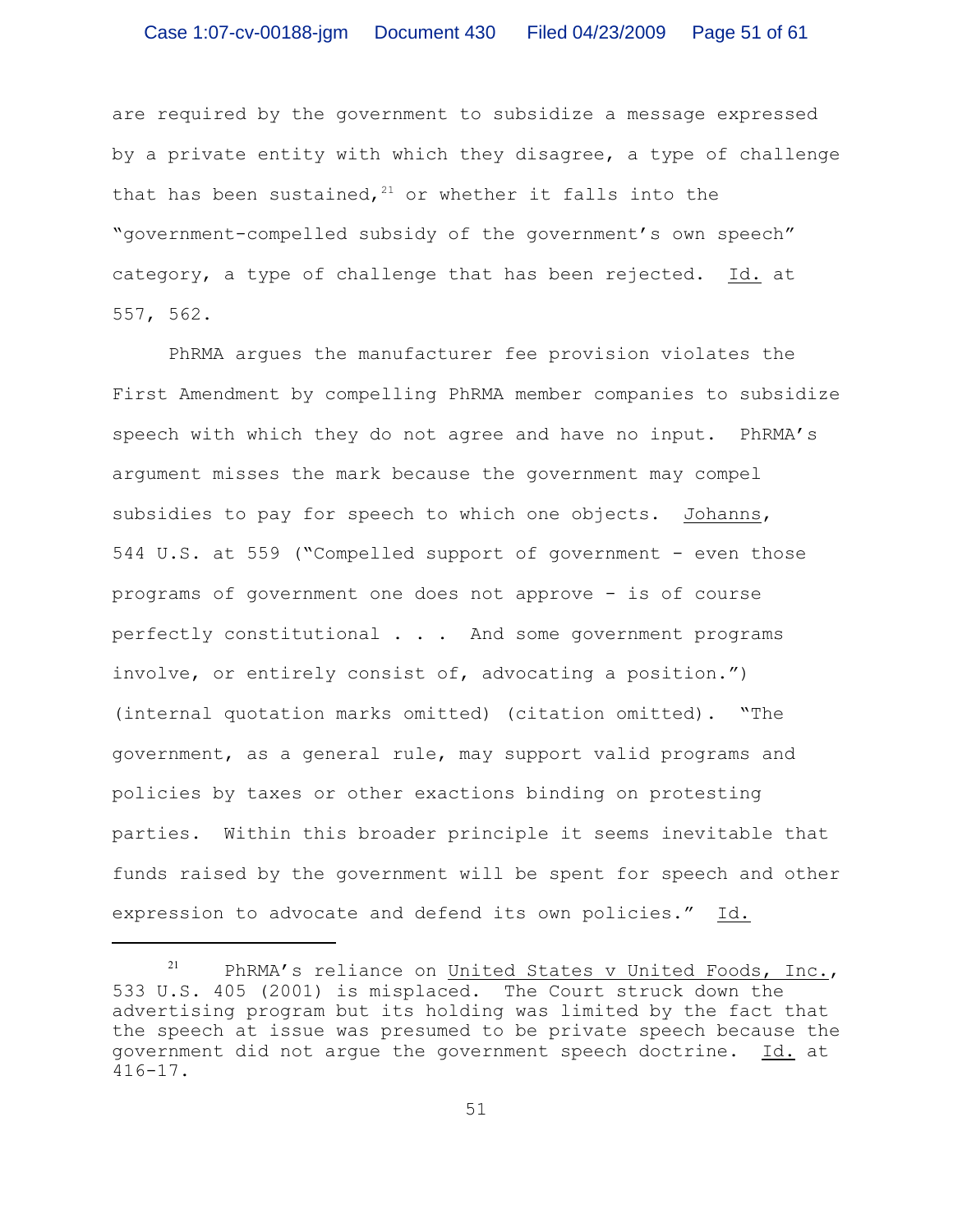are required by the government to subsidize a message expressed by a private entity with which they disagree, a type of challenge that has been sustained,[21] or whether it falls into the "government-compelled subsidy of the government's own speech" category, a type of challenge that has been rejected. Id. at 557, 562.

PhRMA argues the manufacturer fee provision violates the First Amendment by compelling PhRMA member companies to subsidize speech with which they do not agree and have no input. PhRMA's argument misses the mark because the government may compel subsidies to pay for speech to which one objects. Johanns, 544 U.S. at 559 ("Compelled support of government - even those programs of government one does not approve - is of course perfectly constitutional . . . And some government programs involve, or entirely consist of, advocating a position.") (internal quotation marks omitted) (citation omitted). "The government, as a general rule, may support valid programs and policies by taxes or other exactions binding on protesting parties. Within this broader principle it seems inevitable that funds raised by the government will be spent for speech and other expression to advocate and defend its own policies." Id.

---

[21] PhRMA's reliance on United States v United Foods, Inc., 533 U.S. 405 (2001) is misplaced. The Court struck down the advertising program but its holding was limited by the fact that the speech at issue was presumed to be private speech because the government did not argue the government speech doctrine. Id. at 416-17.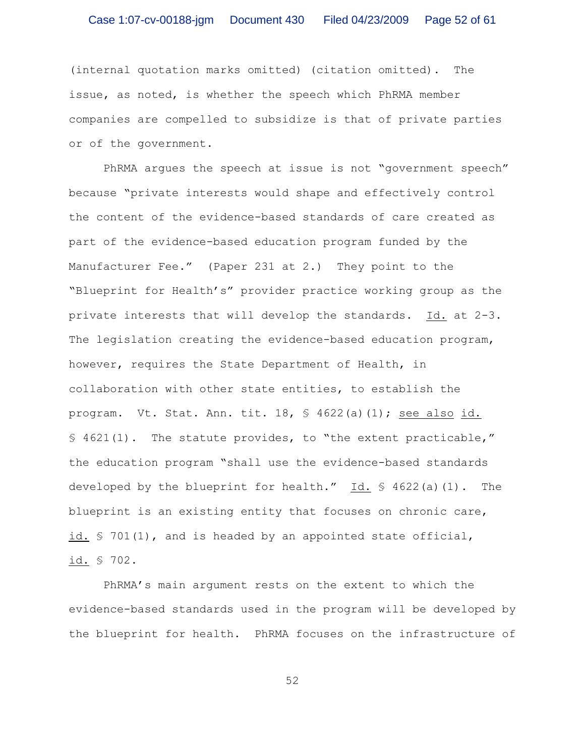(internal quotation marks omitted) (citation omitted). The issue, as noted, is whether the speech which PhRMA member companies are compelled to subsidize is that of private parties or of the government.

PhRMA argues the speech at issue is not "government speech" because "private interests would shape and effectively control the content of the evidence-based standards of care created as part of the evidence-based education program funded by the Manufacturer Fee." (Paper 231 at 2.) They point to the "Blueprint for Health's" provider practice working group as the private interests that will develop the standards. Id. at 2-3. The legislation creating the evidence-based education program, however, requires the State Department of Health, in collaboration with other state entities, to establish the program. Vt. Stat. Ann. tit. 18, § 4622(a)(1); see also id. § 4621(1). The statute provides, to "the extent practicable," the education program "shall use the evidence-based standards developed by the blueprint for health." Id. § 4622(a)(1). The blueprint is an existing entity that focuses on chronic care, id. § 701(1), and is headed by an appointed state official, id. § 702.

PhRMA's main argument rests on the extent to which the evidence-based standards used in the program will be developed by the blueprint for health. PhRMA focuses on the infrastructure of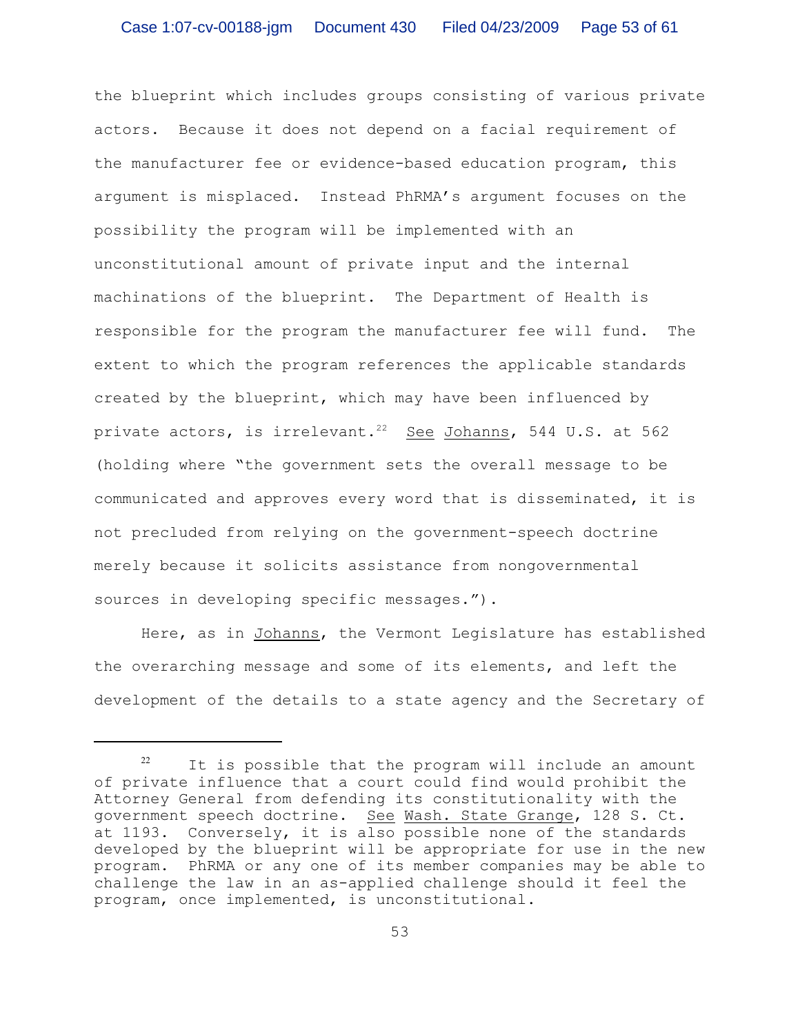the blueprint which includes groups consisting of various private actors. Because it does not depend on a facial requirement of the manufacturer fee or evidence-based education program, this argument is misplaced. Instead PhRMA's argument focuses on the possibility the program will be implemented with an unconstitutional amount of private input and the internal machinations of the blueprint. The Department of Health is responsible for the program the manufacturer fee will fund. The extent to which the program references the applicable standards created by the blueprint, which may have been influenced by private actors, is irrelevant.[22] See Johanns, 544 U.S. at 562 (holding where "the government sets the overall message to be communicated and approves every word that is disseminated, it is not precluded from relying on the government-speech doctrine merely because it solicits assistance from nongovernmental sources in developing specific messages.").

Here, as in Johanns, the Vermont Legislature has established the overarching message and some of its elements, and left the development of the details to a state agency and the Secretary of

---

[22] It is possible that the program will include an amount of private influence that a court could find would prohibit the Attorney General from defending its constitutionality with the government speech doctrine. See Wash. State Grange, 128 S. Ct. at 1193. Conversely, it is also possible none of the standards developed by the blueprint will be appropriate for use in the new program. PhRMA or any one of its member companies may be able to challenge the law in an as-applied challenge should it feel the program, once implemented, is unconstitutional.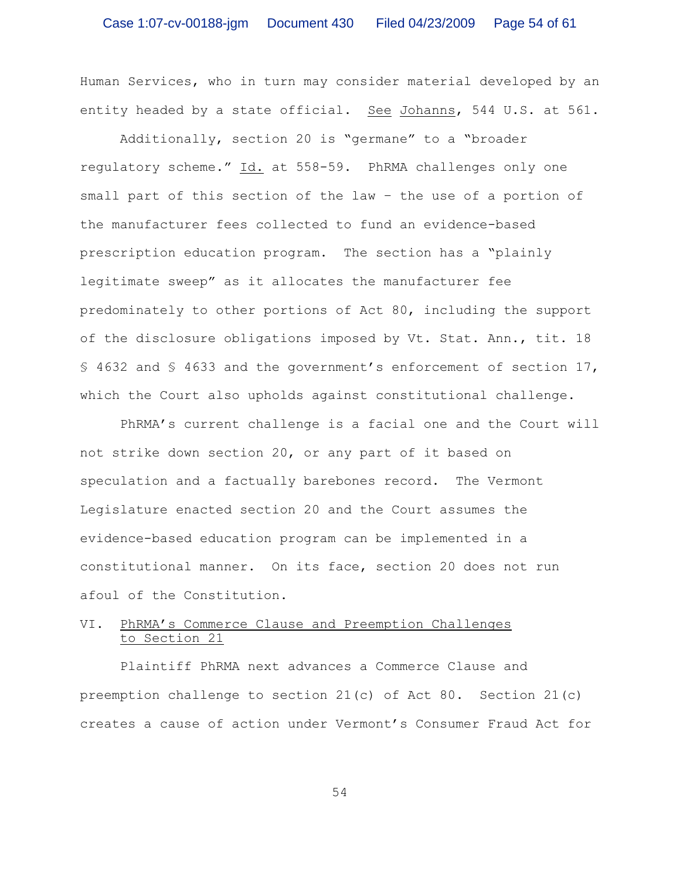Human Services, who in turn may consider material developed by an entity headed by a state official. See Johanns, 544 U.S. at 561.

Additionally, section 20 is "germane" to a "broader regulatory scheme." Id. at 558-59. PhRMA challenges only one small part of this section of the law – the use of a portion of the manufacturer fees collected to fund an evidence-based prescription education program. The section has a "plainly legitimate sweep" as it allocates the manufacturer fee predominately to other portions of Act 80, including the support of the disclosure obligations imposed by Vt. Stat. Ann., tit. 18 § 4632 and § 4633 and the government's enforcement of section 17, which the Court also upholds against constitutional challenge.

PhRMA's current challenge is a facial one and the Court will not strike down section 20, or any part of it based on speculation and a factually barebones record. The Vermont Legislature enacted section 20 and the Court assumes the evidence-based education program can be implemented in a constitutional manner. On its face, section 20 does not run afoul of the Constitution.

## VI. PhRMA's Commerce Clause and Preemption Challenges to Section 21

Plaintiff PhRMA next advances a Commerce Clause and preemption challenge to section 21(c) of Act 80. Section 21(c) creates a cause of action under Vermont's Consumer Fraud Act for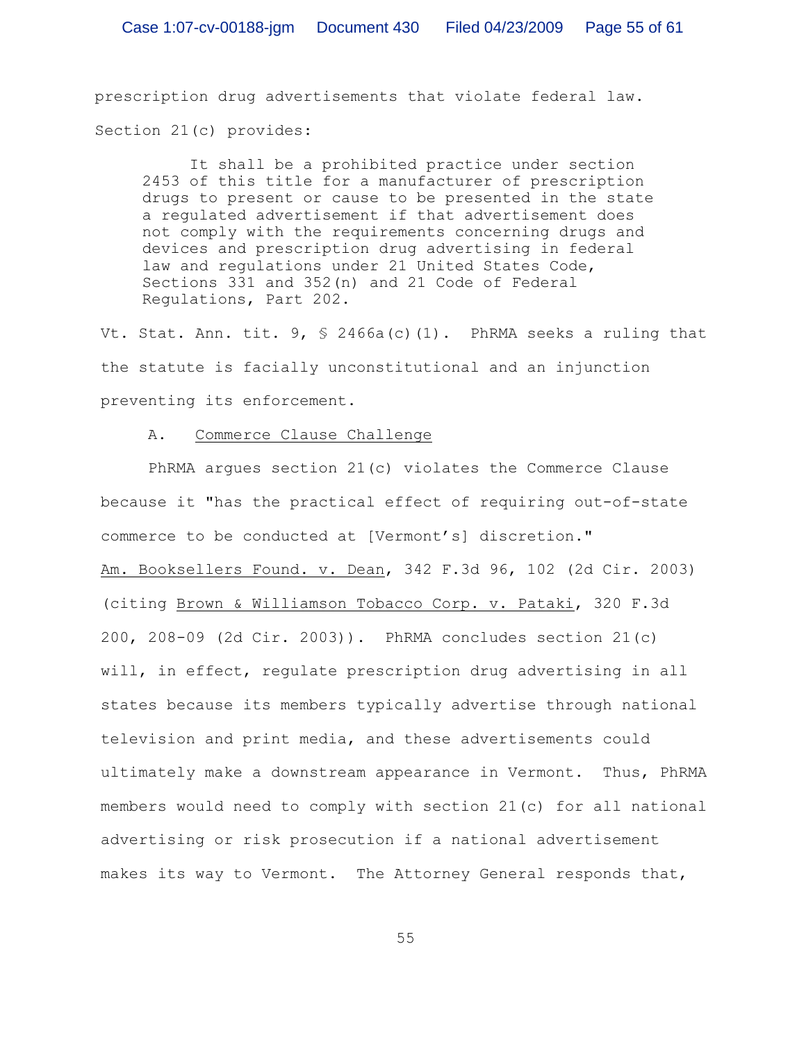prescription drug advertisements that violate federal law. Section 21(c) provides:

> It shall be a prohibited practice under section 2453 of this title for a manufacturer of prescription drugs to present or cause to be presented in the state a regulated advertisement if that advertisement does not comply with the requirements concerning drugs and devices and prescription drug advertising in federal law and regulations under 21 United States Code, Sections 331 and 352(n) and 21 Code of Federal Regulations, Part 202.

Vt. Stat. Ann. tit. 9, § 2466a(c)(1). PhRMA seeks a ruling that the statute is facially unconstitutional and an injunction preventing its enforcement.

A. Commerce Clause Challenge

PhRMA argues section 21(c) violates the Commerce Clause because it "has the practical effect of requiring out-of-state commerce to be conducted at [Vermont's] discretion." Am. Booksellers Found. v. Dean, 342 F.3d 96, 102 (2d Cir. 2003) (citing Brown & Williamson Tobacco Corp. v. Pataki, 320 F.3d 200, 208-09 (2d Cir. 2003)). PhRMA concludes section 21(c) will, in effect, regulate prescription drug advertising in all states because its members typically advertise through national television and print media, and these advertisements could ultimately make a downstream appearance in Vermont. Thus, PhRMA members would need to comply with section 21(c) for all national advertising or risk prosecution if a national advertisement makes its way to Vermont. The Attorney General responds that,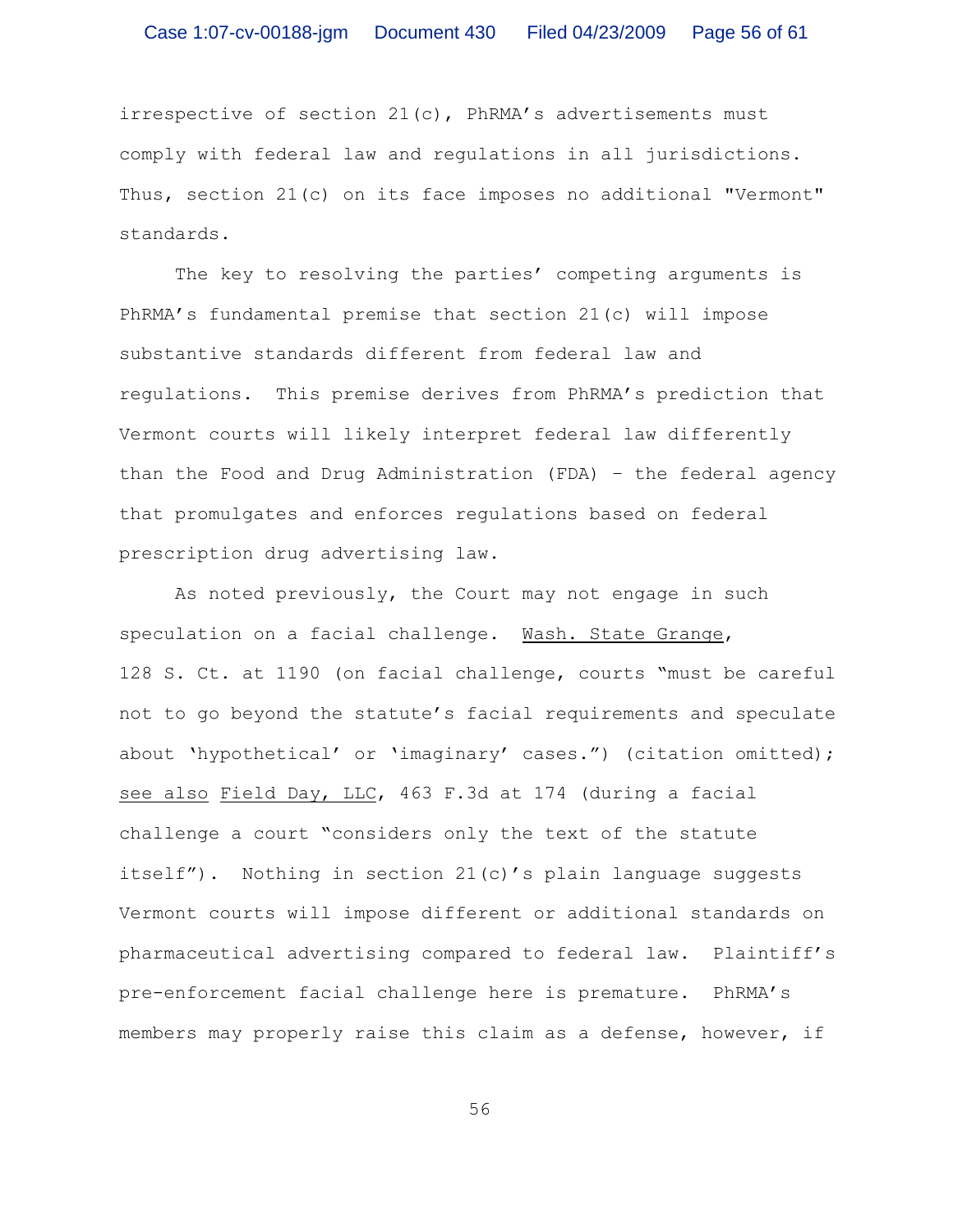irrespective of section 21(c), PhRMA's advertisements must comply with federal law and regulations in all jurisdictions. Thus, section 21(c) on its face imposes no additional "Vermont" standards.

The key to resolving the parties' competing arguments is PhRMA's fundamental premise that section 21(c) will impose substantive standards different from federal law and regulations. This premise derives from PhRMA's prediction that Vermont courts will likely interpret federal law differently than the Food and Drug Administration (FDA) – the federal agency that promulgates and enforces regulations based on federal prescription drug advertising law.

As noted previously, the Court may not engage in such speculation on a facial challenge. Wash. State Grange, 128 S. Ct. at 1190 (on facial challenge, courts "must be careful not to go beyond the statute's facial requirements and speculate about 'hypothetical' or 'imaginary' cases.") (citation omitted); see also Field Day, LLC, 463 F.3d at 174 (during a facial challenge a court "considers only the text of the statute itself"). Nothing in section 21(c)'s plain language suggests Vermont courts will impose different or additional standards on pharmaceutical advertising compared to federal law. Plaintiff's pre-enforcement facial challenge here is premature. PhRMA's members may properly raise this claim as a defense, however, if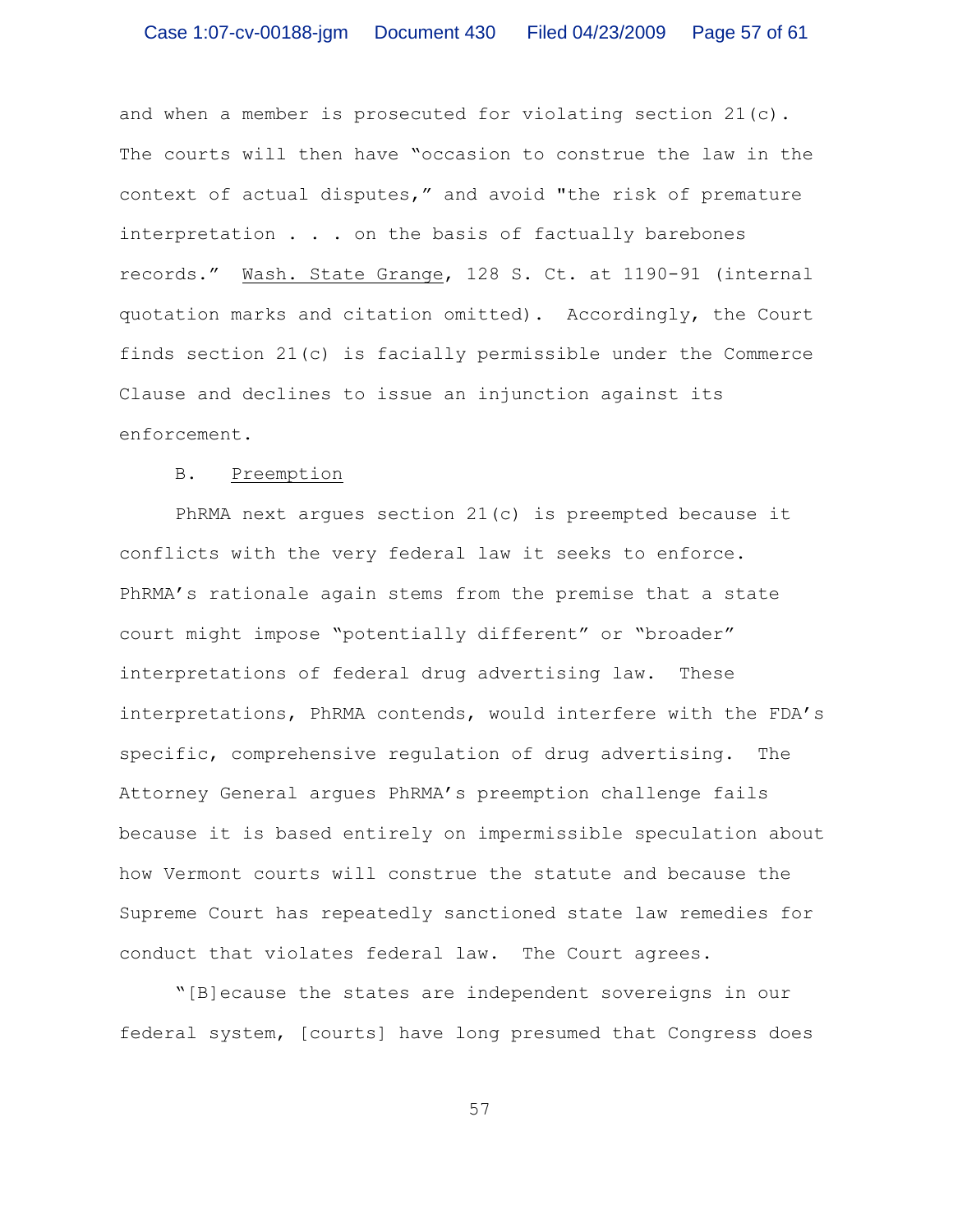and when a member is prosecuted for violating section 21(c). The courts will then have "occasion to construe the law in the context of actual disputes," and avoid "the risk of premature interpretation . . . on the basis of factually barebones records." Wash. State Grange, 128 S. Ct. at 1190-91 (internal quotation marks and citation omitted). Accordingly, the Court finds section 21(c) is facially permissible under the Commerce Clause and declines to issue an injunction against its enforcement.

B. Preemption

PhRMA next argues section 21(c) is preempted because it conflicts with the very federal law it seeks to enforce. PhRMA's rationale again stems from the premise that a state court might impose "potentially different" or "broader" interpretations of federal drug advertising law. These interpretations, PhRMA contends, would interfere with the FDA's specific, comprehensive regulation of drug advertising. The Attorney General argues PhRMA's preemption challenge fails because it is based entirely on impermissible speculation about how Vermont courts will construe the statute and because the Supreme Court has repeatedly sanctioned state law remedies for conduct that violates federal law. The Court agrees.

"[B]ecause the states are independent sovereigns in our federal system, [courts] have long presumed that Congress does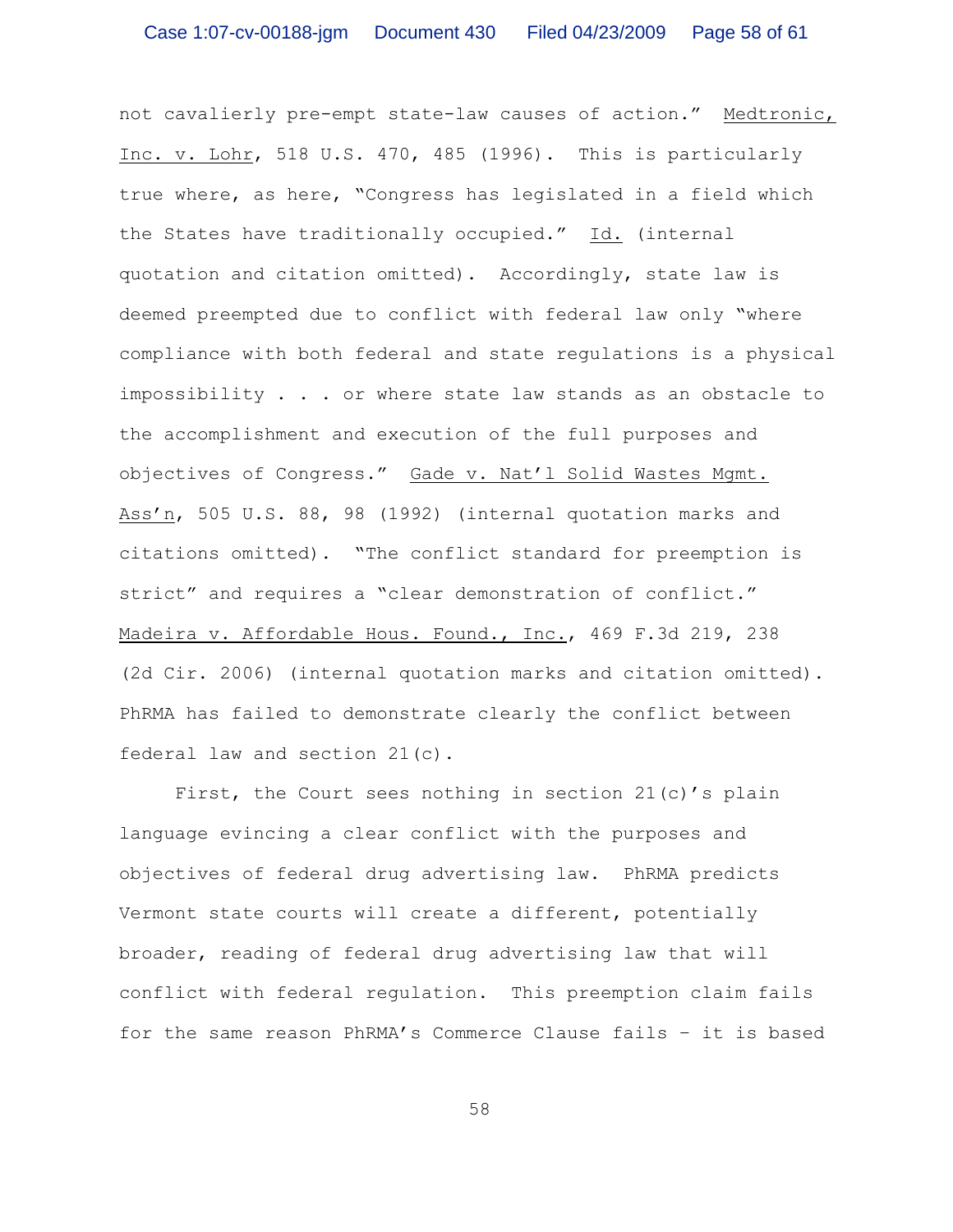not cavalierly pre-empt state-law causes of action." Medtronic, Inc. v. Lohr, 518 U.S. 470, 485 (1996). This is particularly true where, as here, "Congress has legislated in a field which the States have traditionally occupied." Id. (internal quotation and citation omitted). Accordingly, state law is deemed preempted due to conflict with federal law only "where compliance with both federal and state regulations is a physical impossibility . . . or where state law stands as an obstacle to the accomplishment and execution of the full purposes and objectives of Congress." Gade v. Nat'l Solid Wastes Mgmt. Ass'n, 505 U.S. 88, 98 (1992) (internal quotation marks and citations omitted). "The conflict standard for preemption is strict" and requires a "clear demonstration of conflict." Madeira v. Affordable Hous. Found., Inc., 469 F.3d 219, 238 (2d Cir. 2006) (internal quotation marks and citation omitted). PhRMA has failed to demonstrate clearly the conflict between federal law and section 21(c).

First, the Court sees nothing in section 21(c)'s plain language evincing a clear conflict with the purposes and objectives of federal drug advertising law. PhRMA predicts Vermont state courts will create a different, potentially broader, reading of federal drug advertising law that will conflict with federal regulation. This preemption claim fails for the same reason PhRMA's Commerce Clause fails – it is based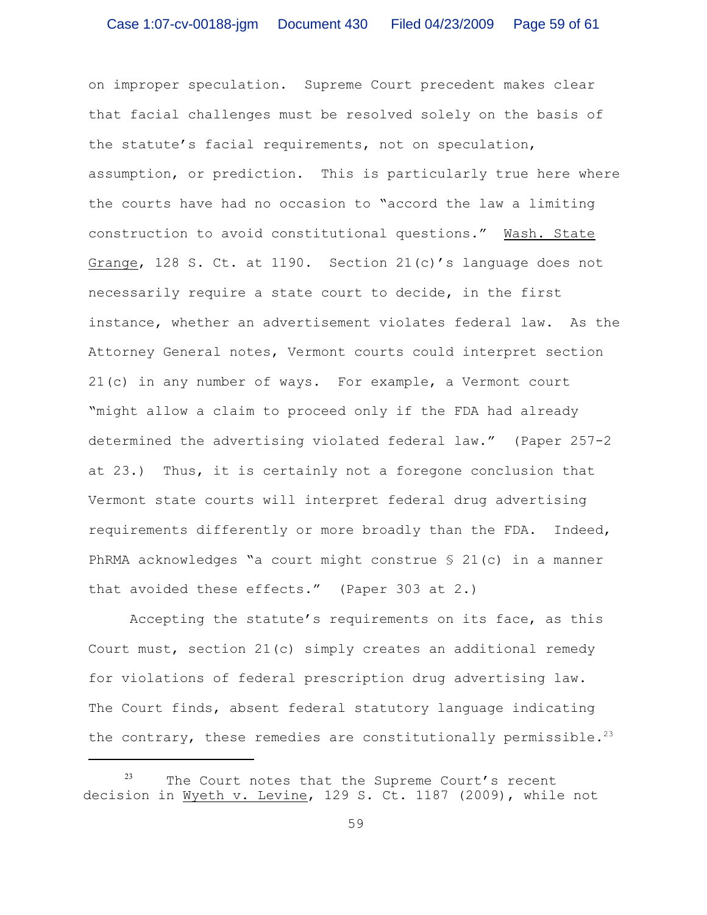on improper speculation. Supreme Court precedent makes clear that facial challenges must be resolved solely on the basis of the statute's facial requirements, not on speculation, assumption, or prediction. This is particularly true here where the courts have had no occasion to "accord the law a limiting construction to avoid constitutional questions." Wash. State Grange, 128 S. Ct. at 1190. Section 21(c)'s language does not necessarily require a state court to decide, in the first instance, whether an advertisement violates federal law. As the Attorney General notes, Vermont courts could interpret section 21(c) in any number of ways. For example, a Vermont court "might allow a claim to proceed only if the FDA had already determined the advertising violated federal law." (Paper 257-2 at 23.) Thus, it is certainly not a foregone conclusion that Vermont state courts will interpret federal drug advertising requirements differently or more broadly than the FDA. Indeed, PhRMA acknowledges "a court might construe § 21(c) in a manner that avoided these effects." (Paper 303 at 2.)

Accepting the statute's requirements on its face, as this Court must, section 21(c) simply creates an additional remedy for violations of federal prescription drug advertising law. The Court finds, absent federal statutory language indicating the contrary, these remedies are constitutionally permissible.[23]

---

[23] The Court notes that the Supreme Court's recent decision in Wyeth v. Levine, 129 S. Ct. 1187 (2009), while not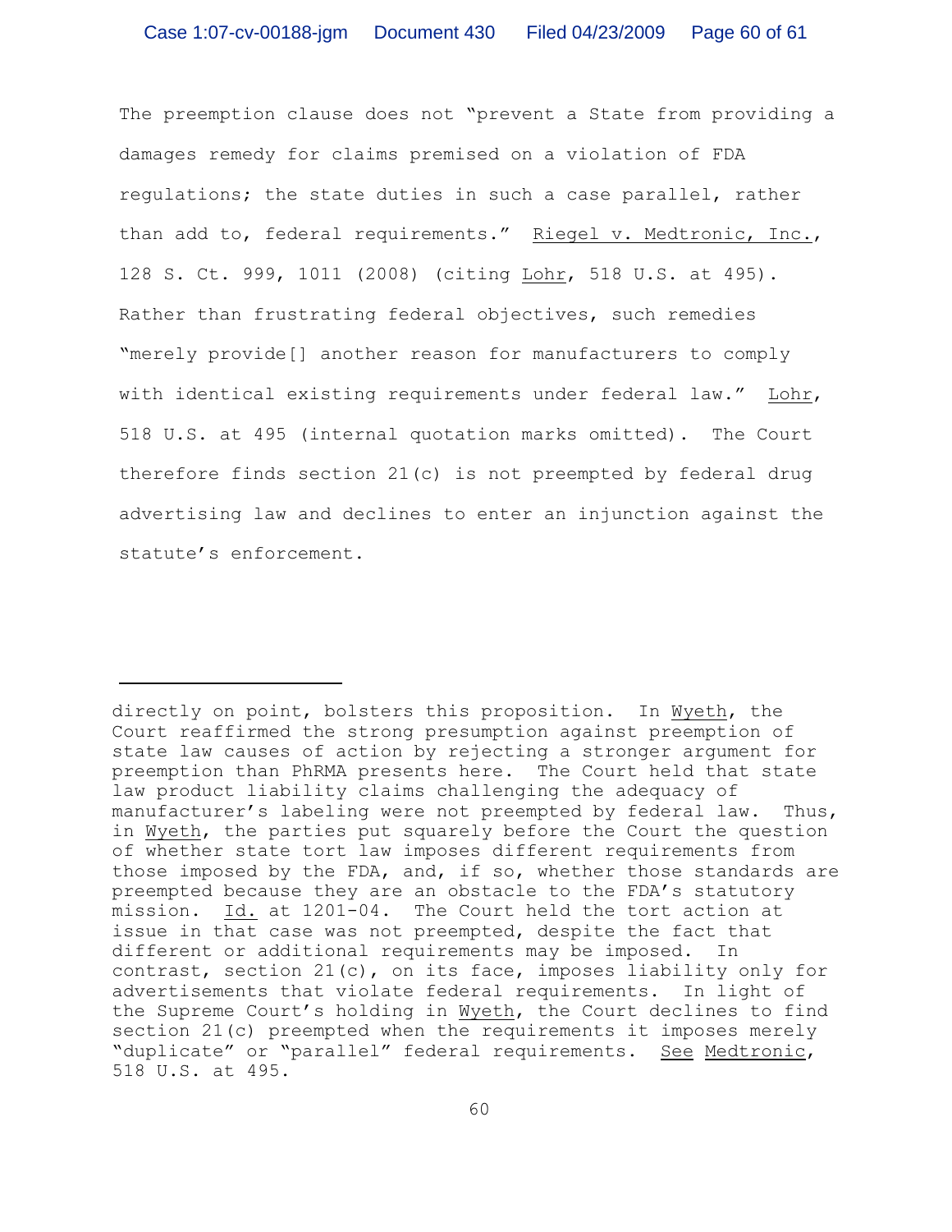The preemption clause does not "prevent a State from providing a damages remedy for claims premised on a violation of FDA regulations; the state duties in such a case parallel, rather than add to, federal requirements." Riegel v. Medtronic, Inc., 128 S. Ct. 999, 1011 (2008) (citing Lohr, 518 U.S. at 495). Rather than frustrating federal objectives, such remedies "merely provide[] another reason for manufacturers to comply with identical existing requirements under federal law." Lohr, 518 U.S. at 495 (internal quotation marks omitted). The Court therefore finds section 21(c) is not preempted by federal drug advertising law and declines to enter an injunction against the statute's enforcement.

---

directly on point, bolsters this proposition. In Wyeth, the Court reaffirmed the strong presumption against preemption of state law causes of action by rejecting a stronger argument for preemption than PhRMA presents here. The Court held that state law product liability claims challenging the adequacy of manufacturer's labeling were not preempted by federal law. Thus, in Wyeth, the parties put squarely before the Court the question of whether state tort law imposes different requirements from those imposed by the FDA, and, if so, whether those standards are preempted because they are an obstacle to the FDA's statutory mission. Id. at 1201-04. The Court held the tort action at issue in that case was not preempted, despite the fact that different or additional requirements may be imposed. In contrast, section 21(c), on its face, imposes liability only for advertisements that violate federal requirements. In light of the Supreme Court's holding in Wyeth, the Court declines to find section 21(c) preempted when the requirements it imposes merely "duplicate" or "parallel" federal requirements. See Medtronic, 518 U.S. at 495.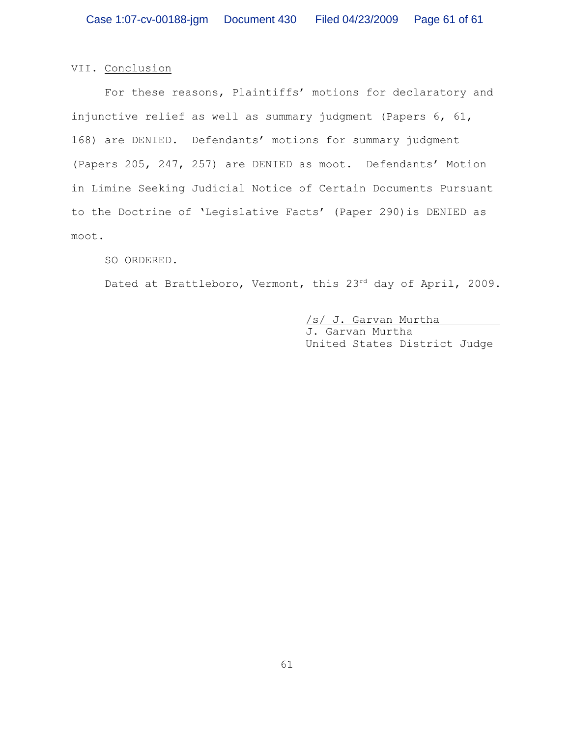## VII. Conclusion

For these reasons, Plaintiffs' motions for declaratory and injunctive relief as well as summary judgment (Papers 6, 61, 168) are DENIED. Defendants' motions for summary judgment (Papers 205, 247, 257) are DENIED as moot. Defendants' Motion in Limine Seeking Judicial Notice of Certain Documents Pursuant to the Doctrine of 'Legislative Facts' (Paper 290)is DENIED as moot.

SO ORDERED.

Dated at Brattleboro, Vermont, this 23rd day of April, 2009.

/s/ J. Garvan Murtha
J. Garvan Murtha
United States District Judge